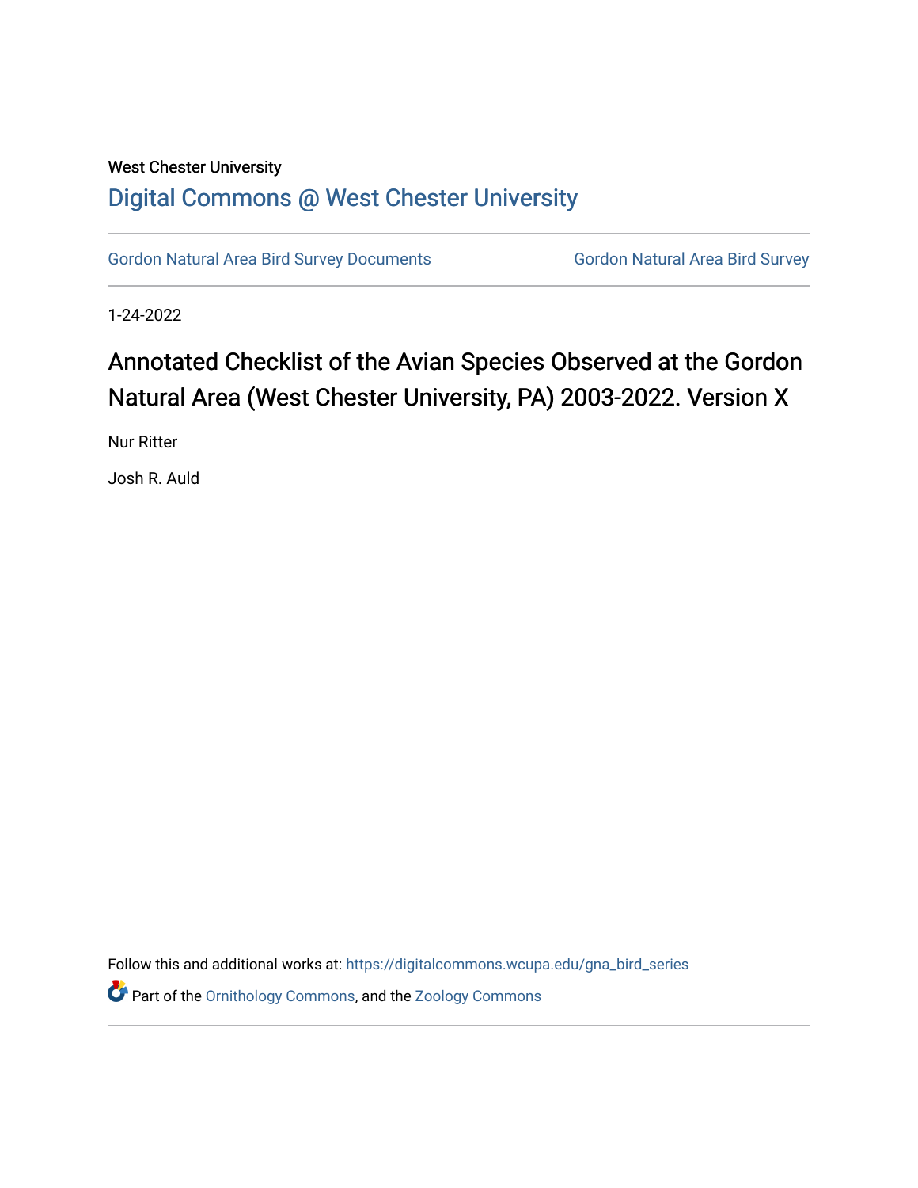West Chester University

## Digital Commons @ West Chester University

Gordon Natural Area Bird Survey Documents | Gordon Natural Area Bird Survey

1-24-2022

# Annotated Checklist of the Avian Species Observed at the Gordon Natural Area (West Chester University, PA) 2003-2022. Version X

Nur Ritter

Josh R. Auld

Follow this and additional works at: https://digitalcommons.wcupa.edu/gna_bird_series

Part of the Ornithology Commons, and the Zoology Commons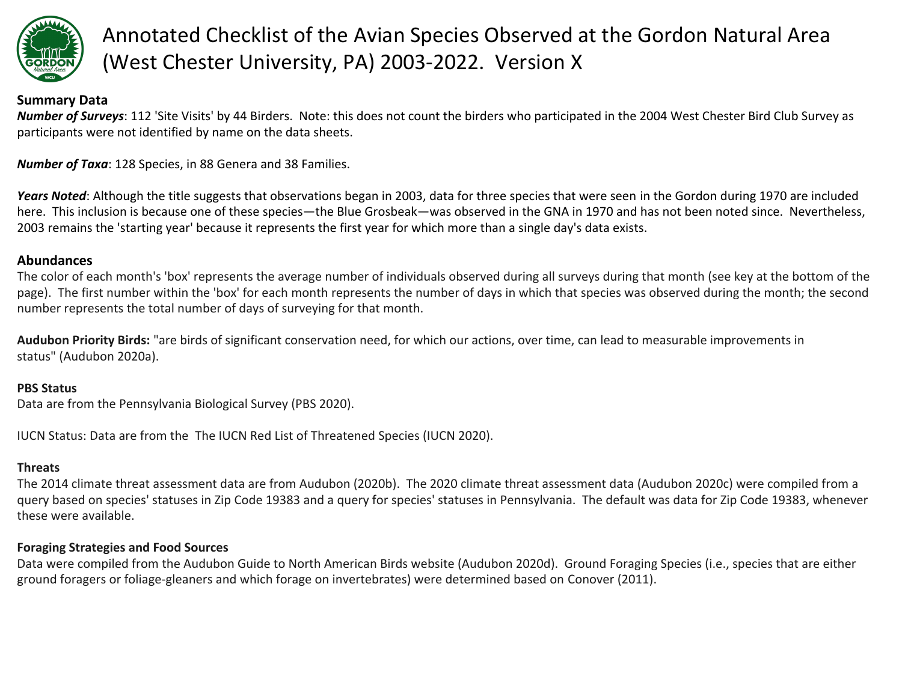# Annotated Checklist of the Avian Species Observed at the Gordon Natural Area (West Chester University, PA) 2003-2022. Version X

**Summary Data**

***Number of Surveys***: 112 'Site Visits' by 44 Birders. Note: this does not count the birders who participated in the 2004 West Chester Bird Club Survey as participants were not identified by name on the data sheets.

***Number of Taxa***: 128 Species, in 88 Genera and 38 Families.

***Years Noted***: Although the title suggests that observations began in 2003, data for three species that were seen in the Gordon during 1970 are included here. This inclusion is because one of these species—the Blue Grosbeak—was observed in the GNA in 1970 and has not been noted since. Nevertheless, 2003 remains the 'starting year' because it represents the first year for which more than a single day's data exists.

**Abundances**

The color of each month's 'box' represents the average number of individuals observed during all surveys during that month (see key at the bottom of the page). The first number within the 'box' for each month represents the number of days in which that species was observed during the month; the second number represents the total number of days of surveying for that month.

**Audubon Priority Birds:** "are birds of significant conservation need, for which our actions, over time, can lead to measurable improvements in status" (Audubon 2020a).

**PBS Status**

Data are from the Pennsylvania Biological Survey (PBS 2020).

IUCN Status: Data are from the The IUCN Red List of Threatened Species (IUCN 2020).

**Threats**

The 2014 climate threat assessment data are from Audubon (2020b). The 2020 climate threat assessment data (Audubon 2020c) were compiled from a query based on species' statuses in Zip Code 19383 and a query for species' statuses in Pennsylvania. The default was data for Zip Code 19383, whenever these were available.

**Foraging Strategies and Food Sources**

Data were compiled from the Audubon Guide to North American Birds website (Audubon 2020d). Ground Foraging Species (i.e., species that are either ground foragers or foliage-gleaners and which forage on invertebrates) were determined based on Conover (2011).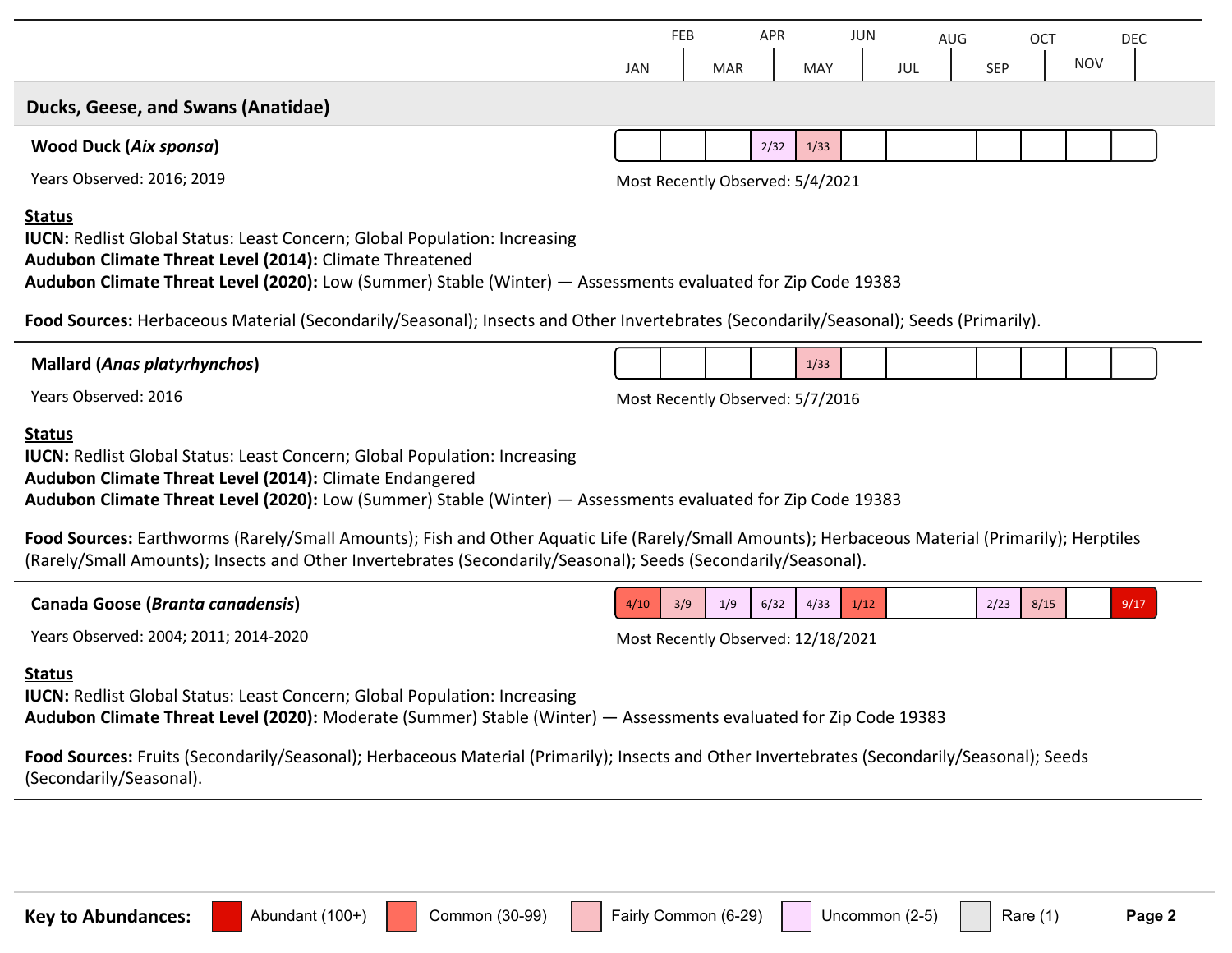| | JAN | FEB | MAR | APR | MAY | JUN | JUL | AUG | SEP | OCT | NOV | DEC |
|---|---|---|---|---|---|---|---|---|---|---|---|---|

## Ducks, Geese, and Swans (Anatidae)

**Wood Duck (*Aix sponsa*)**

Years Observed: 2016; 2019

| JAN | FEB | MAR | APR | MAY | JUN | JUL | AUG | SEP | OCT | NOV | DEC |
|---|---|---|---|---|---|---|---|---|---|---|---|
| | | | 2/32 | 1/33 | | | | | | | |

Most Recently Observed: 5/4/2021

**Status**

**IUCN:** Redlist Global Status: Least Concern; Global Population: Increasing
**Audubon Climate Threat Level (2014):** Climate Threatened
**Audubon Climate Threat Level (2020):** Low (Summer) Stable (Winter) — Assessments evaluated for Zip Code 19383

**Food Sources:** Herbaceous Material (Secondarily/Seasonal); Insects and Other Invertebrates (Secondarily/Seasonal); Seeds (Primarily).

---

**Mallard (*Anas platyrhynchos*)**

Years Observed: 2016

| JAN | FEB | MAR | APR | MAY | JUN | JUL | AUG | SEP | OCT | NOV | DEC |
|---|---|---|---|---|---|---|---|---|---|---|---|
| | | | | 1/33 | | | | | | | |

Most Recently Observed: 5/7/2016

**Status**

**IUCN:** Redlist Global Status: Least Concern; Global Population: Increasing
**Audubon Climate Threat Level (2014):** Climate Endangered
**Audubon Climate Threat Level (2020):** Low (Summer) Stable (Winter) — Assessments evaluated for Zip Code 19383

**Food Sources:** Earthworms (Rarely/Small Amounts); Fish and Other Aquatic Life (Rarely/Small Amounts); Herbaceous Material (Primarily); Herptiles (Rarely/Small Amounts); Insects and Other Invertebrates (Secondarily/Seasonal); Seeds (Secondarily/Seasonal).

---

**Canada Goose (*Branta canadensis*)**

Years Observed: 2004; 2011; 2014-2020

| JAN | FEB | MAR | APR | MAY | JUN | JUL | AUG | SEP | OCT | NOV | DEC |
|---|---|---|---|---|---|---|---|---|---|---|---|
| 4/10 | 3/9 | 1/9 | 6/32 | 4/33 | 1/12 | | | 2/23 | 8/15 | | 9/17 |

Most Recently Observed: 12/18/2021

**Status**

**IUCN:** Redlist Global Status: Least Concern; Global Population: Increasing
**Audubon Climate Threat Level (2020):** Moderate (Summer) Stable (Winter) — Assessments evaluated for Zip Code 19383

**Food Sources:** Fruits (Secondarily/Seasonal); Herbaceous Material (Primarily); Insects and Other Invertebrates (Secondarily/Seasonal); Seeds (Secondarily/Seasonal).

---

**Key to Abundances:** Abundant (100+) | Common (30-99) | Fairly Common (6-29) | Uncommon (2-5) | Rare (1)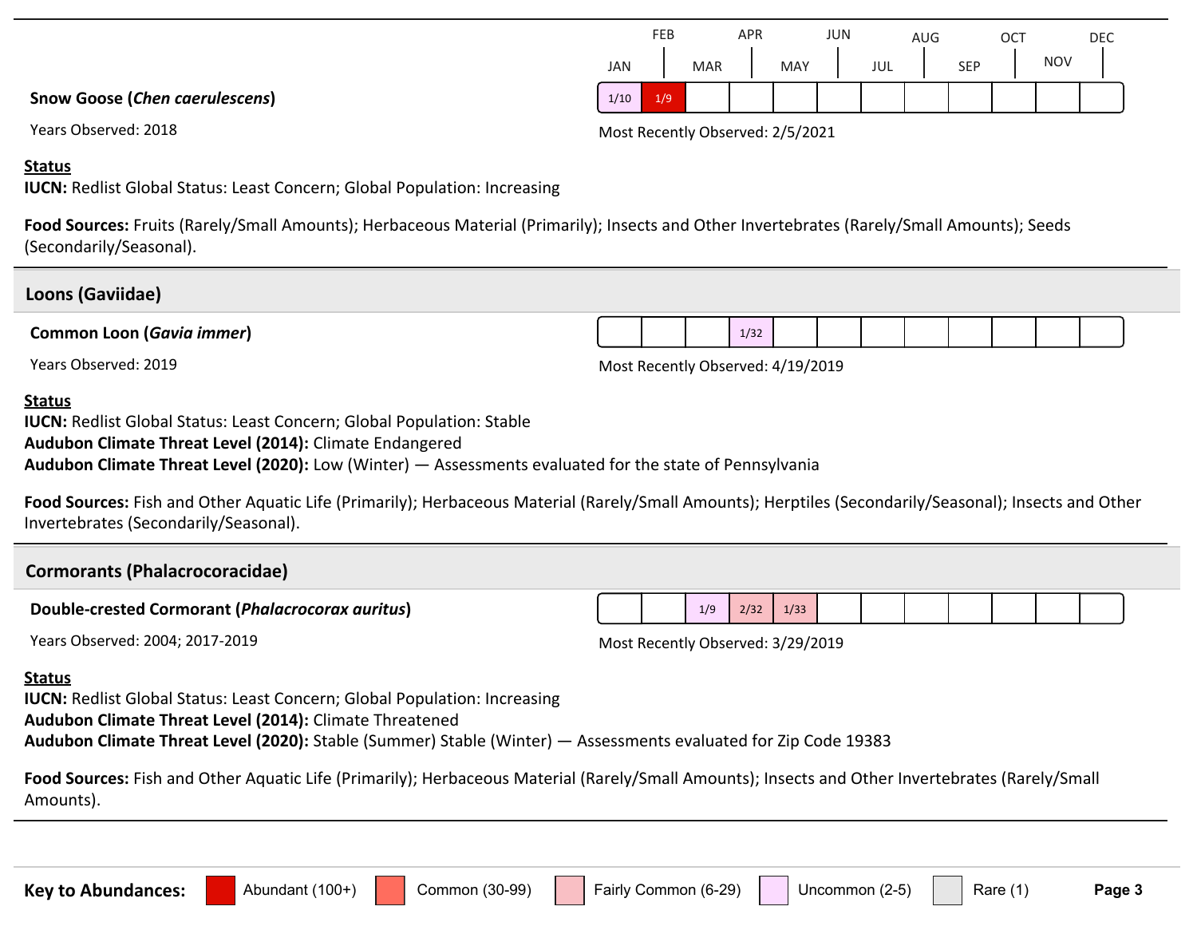| | JAN | FEB | MAR | APR | MAY | JUN | JUL | AUG | SEP | OCT | NOV | DEC |
|---|---|---|---|---|---|---|---|---|---|---|---|---|
| **Snow Goose (*Chen caerulescens*)** | 1/10 | 1/9 | | | | | | | | | | |

Years Observed: 2018

Most Recently Observed: 2/5/2021

**Status**
**IUCN:** Redlist Global Status: Least Concern; Global Population: Increasing

**Food Sources:** Fruits (Rarely/Small Amounts); Herbaceous Material (Primarily); Insects and Other Invertebrates (Rarely/Small Amounts); Seeds (Secondarily/Seasonal).

## Loons (Gaviidae)

| | JAN | FEB | MAR | APR | MAY | JUN | JUL | AUG | SEP | OCT | NOV | DEC |
|---|---|---|---|---|---|---|---|---|---|---|---|---|
| **Common Loon (*Gavia immer*)** | | | | 1/32 | | | | | | | | |

Years Observed: 2019

Most Recently Observed: 4/19/2019

**Status**
**IUCN:** Redlist Global Status: Least Concern; Global Population: Stable
**Audubon Climate Threat Level (2014):** Climate Endangered
**Audubon Climate Threat Level (2020):** Low (Winter) — Assessments evaluated for the state of Pennsylvania

**Food Sources:** Fish and Other Aquatic Life (Primarily); Herbaceous Material (Rarely/Small Amounts); Herptiles (Secondarily/Seasonal); Insects and Other Invertebrates (Secondarily/Seasonal).

## Cormorants (Phalacrocoracidae)

| | JAN | FEB | MAR | APR | MAY | JUN | JUL | AUG | SEP | OCT | NOV | DEC |
|---|---|---|---|---|---|---|---|---|---|---|---|---|
| **Double-crested Cormorant (*Phalacrocorax auritus*)** | | | 1/9 | 2/32 | 1/33 | | | | | | | |

Years Observed: 2004; 2017-2019

Most Recently Observed: 3/29/2019

**Status**
**IUCN:** Redlist Global Status: Least Concern; Global Population: Increasing
**Audubon Climate Threat Level (2014):** Climate Threatened
**Audubon Climate Threat Level (2020):** Stable (Summer) Stable (Winter) — Assessments evaluated for Zip Code 19383

**Food Sources:** Fish and Other Aquatic Life (Primarily); Herbaceous Material (Rarely/Small Amounts); Insects and Other Invertebrates (Rarely/Small Amounts).

**Key to Abundances:** Abundant (100+) | Common (30-99) | Fairly Common (6-29) | Uncommon (2-5) | Rare (1)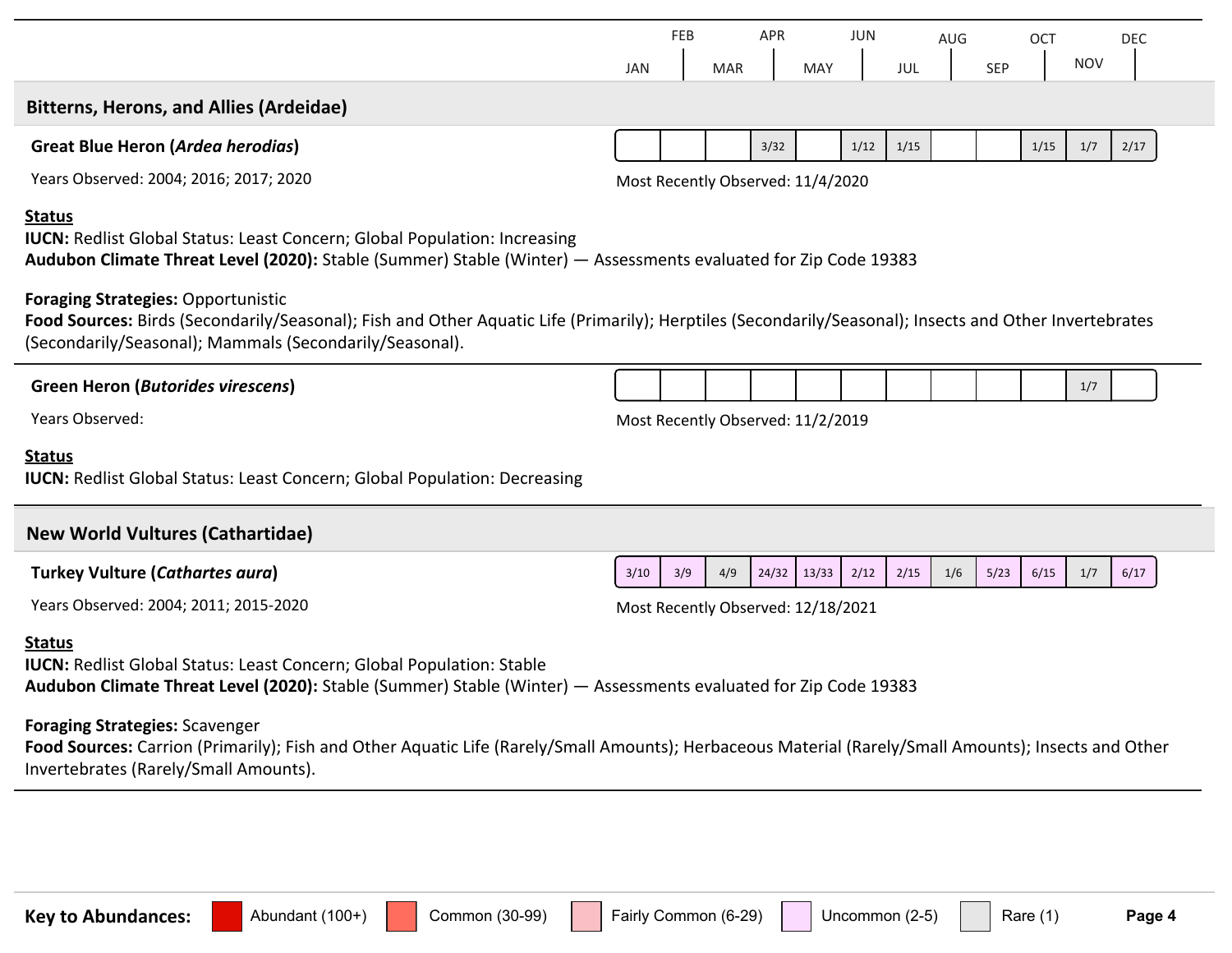| | JAN | FEB | MAR | APR | MAY | JUN | JUL | AUG | SEP | OCT | NOV | DEC |
|---|---|---|---|---|---|---|---|---|---|---|---|---|

## Bitterns, Herons, and Allies (Ardeidae)

**Great Blue Heron (*Ardea herodias*)**

| JAN | FEB | MAR | APR | MAY | JUN | JUL | AUG | SEP | OCT | NOV | DEC |
|---|---|---|---|---|---|---|---|---|---|---|---|
| | | | 3/32 | | 1/12 | 1/15 | | | 1/15 | 1/7 | 2/17 |

Years Observed: 2004; 2016; 2017; 2020

Most Recently Observed: 11/4/2020

**Status**

**IUCN:** Redlist Global Status: Least Concern; Global Population: Increasing
**Audubon Climate Threat Level (2020):** Stable (Summer) Stable (Winter) — Assessments evaluated for Zip Code 19383

**Foraging Strategies:** Opportunistic
**Food Sources:** Birds (Secondarily/Seasonal); Fish and Other Aquatic Life (Primarily); Herptiles (Secondarily/Seasonal); Insects and Other Invertebrates (Secondarily/Seasonal); Mammals (Secondarily/Seasonal).

**Green Heron (*Butorides virescens*)**

| JAN | FEB | MAR | APR | MAY | JUN | JUL | AUG | SEP | OCT | NOV | DEC |
|---|---|---|---|---|---|---|---|---|---|---|---|
| | | | | | | | | | | 1/7 | |

Years Observed:

Most Recently Observed: 11/2/2019

**Status**

**IUCN:** Redlist Global Status: Least Concern; Global Population: Decreasing

## New World Vultures (Cathartidae)

**Turkey Vulture (*Cathartes aura*)**

| JAN | FEB | MAR | APR | MAY | JUN | JUL | AUG | SEP | OCT | NOV | DEC |
|---|---|---|---|---|---|---|---|---|---|---|---|
| 3/10 | 3/9 | 4/9 | 24/32 | 13/33 | 2/12 | 2/15 | 1/6 | 5/23 | 6/15 | 1/7 | 6/17 |

Years Observed: 2004; 2011; 2015-2020

Most Recently Observed: 12/18/2021

**Status**

**IUCN:** Redlist Global Status: Least Concern; Global Population: Stable
**Audubon Climate Threat Level (2020):** Stable (Summer) Stable (Winter) — Assessments evaluated for Zip Code 19383

**Foraging Strategies:** Scavenger
**Food Sources:** Carrion (Primarily); Fish and Other Aquatic Life (Rarely/Small Amounts); Herbaceous Material (Rarely/Small Amounts); Insects and Other Invertebrates (Rarely/Small Amounts).

**Key to Abundances:** Abundant (100+) | Common (30-99) | Fairly Common (6-29) | Uncommon (2-5) | Rare (1)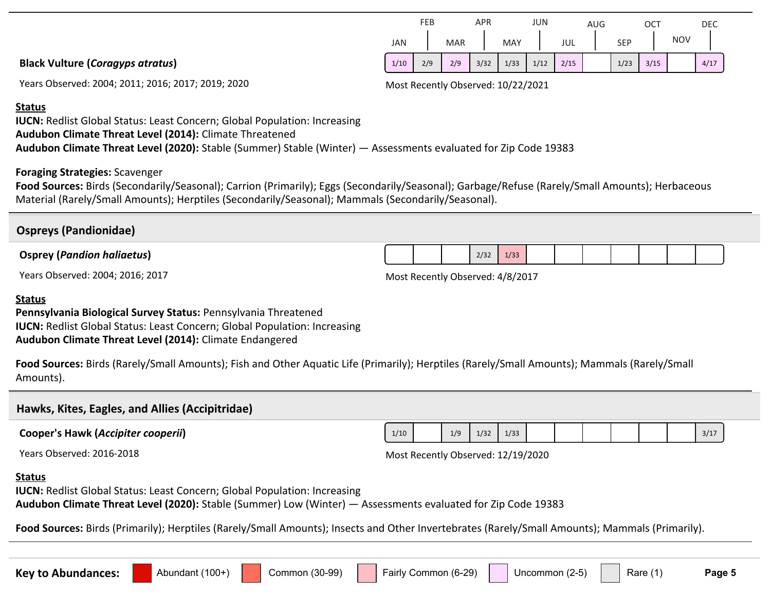**Black Vulture (*Coragyps atratus*)**

Years Observed: 2004; 2011; 2016; 2017; 2019; 2020

| JAN | FEB | MAR | APR | MAY | JUN | JUL | AUG | SEP | OCT | NOV | DEC |
|---|---|---|---|---|---|---|---|---|---|---|---|
| 1/10 | 2/9 | 2/9 | 3/32 | 1/33 | 1/12 | 2/15 | | 1/23 | 3/15 | | 4/17 |

Most Recently Observed: 10/22/2021

**Status**

**IUCN:** Redlist Global Status: Least Concern; Global Population: Increasing
**Audubon Climate Threat Level (2014):** Climate Threatened
**Audubon Climate Threat Level (2020):** Stable (Summer) Stable (Winter) — Assessments evaluated for Zip Code 19383

**Foraging Strategies:** Scavenger
**Food Sources:** Birds (Secondarily/Seasonal); Carrion (Primarily); Eggs (Secondarily/Seasonal); Garbage/Refuse (Rarely/Small Amounts); Herbaceous Material (Rarely/Small Amounts); Herptiles (Secondarily/Seasonal); Mammals (Secondarily/Seasonal).

## Ospreys (Pandionidae)

**Osprey (*Pandion haliaetus*)**

Years Observed: 2004; 2016; 2017

| JAN | FEB | MAR | APR | MAY | JUN | JUL | AUG | SEP | OCT | NOV | DEC |
|---|---|---|---|---|---|---|---|---|---|---|---|
| | | | 2/32 | 1/33 | | | | | | | |

Most Recently Observed: 4/8/2017

**Status**

**Pennsylvania Biological Survey Status:** Pennsylvania Threatened
**IUCN:** Redlist Global Status: Least Concern; Global Population: Increasing
**Audubon Climate Threat Level (2014):** Climate Endangered

**Food Sources:** Birds (Rarely/Small Amounts); Fish and Other Aquatic Life (Primarily); Herptiles (Rarely/Small Amounts); Mammals (Rarely/Small Amounts).

## Hawks, Kites, Eagles, and Allies (Accipitridae)

**Cooper's Hawk (*Accipiter cooperii*)**

Years Observed: 2016-2018

| JAN | FEB | MAR | APR | MAY | JUN | JUL | AUG | SEP | OCT | NOV | DEC |
|---|---|---|---|---|---|---|---|---|---|---|---|
| 1/10 | | 1/9 | 1/32 | 1/33 | | | | | | | 3/17 |

Most Recently Observed: 12/19/2020

**Status**

**IUCN:** Redlist Global Status: Least Concern; Global Population: Increasing
**Audubon Climate Threat Level (2020):** Stable (Summer) Low (Winter) — Assessments evaluated for Zip Code 19383

**Food Sources:** Birds (Primarily); Herptiles (Rarely/Small Amounts); Insects and Other Invertebrates (Rarely/Small Amounts); Mammals (Primarily).

**Key to Abundances:** Abundant (100+) | Common (30-99) | Fairly Common (6-29) | Uncommon (2-5) | Rare (1)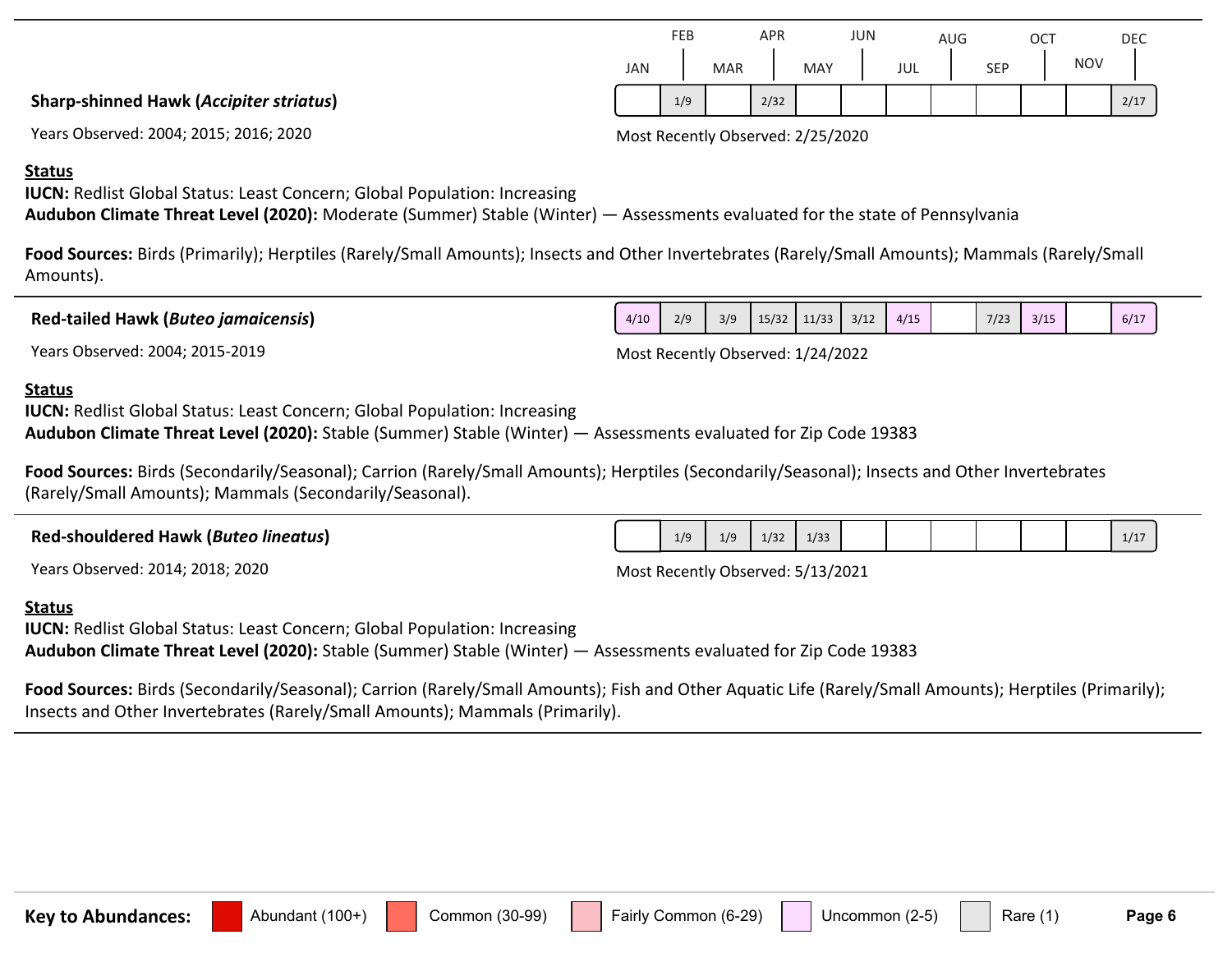| | JAN | FEB | MAR | APR | MAY | JUN | JUL | AUG | SEP | OCT | NOV | DEC |
|---|---|---|---|---|---|---|---|---|---|---|---|---|
| **Sharp-shinned Hawk (*Accipiter striatus*)** | | 1/9 | | 2/32 | | | | | | | | 2/17 |

Years Observed: 2004; 2015; 2016; 2020

Most Recently Observed: 2/25/2020

**Status**

**IUCN:** Redlist Global Status: Least Concern; Global Population: Increasing

**Audubon Climate Threat Level (2020):** Moderate (Summer) Stable (Winter) — Assessments evaluated for the state of Pennsylvania

**Food Sources:** Birds (Primarily); Herptiles (Rarely/Small Amounts); Insects and Other Invertebrates (Rarely/Small Amounts); Mammals (Rarely/Small Amounts).

---

| | JAN | FEB | MAR | APR | MAY | JUN | JUL | AUG | SEP | OCT | NOV | DEC |
|---|---|---|---|---|---|---|---|---|---|---|---|---|
| **Red-tailed Hawk (*Buteo jamaicensis*)** | 4/10 | 2/9 | 3/9 | 15/32 | 11/33 | 3/12 | 4/15 | | 7/23 | 3/15 | | 6/17 |

Years Observed: 2004; 2015-2019

Most Recently Observed: 1/24/2022

**Status**

**IUCN:** Redlist Global Status: Least Concern; Global Population: Increasing

**Audubon Climate Threat Level (2020):** Stable (Summer) Stable (Winter) — Assessments evaluated for Zip Code 19383

**Food Sources:** Birds (Secondarily/Seasonal); Carrion (Rarely/Small Amounts); Herptiles (Secondarily/Seasonal); Insects and Other Invertebrates (Rarely/Small Amounts); Mammals (Secondarily/Seasonal).

---

| | JAN | FEB | MAR | APR | MAY | JUN | JUL | AUG | SEP | OCT | NOV | DEC |
|---|---|---|---|---|---|---|---|---|---|---|---|---|
| **Red-shouldered Hawk (*Buteo lineatus*)** | | 1/9 | 1/9 | 1/32 | 1/33 | | | | | | | 1/17 |

Years Observed: 2014; 2018; 2020

Most Recently Observed: 5/13/2021

**Status**

**IUCN:** Redlist Global Status: Least Concern; Global Population: Increasing

**Audubon Climate Threat Level (2020):** Stable (Summer) Stable (Winter) — Assessments evaluated for Zip Code 19383

**Food Sources:** Birds (Secondarily/Seasonal); Carrion (Rarely/Small Amounts); Fish and Other Aquatic Life (Rarely/Small Amounts); Herptiles (Primarily); Insects and Other Invertebrates (Rarely/Small Amounts); Mammals (Primarily).

---

**Key to Abundances:** Abundant (100+) | Common (30-99) | Fairly Common (6-29) | Uncommon (2-5) | Rare (1)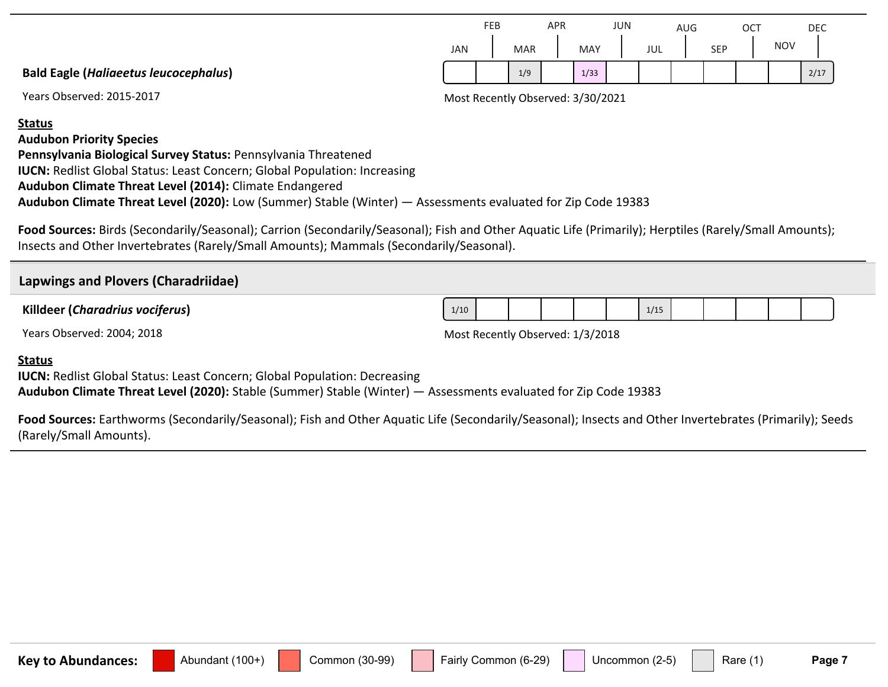**Bald Eagle (*Haliaeetus leucocephalus*)**

| JAN | FEB | MAR | APR | MAY | JUN | JUL | AUG | SEP | OCT | NOV | DEC |
|---|---|---|---|---|---|---|---|---|---|---|---|
| | | 1/9 | | 1/33 | | | | | | | 2/17 |

Years Observed: 2015-2017

Most Recently Observed: 3/30/2021

**Status**

**Audubon Priority Species**

**Pennsylvania Biological Survey Status:** Pennsylvania Threatened

**IUCN:** Redlist Global Status: Least Concern; Global Population: Increasing

**Audubon Climate Threat Level (2014):** Climate Endangered

**Audubon Climate Threat Level (2020):** Low (Summer) Stable (Winter) — Assessments evaluated for Zip Code 19383

**Food Sources:** Birds (Secondarily/Seasonal); Carrion (Secondarily/Seasonal); Fish and Other Aquatic Life (Primarily); Herptiles (Rarely/Small Amounts); Insects and Other Invertebrates (Rarely/Small Amounts); Mammals (Secondarily/Seasonal).

## Lapwings and Plovers (Charadriidae)

**Killdeer (*Charadrius vociferus*)**

| JAN | FEB | MAR | APR | MAY | JUN | JUL | AUG | SEP | OCT | NOV | DEC |
|---|---|---|---|---|---|---|---|---|---|---|---|
| 1/10 | | | | | | 1/15 | | | | | |

Years Observed: 2004; 2018

Most Recently Observed: 1/3/2018

**Status**

**IUCN:** Redlist Global Status: Least Concern; Global Population: Decreasing

**Audubon Climate Threat Level (2020):** Stable (Summer) Stable (Winter) — Assessments evaluated for Zip Code 19383

**Food Sources:** Earthworms (Secondarily/Seasonal); Fish and Other Aquatic Life (Secondarily/Seasonal); Insects and Other Invertebrates (Primarily); Seeds (Rarely/Small Amounts).

**Key to Abundances:** Abundant (100+) | Common (30-99) | Fairly Common (6-29) | Uncommon (2-5) | Rare (1)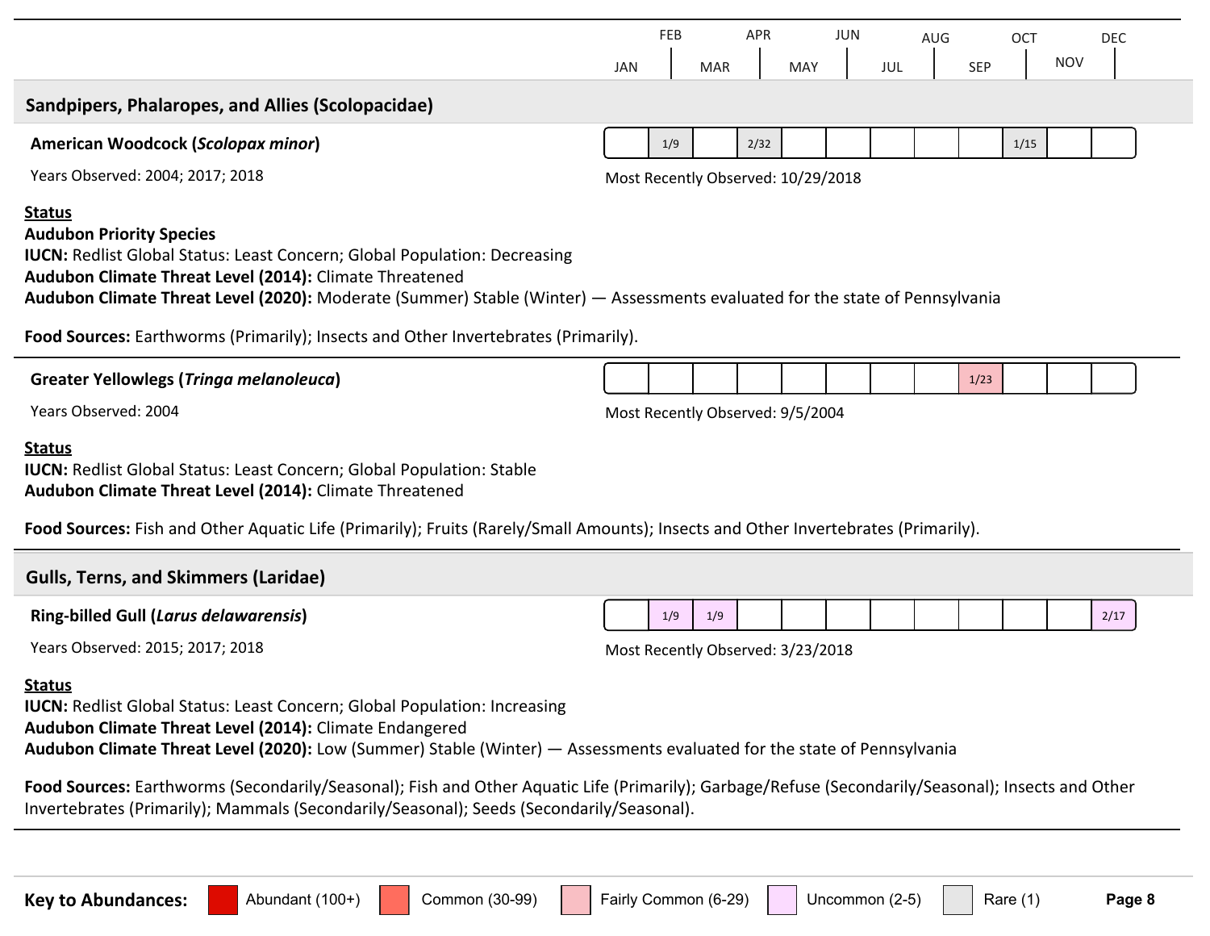| | JAN | FEB | MAR | APR | MAY | JUN | JUL | AUG | SEP | OCT | NOV | DEC |
|---|---|---|---|---|---|---|---|---|---|---|---|---|

## Sandpipers, Phalaropes, and Allies (Scolopacidae)

**American Woodcock (*Scolopax minor*)**

| JAN | FEB | MAR | APR | MAY | JUN | JUL | AUG | SEP | OCT | NOV | DEC |
|---|---|---|---|---|---|---|---|---|---|---|---|
| | 1/9 | | 2/32 | | | | | | 1/15 | | |

Years Observed: 2004; 2017; 2018

Most Recently Observed: 10/29/2018

**Status**

**Audubon Priority Species**

**IUCN:** Redlist Global Status: Least Concern; Global Population: Decreasing

**Audubon Climate Threat Level (2014):** Climate Threatened

**Audubon Climate Threat Level (2020):** Moderate (Summer) Stable (Winter) — Assessments evaluated for the state of Pennsylvania

**Food Sources:** Earthworms (Primarily); Insects and Other Invertebrates (Primarily).

---

**Greater Yellowlegs (*Tringa melanoleuca*)**

| JAN | FEB | MAR | APR | MAY | JUN | JUL | AUG | SEP | OCT | NOV | DEC |
|---|---|---|---|---|---|---|---|---|---|---|---|
| | | | | | | | | 1/23 | | | |

Years Observed: 2004

Most Recently Observed: 9/5/2004

**Status**

**IUCN:** Redlist Global Status: Least Concern; Global Population: Stable

**Audubon Climate Threat Level (2014):** Climate Threatened

**Food Sources:** Fish and Other Aquatic Life (Primarily); Fruits (Rarely/Small Amounts); Insects and Other Invertebrates (Primarily).

## Gulls, Terns, and Skimmers (Laridae)

**Ring-billed Gull (*Larus delawarensis*)**

| JAN | FEB | MAR | APR | MAY | JUN | JUL | AUG | SEP | OCT | NOV | DEC |
|---|---|---|---|---|---|---|---|---|---|---|---|
| | 1/9 | 1/9 | | | | | | | | | 2/17 |

Years Observed: 2015; 2017; 2018

Most Recently Observed: 3/23/2018

**Status**

**IUCN:** Redlist Global Status: Least Concern; Global Population: Increasing

**Audubon Climate Threat Level (2014):** Climate Endangered

**Audubon Climate Threat Level (2020):** Low (Summer) Stable (Winter) — Assessments evaluated for the state of Pennsylvania

**Food Sources:** Earthworms (Secondarily/Seasonal); Fish and Other Aquatic Life (Primarily); Garbage/Refuse (Secondarily/Seasonal); Insects and Other Invertebrates (Primarily); Mammals (Secondarily/Seasonal); Seeds (Secondarily/Seasonal).

---

**Key to Abundances:** Abundant (100+) | Common (30-99) | Fairly Common (6-29) | Uncommon (2-5) | Rare (1)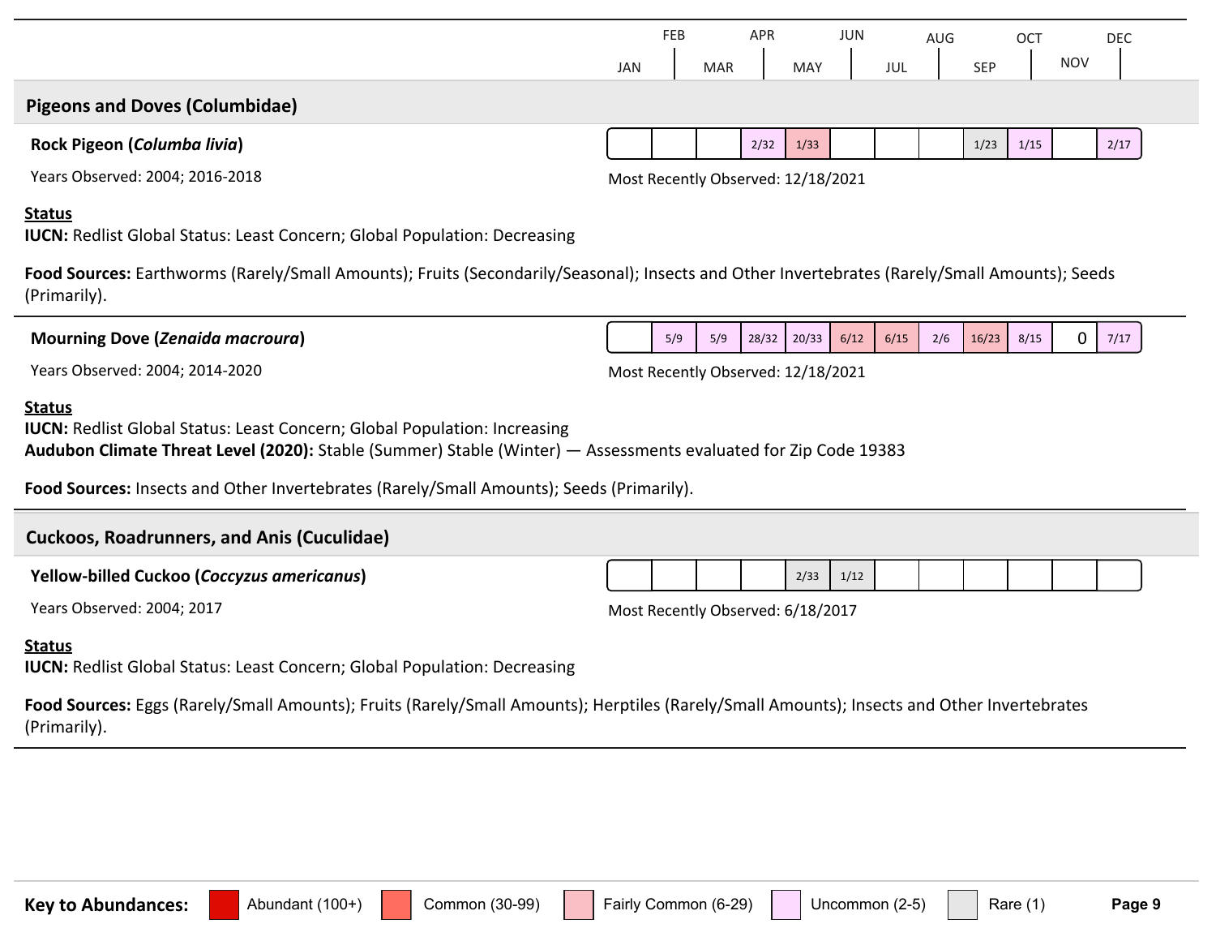## Pigeons and Doves (Columbidae)

### Rock Pigeon (*Columba livia*)

| JAN | FEB | MAR | APR | MAY | JUN | JUL | AUG | SEP | OCT | NOV | DEC |
|---|---|---|---|---|---|---|---|---|---|---|---|
| | | | 2/32 | 1/33 | | | | 1/23 | 1/15 | | 2/17 |

Years Observed: 2004; 2016-2018

Most Recently Observed: 12/18/2021

**Status**

**IUCN:** Redlist Global Status: Least Concern; Global Population: Decreasing

**Food Sources:** Earthworms (Rarely/Small Amounts); Fruits (Secondarily/Seasonal); Insects and Other Invertebrates (Rarely/Small Amounts); Seeds (Primarily).

### Mourning Dove (*Zenaida macroura*)

| JAN | FEB | MAR | APR | MAY | JUN | JUL | AUG | SEP | OCT | NOV | DEC |
|---|---|---|---|---|---|---|---|---|---|---|---|
| | 5/9 | 5/9 | 28/32 | 20/33 | 6/12 | 6/15 | 2/6 | 16/23 | 8/15 | 0 | 7/17 |

Years Observed: 2004; 2014-2020

Most Recently Observed: 12/18/2021

**Status**

**IUCN:** Redlist Global Status: Least Concern; Global Population: Increasing
**Audubon Climate Threat Level (2020):** Stable (Summer) Stable (Winter) — Assessments evaluated for Zip Code 19383

**Food Sources:** Insects and Other Invertebrates (Rarely/Small Amounts); Seeds (Primarily).

## Cuckoos, Roadrunners, and Anis (Cuculidae)

### Yellow-billed Cuckoo (*Coccyzus americanus*)

| JAN | FEB | MAR | APR | MAY | JUN | JUL | AUG | SEP | OCT | NOV | DEC |
|---|---|---|---|---|---|---|---|---|---|---|---|
| | | | | 2/33 | 1/12 | | | | | | |

Years Observed: 2004; 2017

Most Recently Observed: 6/18/2017

**Status**

**IUCN:** Redlist Global Status: Least Concern; Global Population: Decreasing

**Food Sources:** Eggs (Rarely/Small Amounts); Fruits (Rarely/Small Amounts); Herptiles (Rarely/Small Amounts); Insects and Other Invertebrates (Primarily).

**Key to Abundances:** Abundant (100+) | Common (30-99) | Fairly Common (6-29) | Uncommon (2-5) | Rare (1)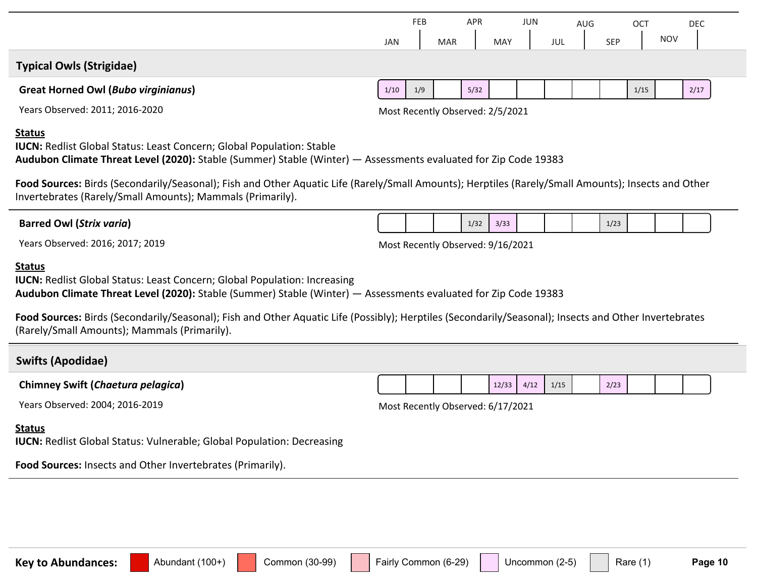## Typical Owls (Strigidae)

### Great Horned Owl (*Bubo virginianus*)

| JAN | FEB | MAR | APR | MAY | JUN | JUL | AUG | SEP | OCT | NOV | DEC |
|---|---|---|---|---|---|---|---|---|---|---|---|
| 1/10 | 1/9 | | 5/32 | | | | | | 1/15 | | 2/17 |

Years Observed: 2011; 2016-2020

Most Recently Observed: 2/5/2021

**Status**

**IUCN:** Redlist Global Status: Least Concern; Global Population: Stable
**Audubon Climate Threat Level (2020):** Stable (Summer) Stable (Winter) — Assessments evaluated for Zip Code 19383

**Food Sources:** Birds (Secondarily/Seasonal); Fish and Other Aquatic Life (Rarely/Small Amounts); Herptiles (Rarely/Small Amounts); Insects and Other Invertebrates (Rarely/Small Amounts); Mammals (Primarily).

### Barred Owl (*Strix varia*)

| JAN | FEB | MAR | APR | MAY | JUN | JUL | AUG | SEP | OCT | NOV | DEC |
|---|---|---|---|---|---|---|---|---|---|---|---|
| | | | 1/32 | 3/33 | | | | 1/23 | | | |

Years Observed: 2016; 2017; 2019

Most Recently Observed: 9/16/2021

**Status**

**IUCN:** Redlist Global Status: Least Concern; Global Population: Increasing
**Audubon Climate Threat Level (2020):** Stable (Summer) Stable (Winter) — Assessments evaluated for Zip Code 19383

**Food Sources:** Birds (Secondarily/Seasonal); Fish and Other Aquatic Life (Possibly); Herptiles (Secondarily/Seasonal); Insects and Other Invertebrates (Rarely/Small Amounts); Mammals (Primarily).

## Swifts (Apodidae)

### Chimney Swift (*Chaetura pelagica*)

| JAN | FEB | MAR | APR | MAY | JUN | JUL | AUG | SEP | OCT | NOV | DEC |
|---|---|---|---|---|---|---|---|---|---|---|---|
| | | | | 12/33 | 4/12 | 1/15 | | 2/23 | | | |

Years Observed: 2004; 2016-2019

Most Recently Observed: 6/17/2021

**Status**

**IUCN:** Redlist Global Status: Vulnerable; Global Population: Decreasing

**Food Sources:** Insects and Other Invertebrates (Primarily).

**Key to Abundances:** Abundant (100+) | Common (30-99) | Fairly Common (6-29) | Uncommon (2-5) | Rare (1)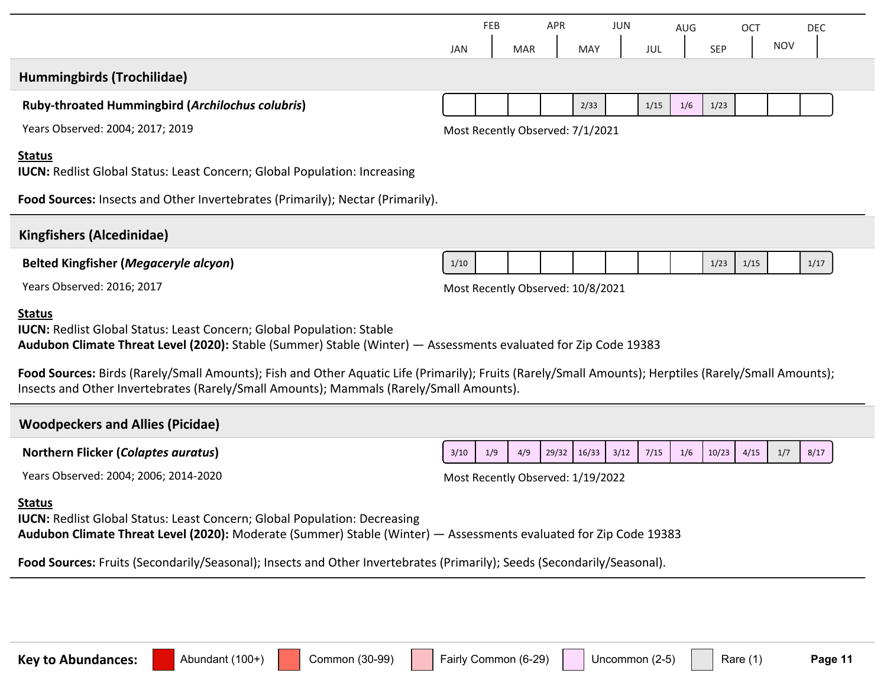## Hummingbirds (Trochilidae)

**Ruby-throated Hummingbird (*Archilochus colubris*)**

| JAN | FEB | MAR | APR | MAY | JUN | JUL | AUG | SEP | OCT | NOV | DEC |
|---|---|---|---|---|---|---|---|---|---|---|---|
| | | | | 2/33 | | 1/15 | 1/6 | 1/23 | | | |

Years Observed: 2004; 2017; 2019

Most Recently Observed: 7/1/2021

**Status**

**IUCN:** Redlist Global Status: Least Concern; Global Population: Increasing

**Food Sources:** Insects and Other Invertebrates (Primarily); Nectar (Primarily).

## Kingfishers (Alcedinidae)

**Belted Kingfisher (*Megaceryle alcyon*)**

| JAN | FEB | MAR | APR | MAY | JUN | JUL | AUG | SEP | OCT | NOV | DEC |
|---|---|---|---|---|---|---|---|---|---|---|---|
| 1/10 | | | | | | | | 1/23 | 1/15 | | 1/17 |

Years Observed: 2016; 2017

Most Recently Observed: 10/8/2021

**Status**

**IUCN:** Redlist Global Status: Least Concern; Global Population: Stable

**Audubon Climate Threat Level (2020):** Stable (Summer) Stable (Winter) — Assessments evaluated for Zip Code 19383

**Food Sources:** Birds (Rarely/Small Amounts); Fish and Other Aquatic Life (Primarily); Fruits (Rarely/Small Amounts); Herptiles (Rarely/Small Amounts); Insects and Other Invertebrates (Rarely/Small Amounts); Mammals (Rarely/Small Amounts).

## Woodpeckers and Allies (Picidae)

**Northern Flicker (*Colaptes auratus*)**

| JAN | FEB | MAR | APR | MAY | JUN | JUL | AUG | SEP | OCT | NOV | DEC |
|---|---|---|---|---|---|---|---|---|---|---|---|
| 3/10 | 1/9 | 4/9 | 29/32 | 16/33 | 3/12 | 7/15 | 1/6 | 10/23 | 4/15 | 1/7 | 8/17 |

Years Observed: 2004; 2006; 2014-2020

Most Recently Observed: 1/19/2022

**Status**

**IUCN:** Redlist Global Status: Least Concern; Global Population: Decreasing

**Audubon Climate Threat Level (2020):** Moderate (Summer) Stable (Winter) — Assessments evaluated for Zip Code 19383

**Food Sources:** Fruits (Secondarily/Seasonal); Insects and Other Invertebrates (Primarily); Seeds (Secondarily/Seasonal).

**Key to Abundances:** Abundant (100+) | Common (30-99) | Fairly Common (6-29) | Uncommon (2-5) | Rare (1)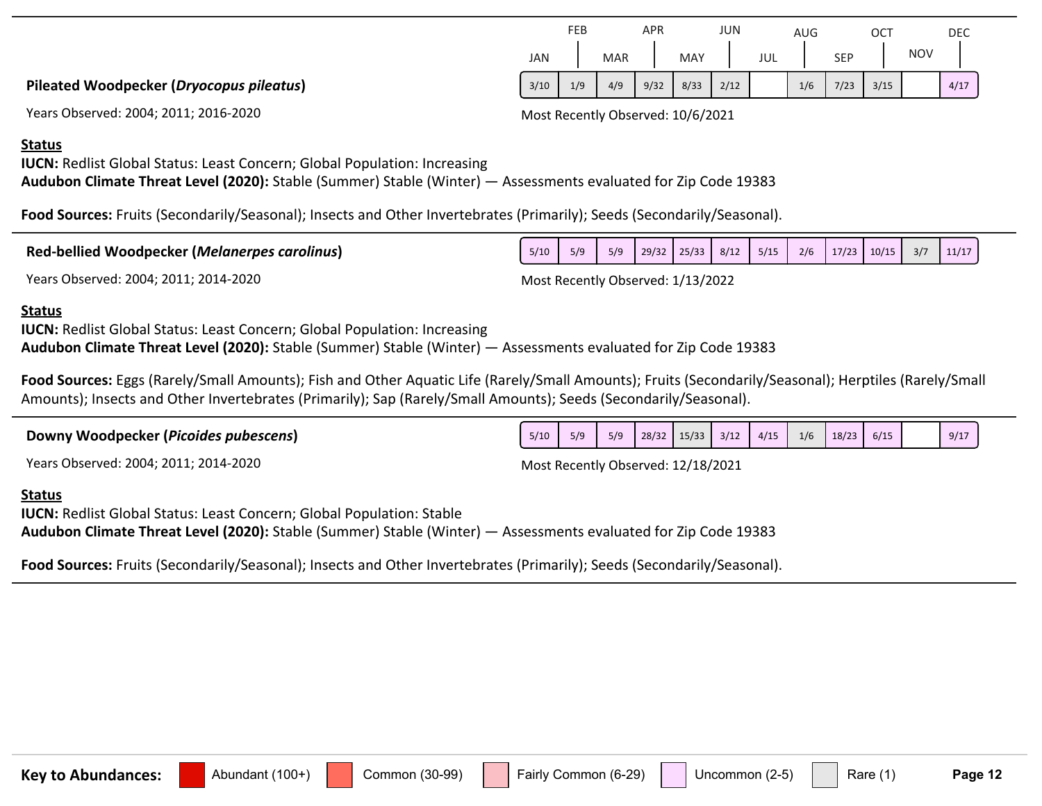| | JAN | FEB | MAR | APR | MAY | JUN | JUL | AUG | SEP | OCT | NOV | DEC |
|---|---|---|---|---|---|---|---|---|---|---|---|---|
| **Pileated Woodpecker (*Dryocopus pileatus*)** | 3/10 | 1/9 | 4/9 | 9/32 | 8/33 | 2/12 | | 1/6 | 7/23 | 3/15 | | 4/17 |

Years Observed: 2004; 2011; 2016-2020

Most Recently Observed: 10/6/2021

**Status**

**IUCN:** Redlist Global Status: Least Concern; Global Population: Increasing

**Audubon Climate Threat Level (2020):** Stable (Summer) Stable (Winter) — Assessments evaluated for Zip Code 19383

**Food Sources:** Fruits (Secondarily/Seasonal); Insects and Other Invertebrates (Primarily); Seeds (Secondarily/Seasonal).

| | JAN | FEB | MAR | APR | MAY | JUN | JUL | AUG | SEP | OCT | NOV | DEC |
|---|---|---|---|---|---|---|---|---|---|---|---|---|
| **Red-bellied Woodpecker (*Melanerpes carolinus*)** | 5/10 | 5/9 | 5/9 | 29/32 | 25/33 | 8/12 | 5/15 | 2/6 | 17/23 | 10/15 | 3/7 | 11/17 |

Years Observed: 2004; 2011; 2014-2020

Most Recently Observed: 1/13/2022

**Status**

**IUCN:** Redlist Global Status: Least Concern; Global Population: Increasing

**Audubon Climate Threat Level (2020):** Stable (Summer) Stable (Winter) — Assessments evaluated for Zip Code 19383

**Food Sources:** Eggs (Rarely/Small Amounts); Fish and Other Aquatic Life (Rarely/Small Amounts); Fruits (Secondarily/Seasonal); Herptiles (Rarely/Small Amounts); Insects and Other Invertebrates (Primarily); Sap (Rarely/Small Amounts); Seeds (Secondarily/Seasonal).

| | JAN | FEB | MAR | APR | MAY | JUN | JUL | AUG | SEP | OCT | NOV | DEC |
|---|---|---|---|---|---|---|---|---|---|---|---|---|
| **Downy Woodpecker (*Picoides pubescens*)** | 5/10 | 5/9 | 5/9 | 28/32 | 15/33 | 3/12 | 4/15 | 1/6 | 18/23 | 6/15 | | 9/17 |

Years Observed: 2004; 2011; 2014-2020

Most Recently Observed: 12/18/2021

**Status**

**IUCN:** Redlist Global Status: Least Concern; Global Population: Stable

**Audubon Climate Threat Level (2020):** Stable (Summer) Stable (Winter) — Assessments evaluated for Zip Code 19383

**Food Sources:** Fruits (Secondarily/Seasonal); Insects and Other Invertebrates (Primarily); Seeds (Secondarily/Seasonal).

**Key to Abundances:** Abundant (100+) | Common (30-99) | Fairly Common (6-29) | Uncommon (2-5) | Rare (1)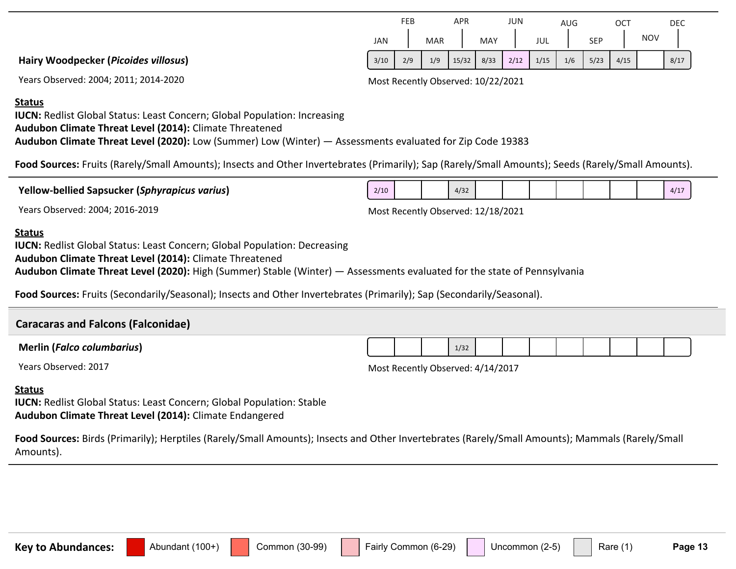| | JAN | FEB | MAR | APR | MAY | JUN | JUL | AUG | SEP | OCT | NOV | DEC |
|---|---|---|---|---|---|---|---|---|---|---|---|---|
| **Hairy Woodpecker (*Picoides villosus*)** | 3/10 | 2/9 | 1/9 | 15/32 | 8/33 | 2/12 | 1/15 | 1/6 | 5/23 | 4/15 | | 8/17 |

Years Observed: 2004; 2011; 2014-2020

Most Recently Observed: 10/22/2021

**Status**

**IUCN:** Redlist Global Status: Least Concern; Global Population: Increasing
**Audubon Climate Threat Level (2014):** Climate Threatened
**Audubon Climate Threat Level (2020):** Low (Summer) Low (Winter) — Assessments evaluated for Zip Code 19383

**Food Sources:** Fruits (Rarely/Small Amounts); Insects and Other Invertebrates (Primarily); Sap (Rarely/Small Amounts); Seeds (Rarely/Small Amounts).

---

| | JAN | FEB | MAR | APR | MAY | JUN | JUL | AUG | SEP | OCT | NOV | DEC |
|---|---|---|---|---|---|---|---|---|---|---|---|---|
| **Yellow-bellied Sapsucker (*Sphyrapicus varius*)** | 2/10 | | | 4/32 | | | | | | | | 4/17 |

Years Observed: 2004; 2016-2019

Most Recently Observed: 12/18/2021

**Status**

**IUCN:** Redlist Global Status: Least Concern; Global Population: Decreasing
**Audubon Climate Threat Level (2014):** Climate Threatened
**Audubon Climate Threat Level (2020):** High (Summer) Stable (Winter) — Assessments evaluated for the state of Pennsylvania

**Food Sources:** Fruits (Secondarily/Seasonal); Insects and Other Invertebrates (Primarily); Sap (Secondarily/Seasonal).

---

## Caracaras and Falcons (Falconidae)

| | JAN | FEB | MAR | APR | MAY | JUN | JUL | AUG | SEP | OCT | NOV | DEC |
|---|---|---|---|---|---|---|---|---|---|---|---|---|
| **Merlin (*Falco columbarius*)** | | | | 1/32 | | | | | | | | |

Years Observed: 2017

Most Recently Observed: 4/14/2017

**Status**

**IUCN:** Redlist Global Status: Least Concern; Global Population: Stable
**Audubon Climate Threat Level (2014):** Climate Endangered

**Food Sources:** Birds (Primarily); Herptiles (Rarely/Small Amounts); Insects and Other Invertebrates (Rarely/Small Amounts); Mammals (Rarely/Small Amounts).

---

**Key to Abundances:** Abundant (100+) | Common (30-99) | Fairly Common (6-29) | Uncommon (2-5) | Rare (1)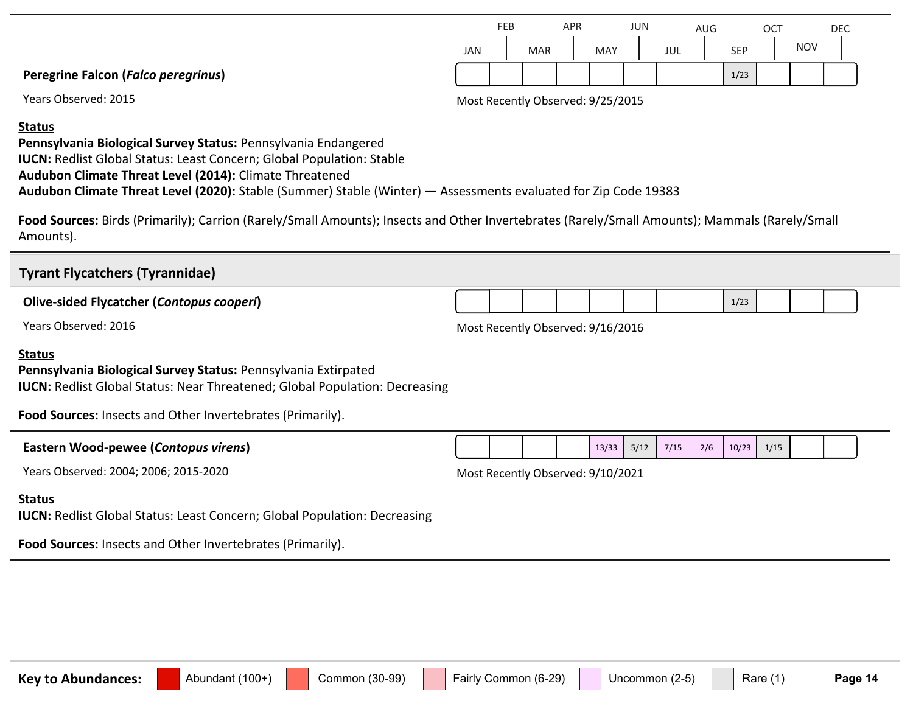| | JAN | FEB | MAR | APR | MAY | JUN | JUL | AUG | SEP | OCT | NOV | DEC |
|---|---|---|---|---|---|---|---|---|---|---|---|---|

**Peregrine Falcon (*Falco peregrinus*)**

| JAN | FEB | MAR | APR | MAY | JUN | JUL | AUG | SEP | OCT | NOV | DEC |
|---|---|---|---|---|---|---|---|---|---|---|---|
| | | | | | | | | 1/23 | | | |

Years Observed: 2015

Most Recently Observed: 9/25/2015

**Status**

**Pennsylvania Biological Survey Status:** Pennsylvania Endangered
**IUCN:** Redlist Global Status: Least Concern; Global Population: Stable
**Audubon Climate Threat Level (2014):** Climate Threatened
**Audubon Climate Threat Level (2020):** Stable (Summer) Stable (Winter) — Assessments evaluated for Zip Code 19383

**Food Sources:** Birds (Primarily); Carrion (Rarely/Small Amounts); Insects and Other Invertebrates (Rarely/Small Amounts); Mammals (Rarely/Small Amounts).

## Tyrant Flycatchers (Tyrannidae)

**Olive-sided Flycatcher (*Contopus cooperi*)**

| JAN | FEB | MAR | APR | MAY | JUN | JUL | AUG | SEP | OCT | NOV | DEC |
|---|---|---|---|---|---|---|---|---|---|---|---|
| | | | | | | | | 1/23 | | | |

Years Observed: 2016

Most Recently Observed: 9/16/2016

**Status**

**Pennsylvania Biological Survey Status:** Pennsylvania Extirpated
**IUCN:** Redlist Global Status: Near Threatened; Global Population: Decreasing

**Food Sources:** Insects and Other Invertebrates (Primarily).

**Eastern Wood-pewee (*Contopus virens*)**

| JAN | FEB | MAR | APR | MAY | JUN | JUL | AUG | SEP | OCT | NOV | DEC |
|---|---|---|---|---|---|---|---|---|---|---|---|
| | | | | 13/33 | 5/12 | 7/15 | 2/6 | 10/23 | 1/15 | | |

Years Observed: 2004; 2006; 2015-2020

Most Recently Observed: 9/10/2021

**Status**

**IUCN:** Redlist Global Status: Least Concern; Global Population: Decreasing

**Food Sources:** Insects and Other Invertebrates (Primarily).

**Key to Abundances:** Abundant (100+) | Common (30-99) | Fairly Common (6-29) | Uncommon (2-5) | Rare (1)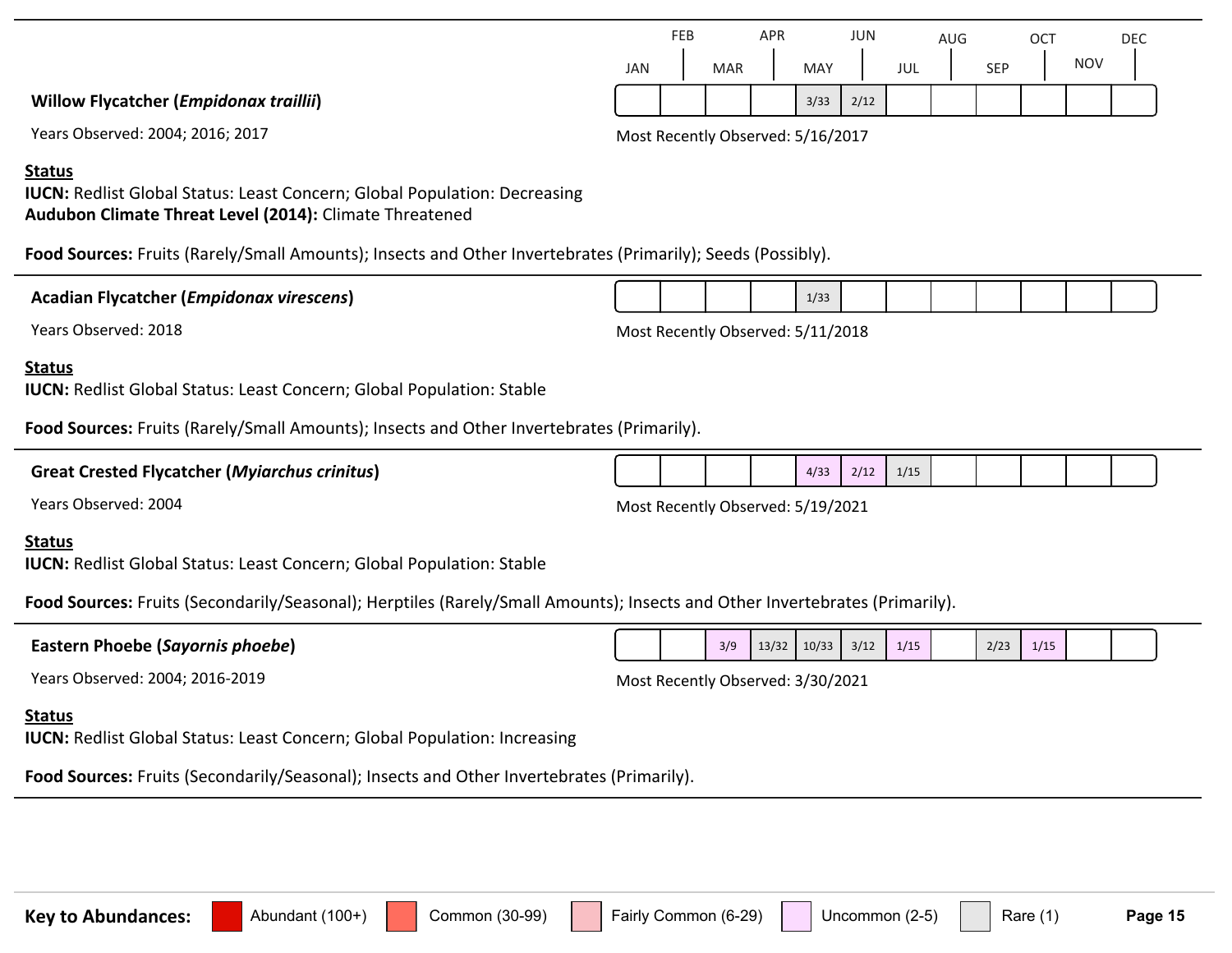**Willow Flycatcher (*Empidonax traillii*)**

Years Observed: 2004; 2016; 2017

| JAN | FEB | MAR | APR | MAY | JUN | JUL | AUG | SEP | OCT | NOV | DEC |
|---|---|---|---|---|---|---|---|---|---|---|---|
| | | | | 3/33 | 2/12 | | | | | | |

Most Recently Observed: 5/16/2017

**Status**

**IUCN:** Redlist Global Status: Least Concern; Global Population: Decreasing
**Audubon Climate Threat Level (2014):** Climate Threatened

**Food Sources:** Fruits (Rarely/Small Amounts); Insects and Other Invertebrates (Primarily); Seeds (Possibly).

---

**Acadian Flycatcher (*Empidonax virescens*)**

Years Observed: 2018

| JAN | FEB | MAR | APR | MAY | JUN | JUL | AUG | SEP | OCT | NOV | DEC |
|---|---|---|---|---|---|---|---|---|---|---|---|
| | | | | 1/33 | | | | | | | |

Most Recently Observed: 5/11/2018

**Status**

**IUCN:** Redlist Global Status: Least Concern; Global Population: Stable

**Food Sources:** Fruits (Rarely/Small Amounts); Insects and Other Invertebrates (Primarily).

---

**Great Crested Flycatcher (*Myiarchus crinitus*)**

Years Observed: 2004

| JAN | FEB | MAR | APR | MAY | JUN | JUL | AUG | SEP | OCT | NOV | DEC |
|---|---|---|---|---|---|---|---|---|---|---|---|
| | | | | 4/33 | 2/12 | 1/15 | | | | | |

Most Recently Observed: 5/19/2021

**Status**

**IUCN:** Redlist Global Status: Least Concern; Global Population: Stable

**Food Sources:** Fruits (Secondarily/Seasonal); Herptiles (Rarely/Small Amounts); Insects and Other Invertebrates (Primarily).

---

**Eastern Phoebe (*Sayornis phoebe*)**

Years Observed: 2004; 2016-2019

| JAN | FEB | MAR | APR | MAY | JUN | JUL | AUG | SEP | OCT | NOV | DEC |
|---|---|---|---|---|---|---|---|---|---|---|---|
| | | 3/9 | 13/32 | 10/33 | 3/12 | 1/15 | | 2/23 | 1/15 | | |

Most Recently Observed: 3/30/2021

**Status**

**IUCN:** Redlist Global Status: Least Concern; Global Population: Increasing

**Food Sources:** Fruits (Secondarily/Seasonal); Insects and Other Invertebrates (Primarily).

---

**Key to Abundances:** Abundant (100+) | Common (30-99) | Fairly Common (6-29) | Uncommon (2-5) | Rare (1)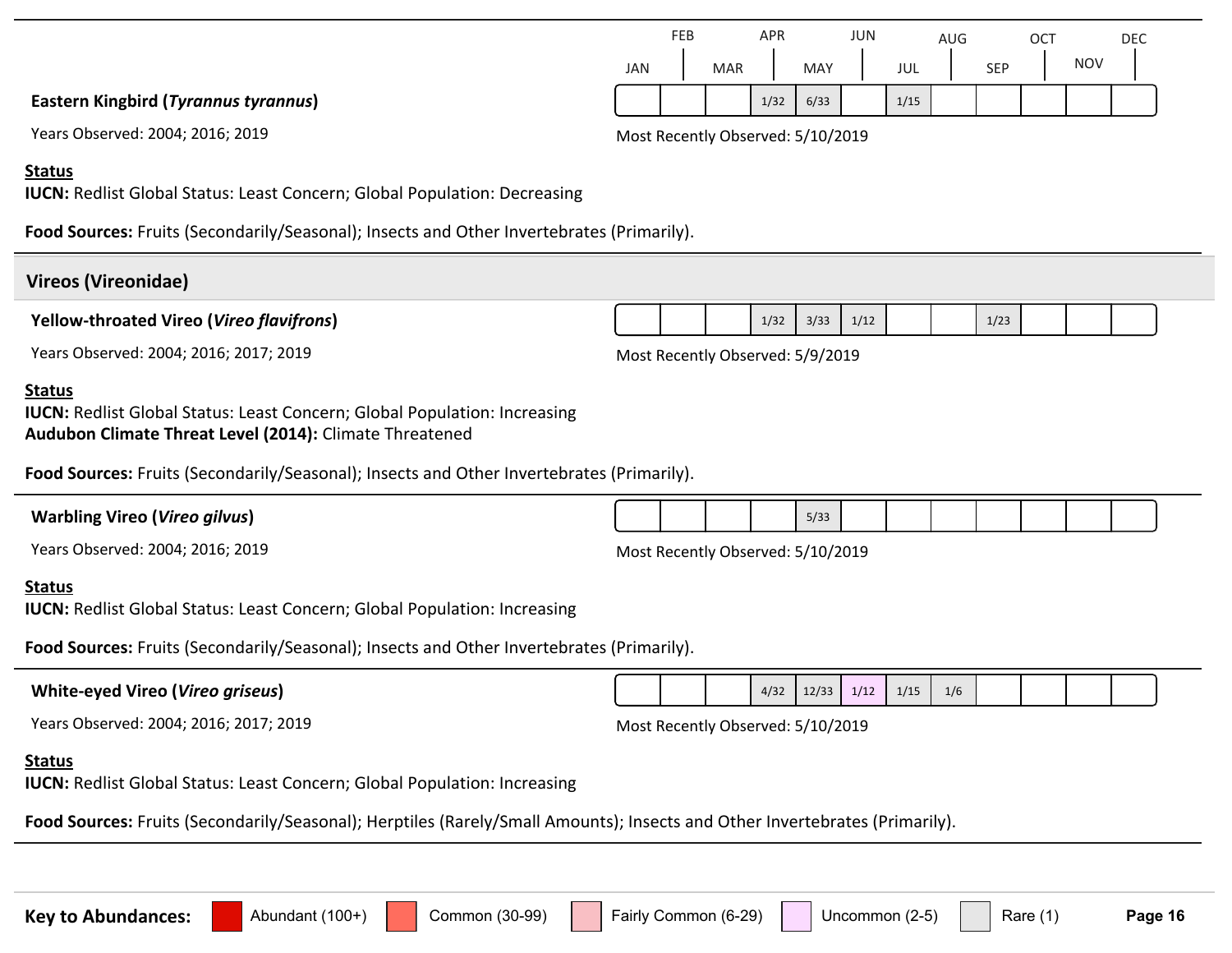**Eastern Kingbird (*Tyrannus tyrannus*)**

| JAN | FEB | MAR | APR | MAY | JUN | JUL | AUG | SEP | OCT | NOV | DEC |
|---|---|---|---|---|---|---|---|---|---|---|---|
| | | | 1/32 | 6/33 | | 1/15 | | | | | |

Years Observed: 2004; 2016; 2019

Most Recently Observed: 5/10/2019

**Status**
**IUCN:** Redlist Global Status: Least Concern; Global Population: Decreasing

**Food Sources:** Fruits (Secondarily/Seasonal); Insects and Other Invertebrates (Primarily).

## Vireos (Vireonidae)

**Yellow-throated Vireo (*Vireo flavifrons*)**

| JAN | FEB | MAR | APR | MAY | JUN | JUL | AUG | SEP | OCT | NOV | DEC |
|---|---|---|---|---|---|---|---|---|---|---|---|
| | | | 1/32 | 3/33 | 1/12 | | | 1/23 | | | |

Years Observed: 2004; 2016; 2017; 2019

Most Recently Observed: 5/9/2019

**Status**
**IUCN:** Redlist Global Status: Least Concern; Global Population: Increasing
**Audubon Climate Threat Level (2014):** Climate Threatened

**Food Sources:** Fruits (Secondarily/Seasonal); Insects and Other Invertebrates (Primarily).

**Warbling Vireo (*Vireo gilvus*)**

| JAN | FEB | MAR | APR | MAY | JUN | JUL | AUG | SEP | OCT | NOV | DEC |
|---|---|---|---|---|---|---|---|---|---|---|---|
| | | | | 5/33 | | | | | | | |

Years Observed: 2004; 2016; 2019

Most Recently Observed: 5/10/2019

**Status**
**IUCN:** Redlist Global Status: Least Concern; Global Population: Increasing

**Food Sources:** Fruits (Secondarily/Seasonal); Insects and Other Invertebrates (Primarily).

**White-eyed Vireo (*Vireo griseus*)**

| JAN | FEB | MAR | APR | MAY | JUN | JUL | AUG | SEP | OCT | NOV | DEC |
|---|---|---|---|---|---|---|---|---|---|---|---|
| | | | 4/32 | 12/33 | 1/12 | 1/15 | 1/6 | | | | |

Years Observed: 2004; 2016; 2017; 2019

Most Recently Observed: 5/10/2019

**Status**
**IUCN:** Redlist Global Status: Least Concern; Global Population: Increasing

**Food Sources:** Fruits (Secondarily/Seasonal); Herptiles (Rarely/Small Amounts); Insects and Other Invertebrates (Primarily).

**Key to Abundances:** Abundant (100+) | Common (30-99) | Fairly Common (6-29) | Uncommon (2-5) | Rare (1)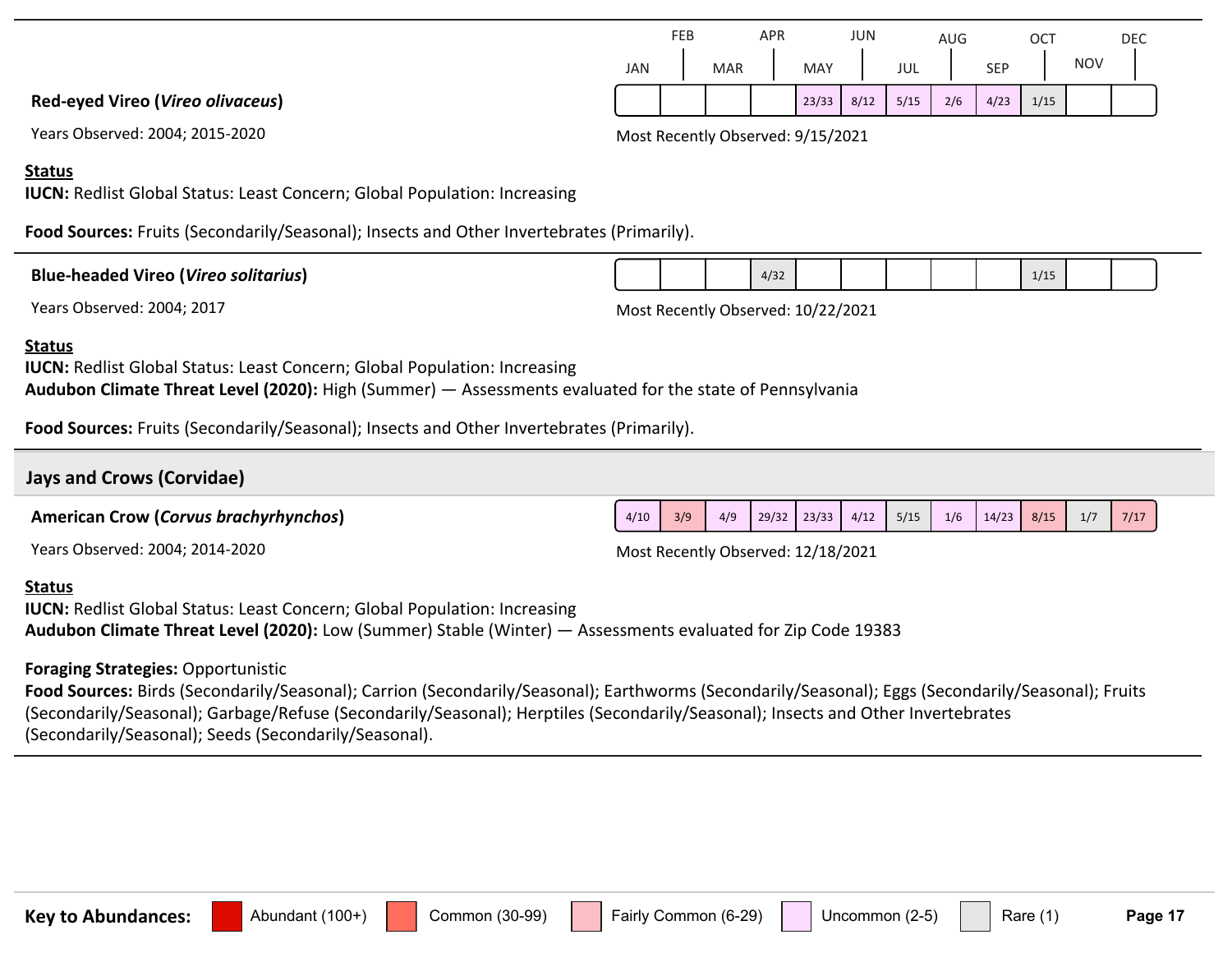**Red-eyed Vireo (*Vireo olivaceus*)**

Years Observed: 2004; 2015-2020

| JAN | FEB | MAR | APR | MAY | JUN | JUL | AUG | SEP | OCT | NOV | DEC |
|---|---|---|---|---|---|---|---|---|---|---|---|
| | | | | 23/33 | 8/12 | 5/15 | 2/6 | 4/23 | 1/15 | | |

Most Recently Observed: 9/15/2021

**Status**

**IUCN:** Redlist Global Status: Least Concern; Global Population: Increasing

**Food Sources:** Fruits (Secondarily/Seasonal); Insects and Other Invertebrates (Primarily).

**Blue-headed Vireo (*Vireo solitarius*)**

Years Observed: 2004; 2017

| JAN | FEB | MAR | APR | MAY | JUN | JUL | AUG | SEP | OCT | NOV | DEC |
|---|---|---|---|---|---|---|---|---|---|---|---|
| | | | 4/32 | | | | | | 1/15 | | |

Most Recently Observed: 10/22/2021

**Status**

**IUCN:** Redlist Global Status: Least Concern; Global Population: Increasing

**Audubon Climate Threat Level (2020):** High (Summer) — Assessments evaluated for the state of Pennsylvania

**Food Sources:** Fruits (Secondarily/Seasonal); Insects and Other Invertebrates (Primarily).

## Jays and Crows (Corvidae)

**American Crow (*Corvus brachyrhynchos*)**

Years Observed: 2004; 2014-2020

| JAN | FEB | MAR | APR | MAY | JUN | JUL | AUG | SEP | OCT | NOV | DEC |
|---|---|---|---|---|---|---|---|---|---|---|---|
| 4/10 | 3/9 | 4/9 | 29/32 | 23/33 | 4/12 | 5/15 | 1/6 | 14/23 | 8/15 | 1/7 | 7/17 |

Most Recently Observed: 12/18/2021

**Status**

**IUCN:** Redlist Global Status: Least Concern; Global Population: Increasing

**Audubon Climate Threat Level (2020):** Low (Summer) Stable (Winter) — Assessments evaluated for Zip Code 19383

**Foraging Strategies:** Opportunistic

**Food Sources:** Birds (Secondarily/Seasonal); Carrion (Secondarily/Seasonal); Earthworms (Secondarily/Seasonal); Eggs (Secondarily/Seasonal); Fruits (Secondarily/Seasonal); Garbage/Refuse (Secondarily/Seasonal); Herptiles (Secondarily/Seasonal); Insects and Other Invertebrates (Secondarily/Seasonal); Seeds (Secondarily/Seasonal).

**Key to Abundances:** Abundant (100+) | Common (30-99) | Fairly Common (6-29) | Uncommon (2-5) | Rare (1)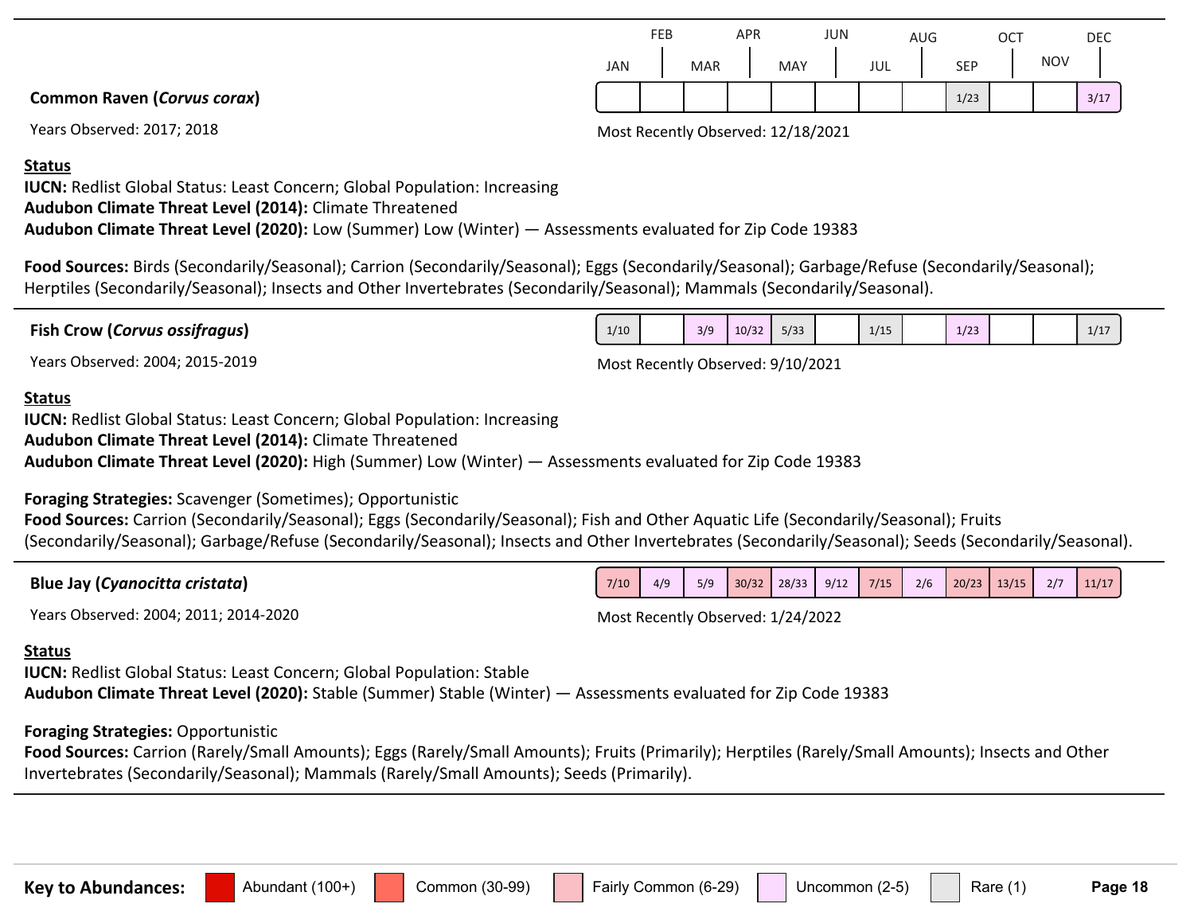| | JAN | FEB | MAR | APR | MAY | JUN | JUL | AUG | SEP | OCT | NOV | DEC |
|---|---|---|---|---|---|---|---|---|---|---|---|---|
| **Common Raven (*Corvus corax*)** | | | | | | | | | 1/23 | | | 3/17 |

Years Observed: 2017; 2018

Most Recently Observed: 12/18/2021

**Status**
**IUCN:** Redlist Global Status: Least Concern; Global Population: Increasing
**Audubon Climate Threat Level (2014):** Climate Threatened
**Audubon Climate Threat Level (2020):** Low (Summer) Low (Winter) — Assessments evaluated for Zip Code 19383

**Food Sources:** Birds (Secondarily/Seasonal); Carrion (Secondarily/Seasonal); Eggs (Secondarily/Seasonal); Garbage/Refuse (Secondarily/Seasonal); Herptiles (Secondarily/Seasonal); Insects and Other Invertebrates (Secondarily/Seasonal); Mammals (Secondarily/Seasonal).

---

| | JAN | FEB | MAR | APR | MAY | JUN | JUL | AUG | SEP | OCT | NOV | DEC |
|---|---|---|---|---|---|---|---|---|---|---|---|---|
| **Fish Crow (*Corvus ossifragus*)** | 1/10 | | 3/9 | 10/32 | 5/33 | | 1/15 | | 1/23 | | | 1/17 |

Years Observed: 2004; 2015-2019

Most Recently Observed: 9/10/2021

**Status**
**IUCN:** Redlist Global Status: Least Concern; Global Population: Increasing
**Audubon Climate Threat Level (2014):** Climate Threatened
**Audubon Climate Threat Level (2020):** High (Summer) Low (Winter) — Assessments evaluated for Zip Code 19383

**Foraging Strategies:** Scavenger (Sometimes); Opportunistic
**Food Sources:** Carrion (Secondarily/Seasonal); Eggs (Secondarily/Seasonal); Fish and Other Aquatic Life (Secondarily/Seasonal); Fruits (Secondarily/Seasonal); Garbage/Refuse (Secondarily/Seasonal); Insects and Other Invertebrates (Secondarily/Seasonal); Seeds (Secondarily/Seasonal).

---

| | JAN | FEB | MAR | APR | MAY | JUN | JUL | AUG | SEP | OCT | NOV | DEC |
|---|---|---|---|---|---|---|---|---|---|---|---|---|
| **Blue Jay (*Cyanocitta cristata*)** | 7/10 | 4/9 | 5/9 | 30/32 | 28/33 | 9/12 | 7/15 | 2/6 | 20/23 | 13/15 | 2/7 | 11/17 |

Years Observed: 2004; 2011; 2014-2020

Most Recently Observed: 1/24/2022

**Status**
**IUCN:** Redlist Global Status: Least Concern; Global Population: Stable
**Audubon Climate Threat Level (2020):** Stable (Summer) Stable (Winter) — Assessments evaluated for Zip Code 19383

**Foraging Strategies:** Opportunistic
**Food Sources:** Carrion (Rarely/Small Amounts); Eggs (Rarely/Small Amounts); Fruits (Primarily); Herptiles (Rarely/Small Amounts); Insects and Other Invertebrates (Secondarily/Seasonal); Mammals (Rarely/Small Amounts); Seeds (Primarily).

---

**Key to Abundances:** Abundant (100+) | Common (30-99) | Fairly Common (6-29) | Uncommon (2-5) | Rare (1)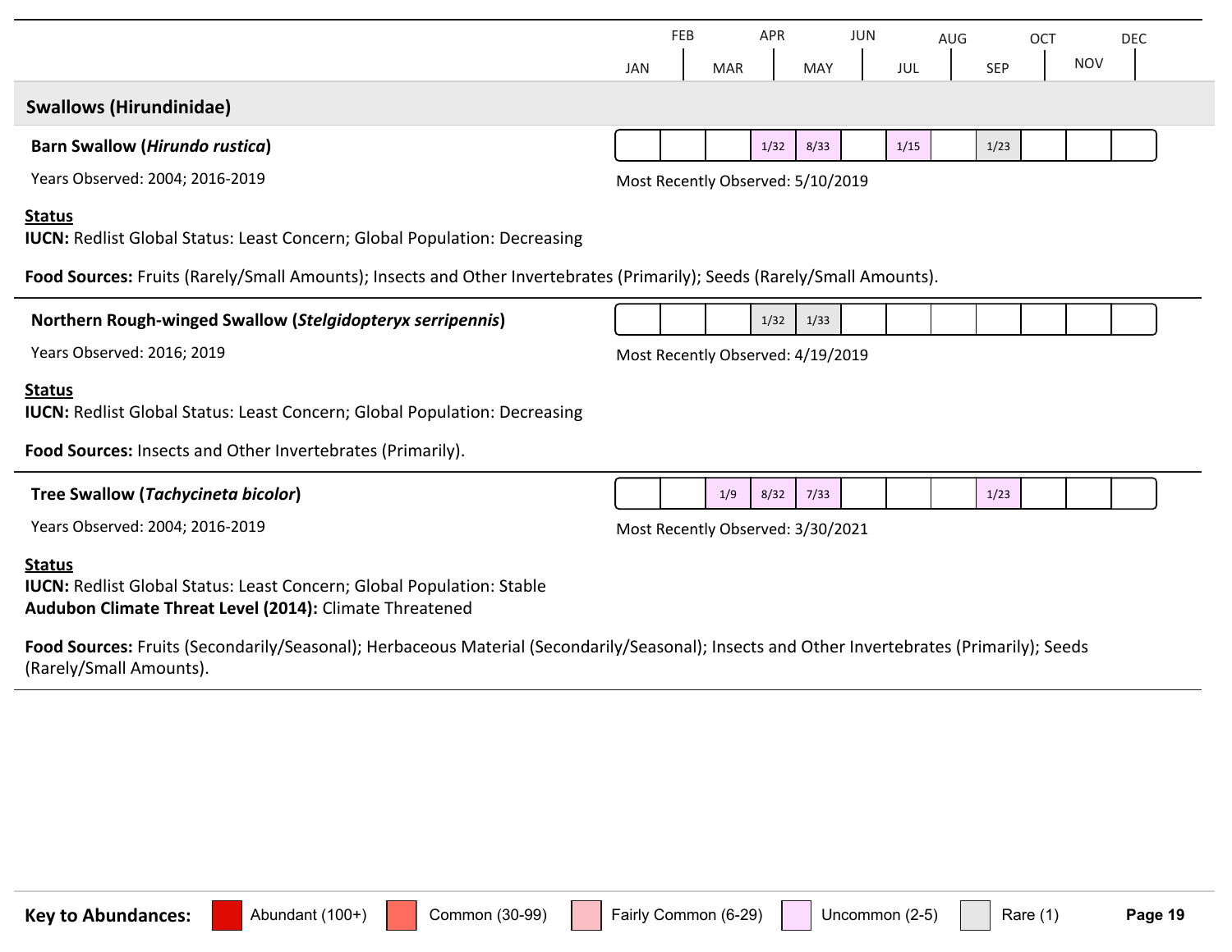| | JAN | FEB | MAR | APR | MAY | JUN | JUL | AUG | SEP | OCT | NOV | DEC |
|---|---|---|---|---|---|---|---|---|---|---|---|---|

## Swallows (Hirundinidae)

**Barn Swallow (*Hirundo rustica*)**

| JAN | FEB | MAR | APR | MAY | JUN | JUL | AUG | SEP | OCT | NOV | DEC |
|---|---|---|---|---|---|---|---|---|---|---|---|
| | | | 1/32 | 8/33 | | 1/15 | | 1/23 | | | |

Years Observed: 2004; 2016-2019

Most Recently Observed: 5/10/2019

**Status**

**IUCN:** Redlist Global Status: Least Concern; Global Population: Decreasing

**Food Sources:** Fruits (Rarely/Small Amounts); Insects and Other Invertebrates (Primarily); Seeds (Rarely/Small Amounts).

---

**Northern Rough-winged Swallow (*Stelgidopteryx serripennis*)**

| JAN | FEB | MAR | APR | MAY | JUN | JUL | AUG | SEP | OCT | NOV | DEC |
|---|---|---|---|---|---|---|---|---|---|---|---|
| | | | 1/32 | 1/33 | | | | | | | |

Years Observed: 2016; 2019

Most Recently Observed: 4/19/2019

**Status**

**IUCN:** Redlist Global Status: Least Concern; Global Population: Decreasing

**Food Sources:** Insects and Other Invertebrates (Primarily).

---

**Tree Swallow (*Tachycineta bicolor*)**

| JAN | FEB | MAR | APR | MAY | JUN | JUL | AUG | SEP | OCT | NOV | DEC |
|---|---|---|---|---|---|---|---|---|---|---|---|
| | | 1/9 | 8/32 | 7/33 | | | | 1/23 | | | |

Years Observed: 2004; 2016-2019

Most Recently Observed: 3/30/2021

**Status**

**IUCN:** Redlist Global Status: Least Concern; Global Population: Stable
**Audubon Climate Threat Level (2014):** Climate Threatened

**Food Sources:** Fruits (Secondarily/Seasonal); Herbaceous Material (Secondarily/Seasonal); Insects and Other Invertebrates (Primarily); Seeds (Rarely/Small Amounts).

---

**Key to Abundances:** Abundant (100+) | Common (30-99) | Fairly Common (6-29) | Uncommon (2-5) | Rare (1)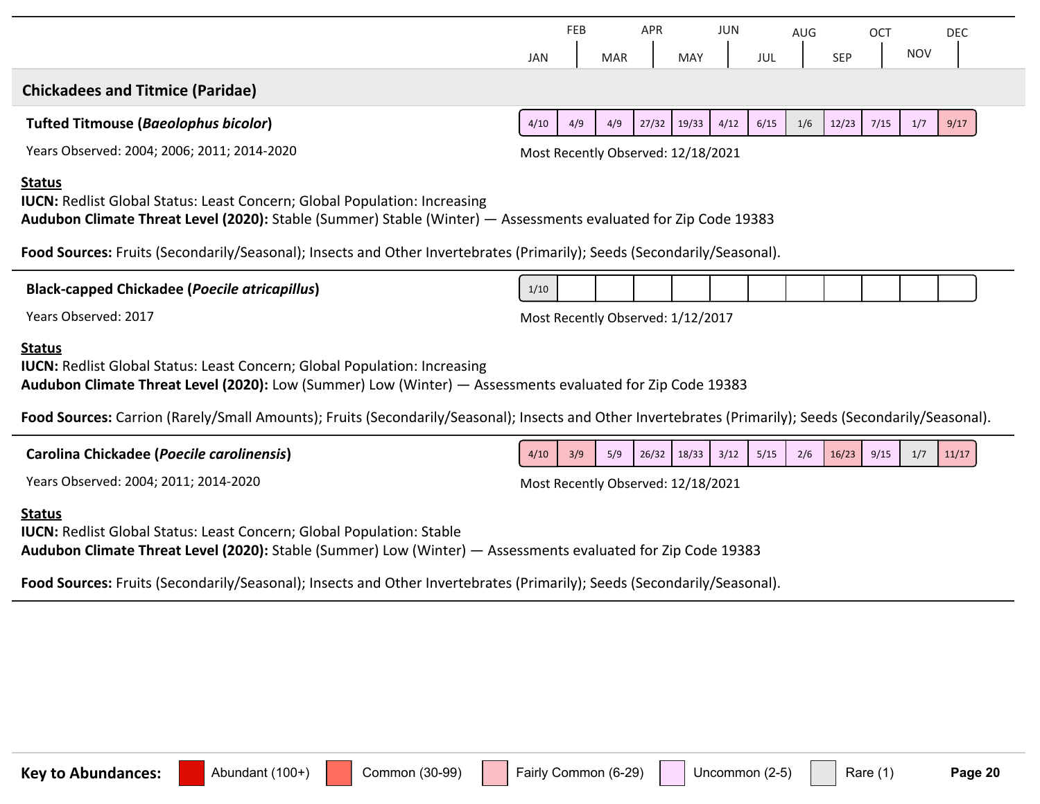| | JAN | FEB | MAR | APR | MAY | JUN | JUL | AUG | SEP | OCT | NOV | DEC |
|---|---|---|---|---|---|---|---|---|---|---|---|---|

## Chickadees and Titmice (Paridae)

**Tufted Titmouse (*Baeolophus bicolor*)**

| JAN | FEB | MAR | APR | MAY | JUN | JUL | AUG | SEP | OCT | NOV | DEC |
|---|---|---|---|---|---|---|---|---|---|---|---|
| 4/10 | 4/9 | 4/9 | 27/32 | 19/33 | 4/12 | 6/15 | 1/6 | 12/23 | 7/15 | 1/7 | 9/17 |

Years Observed: 2004; 2006; 2011; 2014-2020

Most Recently Observed: 12/18/2021

**Status**

**IUCN:** Redlist Global Status: Least Concern; Global Population: Increasing

**Audubon Climate Threat Level (2020):** Stable (Summer) Stable (Winter) — Assessments evaluated for Zip Code 19383

**Food Sources:** Fruits (Secondarily/Seasonal); Insects and Other Invertebrates (Primarily); Seeds (Secondarily/Seasonal).

**Black-capped Chickadee (*Poecile atricapillus*)**

| JAN | FEB | MAR | APR | MAY | JUN | JUL | AUG | SEP | OCT | NOV | DEC |
|---|---|---|---|---|---|---|---|---|---|---|---|
| 1/10 | | | | | | | | | | | |

Years Observed: 2017

Most Recently Observed: 1/12/2017

**Status**

**IUCN:** Redlist Global Status: Least Concern; Global Population: Increasing

**Audubon Climate Threat Level (2020):** Low (Summer) Low (Winter) — Assessments evaluated for Zip Code 19383

**Food Sources:** Carrion (Rarely/Small Amounts); Fruits (Secondarily/Seasonal); Insects and Other Invertebrates (Primarily); Seeds (Secondarily/Seasonal).

**Carolina Chickadee (*Poecile carolinensis*)**

| JAN | FEB | MAR | APR | MAY | JUN | JUL | AUG | SEP | OCT | NOV | DEC |
|---|---|---|---|---|---|---|---|---|---|---|---|
| 4/10 | 3/9 | 5/9 | 26/32 | 18/33 | 3/12 | 5/15 | 2/6 | 16/23 | 9/15 | 1/7 | 11/17 |

Years Observed: 2004; 2011; 2014-2020

Most Recently Observed: 12/18/2021

**Status**

**IUCN:** Redlist Global Status: Least Concern; Global Population: Stable

**Audubon Climate Threat Level (2020):** Stable (Summer) Low (Winter) — Assessments evaluated for Zip Code 19383

**Food Sources:** Fruits (Secondarily/Seasonal); Insects and Other Invertebrates (Primarily); Seeds (Secondarily/Seasonal).

**Key to Abundances:** Abundant (100+) | Common (30-99) | Fairly Common (6-29) | Uncommon (2-5) | Rare (1)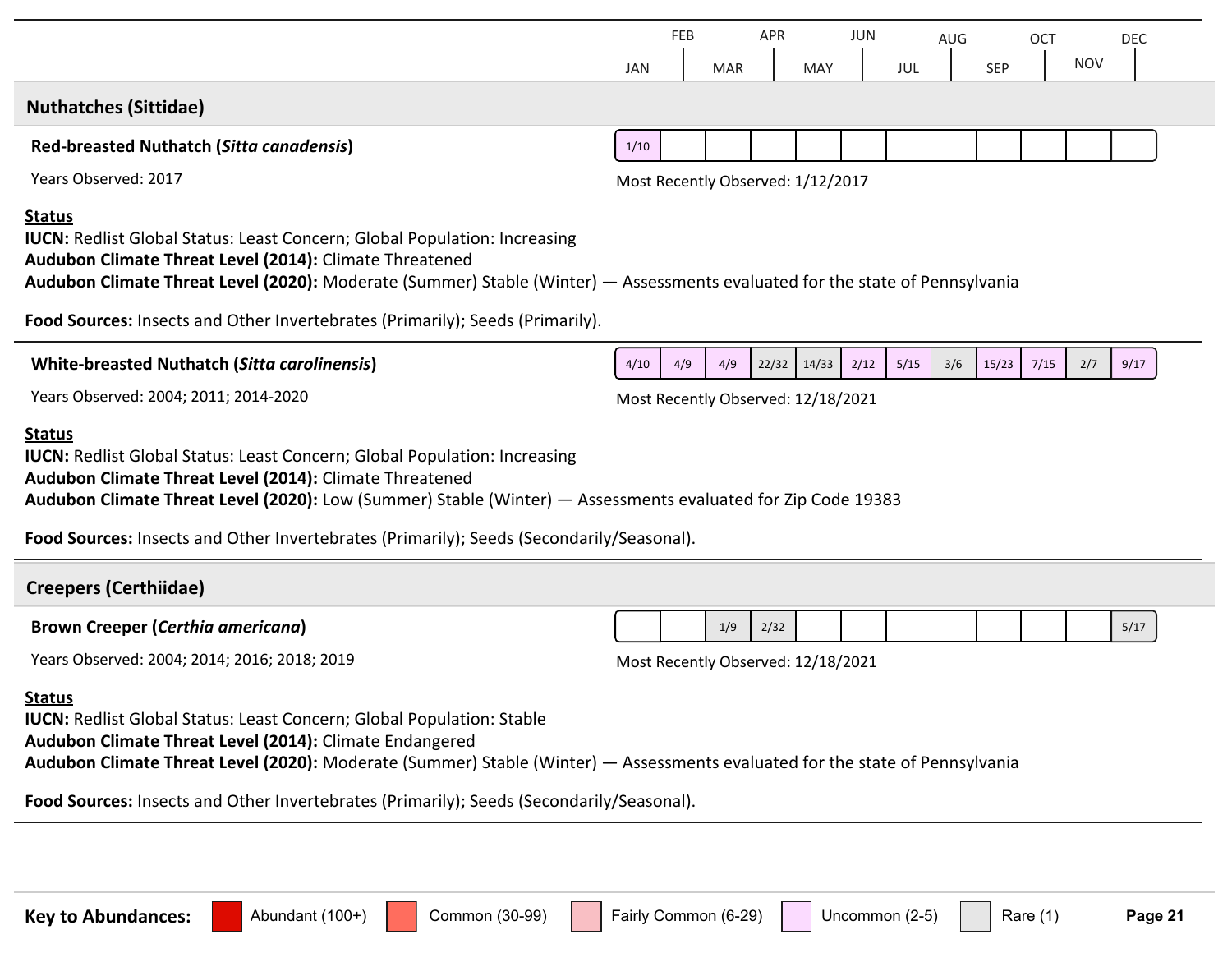## Nuthatches (Sittidae)

### Red-breasted Nuthatch (*Sitta canadensis*)

| JAN | FEB | MAR | APR | MAY | JUN | JUL | AUG | SEP | OCT | NOV | DEC |
|---|---|---|---|---|---|---|---|---|---|---|---|
| 1/10 | | | | | | | | | | | |

Years Observed: 2017

Most Recently Observed: 1/12/2017

**Status**

**IUCN:** Redlist Global Status: Least Concern; Global Population: Increasing
**Audubon Climate Threat Level (2014):** Climate Threatened
**Audubon Climate Threat Level (2020):** Moderate (Summer) Stable (Winter) — Assessments evaluated for the state of Pennsylvania

**Food Sources:** Insects and Other Invertebrates (Primarily); Seeds (Primarily).

### White-breasted Nuthatch (*Sitta carolinensis*)

| JAN | FEB | MAR | APR | MAY | JUN | JUL | AUG | SEP | OCT | NOV | DEC |
|---|---|---|---|---|---|---|---|---|---|---|---|
| 4/10 | 4/9 | 4/9 | 22/32 | 14/33 | 2/12 | 5/15 | 3/6 | 15/23 | 7/15 | 2/7 | 9/17 |

Years Observed: 2004; 2011; 2014-2020

Most Recently Observed: 12/18/2021

**Status**

**IUCN:** Redlist Global Status: Least Concern; Global Population: Increasing
**Audubon Climate Threat Level (2014):** Climate Threatened
**Audubon Climate Threat Level (2020):** Low (Summer) Stable (Winter) — Assessments evaluated for Zip Code 19383

**Food Sources:** Insects and Other Invertebrates (Primarily); Seeds (Secondarily/Seasonal).

## Creepers (Certhiidae)

### Brown Creeper (*Certhia americana*)

| JAN | FEB | MAR | APR | MAY | JUN | JUL | AUG | SEP | OCT | NOV | DEC |
|---|---|---|---|---|---|---|---|---|---|---|---|
| | | 1/9 | 2/32 | | | | | | | | 5/17 |

Years Observed: 2004; 2014; 2016; 2018; 2019

Most Recently Observed: 12/18/2021

**Status**

**IUCN:** Redlist Global Status: Least Concern; Global Population: Stable
**Audubon Climate Threat Level (2014):** Climate Endangered
**Audubon Climate Threat Level (2020):** Moderate (Summer) Stable (Winter) — Assessments evaluated for the state of Pennsylvania

**Food Sources:** Insects and Other Invertebrates (Primarily); Seeds (Secondarily/Seasonal).

**Key to Abundances:** Abundant (100+) | Common (30-99) | Fairly Common (6-29) | Uncommon (2-5) | Rare (1)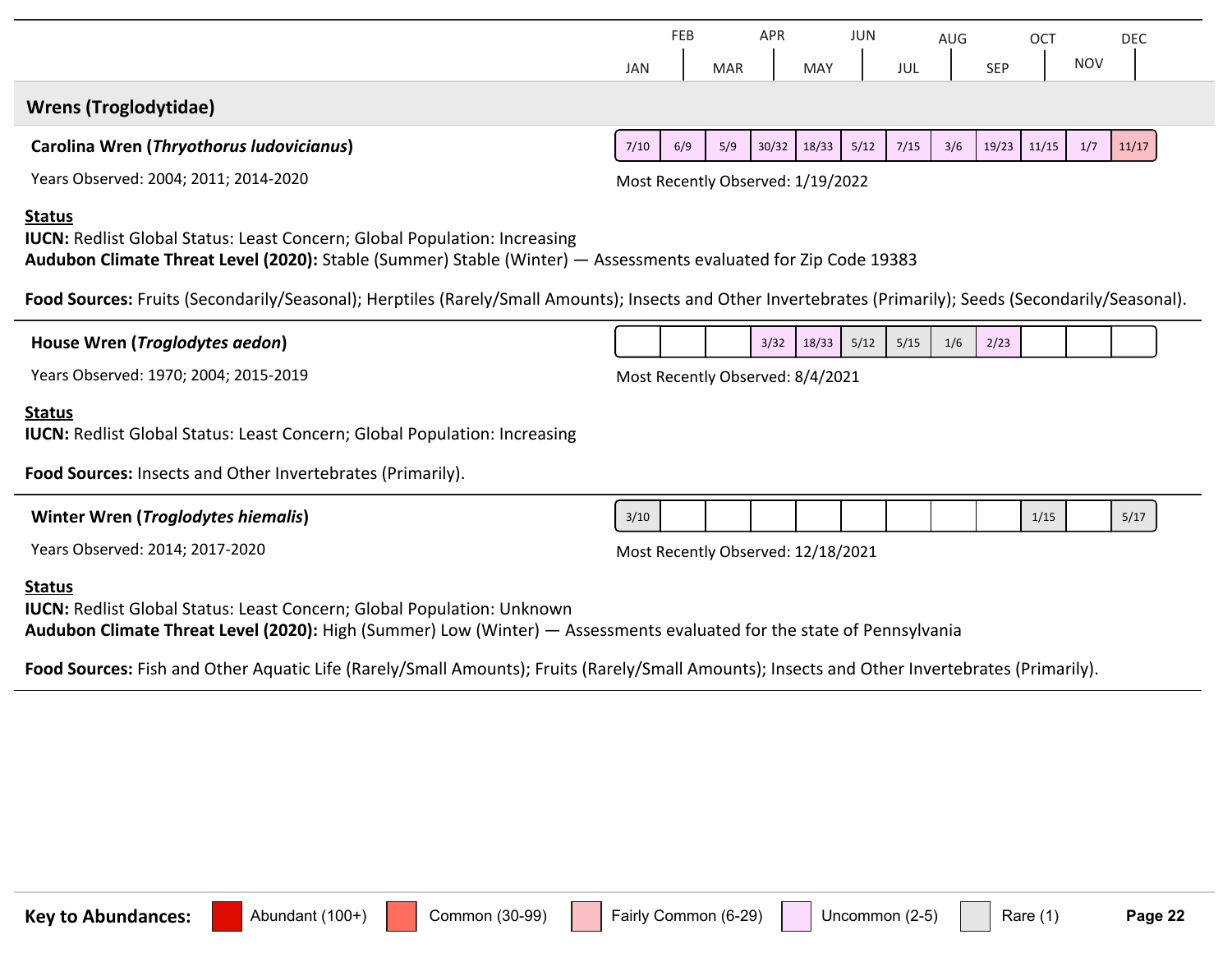| | JAN | FEB | MAR | APR | MAY | JUN | JUL | AUG | SEP | OCT | NOV | DEC |
|---|---|---|---|---|---|---|---|---|---|---|---|---|

## Wrens (Troglodytidae)

**Carolina Wren (*Thryothorus ludovicianus*)**

| JAN | FEB | MAR | APR | MAY | JUN | JUL | AUG | SEP | OCT | NOV | DEC |
|---|---|---|---|---|---|---|---|---|---|---|---|
| 7/10 | 6/9 | 5/9 | 30/32 | 18/33 | 5/12 | 7/15 | 3/6 | 19/23 | 11/15 | 1/7 | 11/17 |

Years Observed: 2004; 2011; 2014-2020

Most Recently Observed: 1/19/2022

**Status**

**IUCN:** Redlist Global Status: Least Concern; Global Population: Increasing

**Audubon Climate Threat Level (2020):** Stable (Summer) Stable (Winter) — Assessments evaluated for Zip Code 19383

**Food Sources:** Fruits (Secondarily/Seasonal); Herptiles (Rarely/Small Amounts); Insects and Other Invertebrates (Primarily); Seeds (Secondarily/Seasonal).

---

**House Wren (*Troglodytes aedon*)**

| JAN | FEB | MAR | APR | MAY | JUN | JUL | AUG | SEP | OCT | NOV | DEC |
|---|---|---|---|---|---|---|---|---|---|---|---|
| | | | 3/32 | 18/33 | 5/12 | 5/15 | 1/6 | 2/23 | | | |

Years Observed: 1970; 2004; 2015-2019

Most Recently Observed: 8/4/2021

**Status**

**IUCN:** Redlist Global Status: Least Concern; Global Population: Increasing

**Food Sources:** Insects and Other Invertebrates (Primarily).

---

**Winter Wren (*Troglodytes hiemalis*)**

| JAN | FEB | MAR | APR | MAY | JUN | JUL | AUG | SEP | OCT | NOV | DEC |
|---|---|---|---|---|---|---|---|---|---|---|---|
| 3/10 | | | | | | | | | 1/15 | | 5/17 |

Years Observed: 2014; 2017-2020

Most Recently Observed: 12/18/2021

**Status**

**IUCN:** Redlist Global Status: Least Concern; Global Population: Unknown

**Audubon Climate Threat Level (2020):** High (Summer) Low (Winter) — Assessments evaluated for the state of Pennsylvania

**Food Sources:** Fish and Other Aquatic Life (Rarely/Small Amounts); Fruits (Rarely/Small Amounts); Insects and Other Invertebrates (Primarily).

---

**Key to Abundances:** Abundant (100+) | Common (30-99) | Fairly Common (6-29) | Uncommon (2-5) | Rare (1)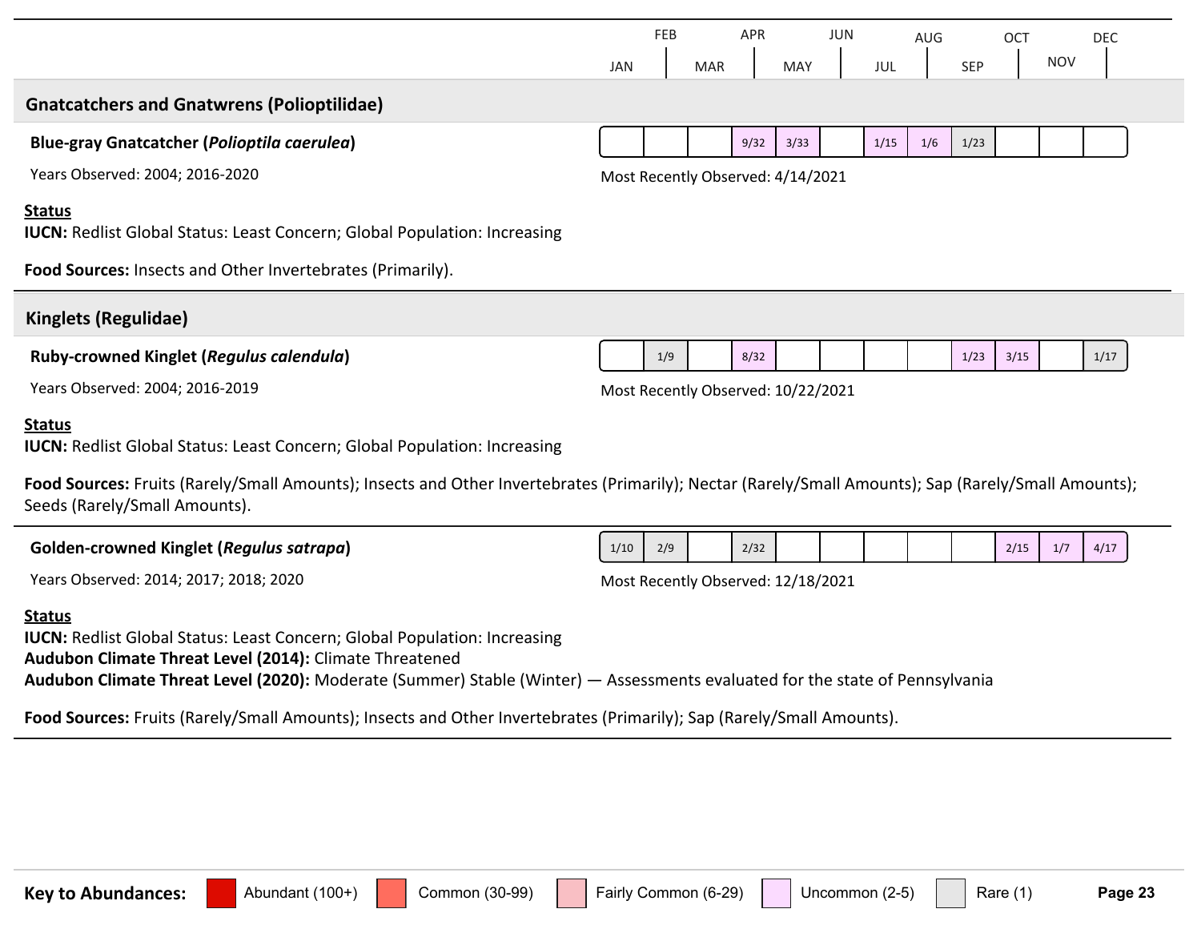| | JAN | FEB | MAR | APR | MAY | JUN | JUL | AUG | SEP | OCT | NOV | DEC |
|---|---|---|---|---|---|---|---|---|---|---|---|---|

## Gnatcatchers and Gnatwrens (Polioptilidae)

### Blue-gray Gnatcatcher (*Polioptila caerulea*)

| JAN | FEB | MAR | APR | MAY | JUN | JUL | AUG | SEP | OCT | NOV | DEC |
|---|---|---|---|---|---|---|---|---|---|---|---|
| | | | 9/32 | 3/33 | | 1/15 | 1/6 | 1/23 | | | |

Years Observed: 2004; 2016-2020

Most Recently Observed: 4/14/2021

**Status**

**IUCN:** Redlist Global Status: Least Concern; Global Population: Increasing

**Food Sources:** Insects and Other Invertebrates (Primarily).

## Kinglets (Regulidae)

### Ruby-crowned Kinglet (*Regulus calendula*)

| JAN | FEB | MAR | APR | MAY | JUN | JUL | AUG | SEP | OCT | NOV | DEC |
|---|---|---|---|---|---|---|---|---|---|---|---|
| | 1/9 | | 8/32 | | | | | 1/23 | 3/15 | | 1/17 |

Years Observed: 2004; 2016-2019

Most Recently Observed: 10/22/2021

**Status**

**IUCN:** Redlist Global Status: Least Concern; Global Population: Increasing

**Food Sources:** Fruits (Rarely/Small Amounts); Insects and Other Invertebrates (Primarily); Nectar (Rarely/Small Amounts); Sap (Rarely/Small Amounts); Seeds (Rarely/Small Amounts).

### Golden-crowned Kinglet (*Regulus satrapa*)

| JAN | FEB | MAR | APR | MAY | JUN | JUL | AUG | SEP | OCT | NOV | DEC |
|---|---|---|---|---|---|---|---|---|---|---|---|
| 1/10 | 2/9 | | 2/32 | | | | | | 2/15 | 1/7 | 4/17 |

Years Observed: 2014; 2017; 2018; 2020

Most Recently Observed: 12/18/2021

**Status**

**IUCN:** Redlist Global Status: Least Concern; Global Population: Increasing

**Audubon Climate Threat Level (2014):** Climate Threatened

**Audubon Climate Threat Level (2020):** Moderate (Summer) Stable (Winter) — Assessments evaluated for the state of Pennsylvania

**Food Sources:** Fruits (Rarely/Small Amounts); Insects and Other Invertebrates (Primarily); Sap (Rarely/Small Amounts).

**Key to Abundances:** Abundant (100+) | Common (30-99) | Fairly Common (6-29) | Uncommon (2-5) | Rare (1)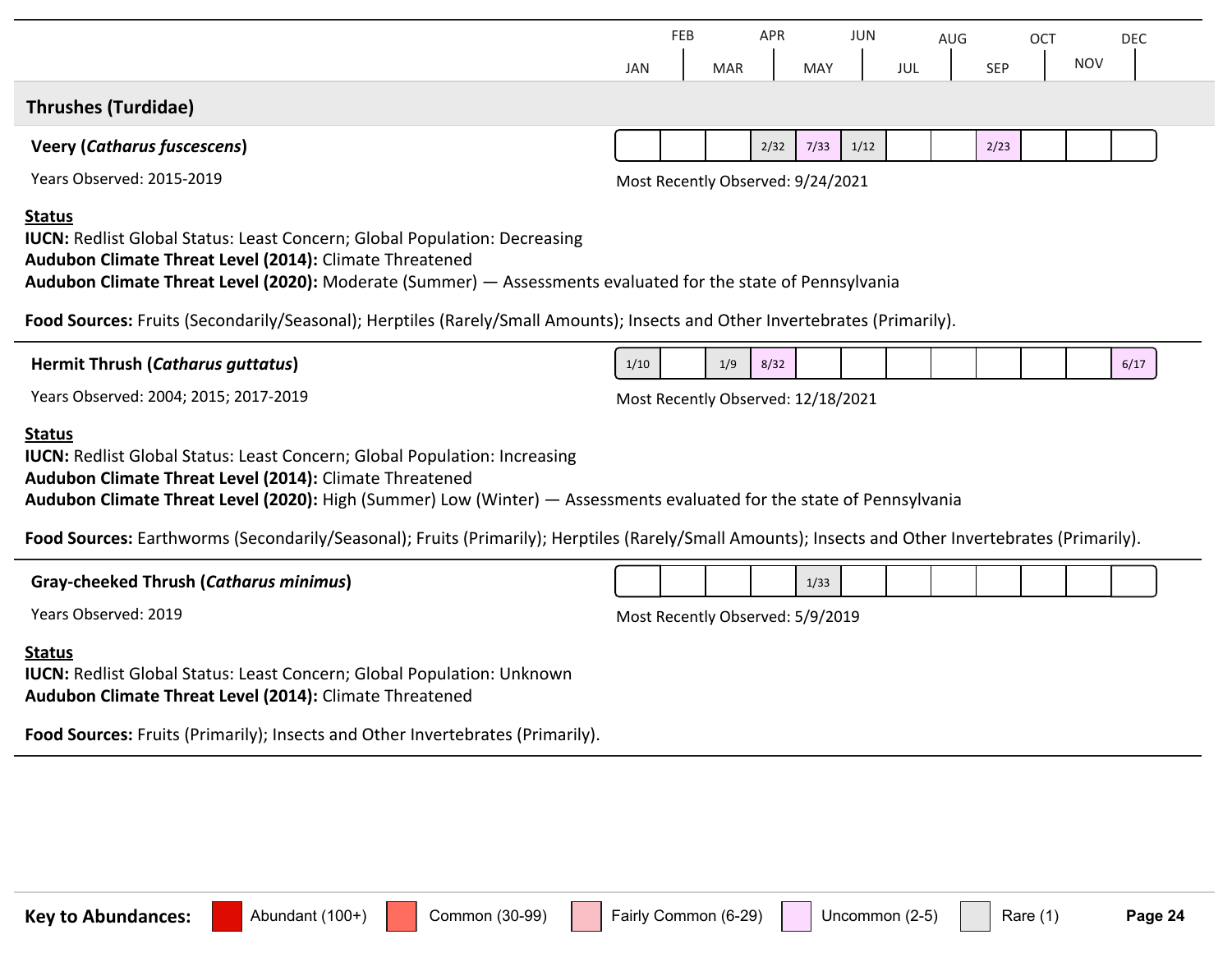## Thrushes (Turdidae)

### Veery (*Catharus fuscescens*)

Years Observed: 2015-2019

| JAN | FEB | MAR | APR | MAY | JUN | JUL | AUG | SEP | OCT | NOV | DEC |
|---|---|---|---|---|---|---|---|---|---|---|---|
| | | | 2/32 | 7/33 | 1/12 | | | 2/23 | | | |

Most Recently Observed: 9/24/2021

**Status**

**IUCN:** Redlist Global Status: Least Concern; Global Population: Decreasing
**Audubon Climate Threat Level (2014):** Climate Threatened
**Audubon Climate Threat Level (2020):** Moderate (Summer) — Assessments evaluated for the state of Pennsylvania

**Food Sources:** Fruits (Secondarily/Seasonal); Herptiles (Rarely/Small Amounts); Insects and Other Invertebrates (Primarily).

---

### Hermit Thrush (*Catharus guttatus*)

Years Observed: 2004; 2015; 2017-2019

| JAN | FEB | MAR | APR | MAY | JUN | JUL | AUG | SEP | OCT | NOV | DEC |
|---|---|---|---|---|---|---|---|---|---|---|---|
| 1/10 | | 1/9 | 8/32 | | | | | | | | 6/17 |

Most Recently Observed: 12/18/2021

**Status**

**IUCN:** Redlist Global Status: Least Concern; Global Population: Increasing
**Audubon Climate Threat Level (2014):** Climate Threatened
**Audubon Climate Threat Level (2020):** High (Summer) Low (Winter) — Assessments evaluated for the state of Pennsylvania

**Food Sources:** Earthworms (Secondarily/Seasonal); Fruits (Primarily); Herptiles (Rarely/Small Amounts); Insects and Other Invertebrates (Primarily).

---

### Gray-cheeked Thrush (*Catharus minimus*)

Years Observed: 2019

| JAN | FEB | MAR | APR | MAY | JUN | JUL | AUG | SEP | OCT | NOV | DEC |
|---|---|---|---|---|---|---|---|---|---|---|---|
| | | | | 1/33 | | | | | | | |

Most Recently Observed: 5/9/2019

**Status**

**IUCN:** Redlist Global Status: Least Concern; Global Population: Unknown
**Audubon Climate Threat Level (2014):** Climate Threatened

**Food Sources:** Fruits (Primarily); Insects and Other Invertebrates (Primarily).

---

**Key to Abundances:** Abundant (100+) | Common (30-99) | Fairly Common (6-29) | Uncommon (2-5) | Rare (1)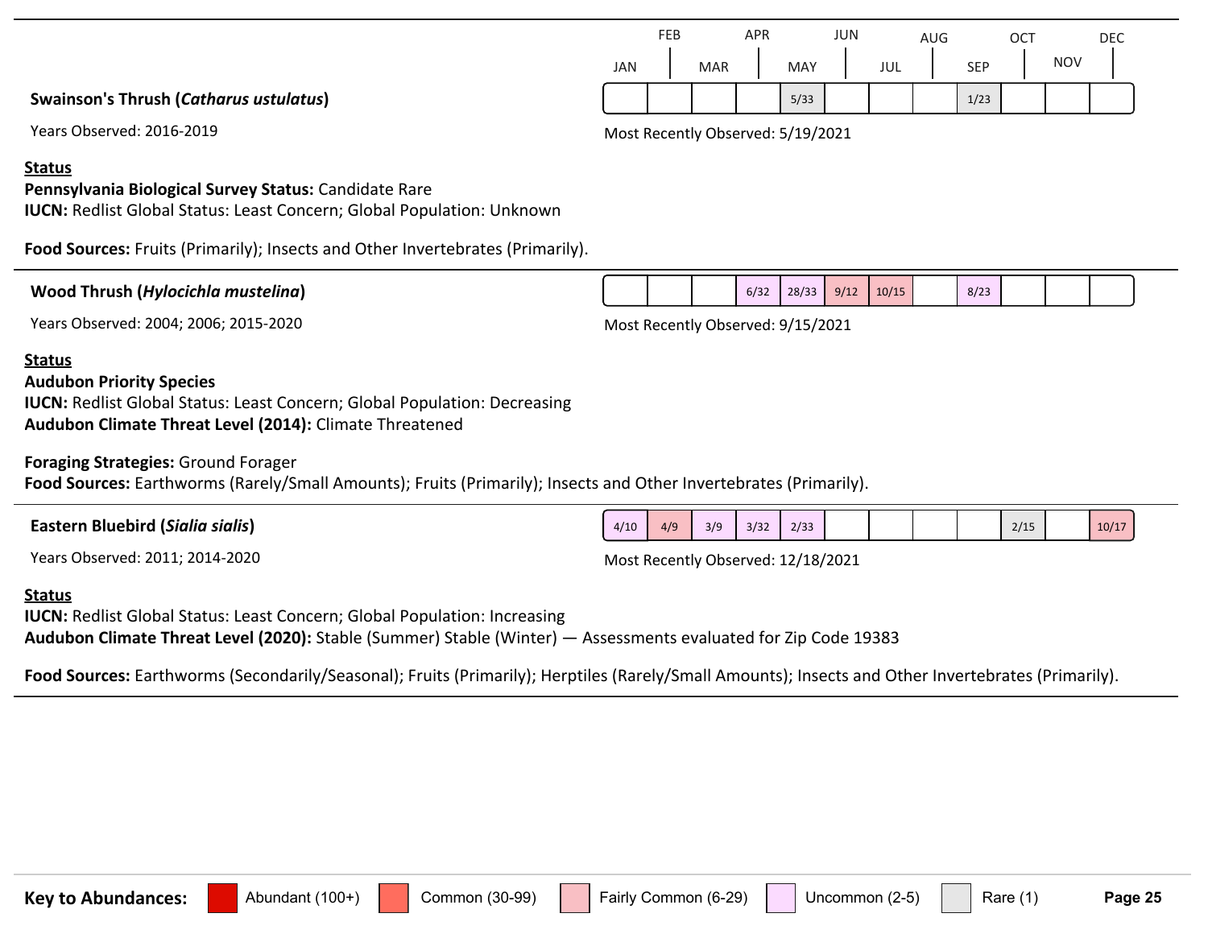| | JAN | FEB | MAR | APR | MAY | JUN | JUL | AUG | SEP | OCT | NOV | DEC |
|---|---|---|---|---|---|---|---|---|---|---|---|---|
| **Swainson's Thrush (*Catharus ustulatus*)** | | | | | 5/33 | | | | 1/23 | | | |

Years Observed: 2016-2019

Most Recently Observed: 5/19/2021

**Status**

**Pennsylvania Biological Survey Status:** Candidate Rare

**IUCN:** Redlist Global Status: Least Concern; Global Population: Unknown

**Food Sources:** Fruits (Primarily); Insects and Other Invertebrates (Primarily).

---

| | JAN | FEB | MAR | APR | MAY | JUN | JUL | AUG | SEP | OCT | NOV | DEC |
|---|---|---|---|---|---|---|---|---|---|---|---|---|
| **Wood Thrush (*Hylocichla mustelina*)** | | | | 6/32 | 28/33 | 9/12 | 10/15 | | 8/23 | | | |

Years Observed: 2004; 2006; 2015-2020

Most Recently Observed: 9/15/2021

**Status**

**Audubon Priority Species**

**IUCN:** Redlist Global Status: Least Concern; Global Population: Decreasing

**Audubon Climate Threat Level (2014):** Climate Threatened

**Foraging Strategies:** Ground Forager

**Food Sources:** Earthworms (Rarely/Small Amounts); Fruits (Primarily); Insects and Other Invertebrates (Primarily).

---

| | JAN | FEB | MAR | APR | MAY | JUN | JUL | AUG | SEP | OCT | NOV | DEC |
|---|---|---|---|---|---|---|---|---|---|---|---|---|
| **Eastern Bluebird (*Sialia sialis*)** | 4/10 | 4/9 | 3/9 | 3/32 | 2/33 | | | | | 2/15 | | 10/17 |

Years Observed: 2011; 2014-2020

Most Recently Observed: 12/18/2021

**Status**

**IUCN:** Redlist Global Status: Least Concern; Global Population: Increasing

**Audubon Climate Threat Level (2020):** Stable (Summer) Stable (Winter) — Assessments evaluated for Zip Code 19383

**Food Sources:** Earthworms (Secondarily/Seasonal); Fruits (Primarily); Herptiles (Rarely/Small Amounts); Insects and Other Invertebrates (Primarily).

---

**Key to Abundances:** Abundant (100+) | Common (30-99) | Fairly Common (6-29) | Uncommon (2-5) | Rare (1)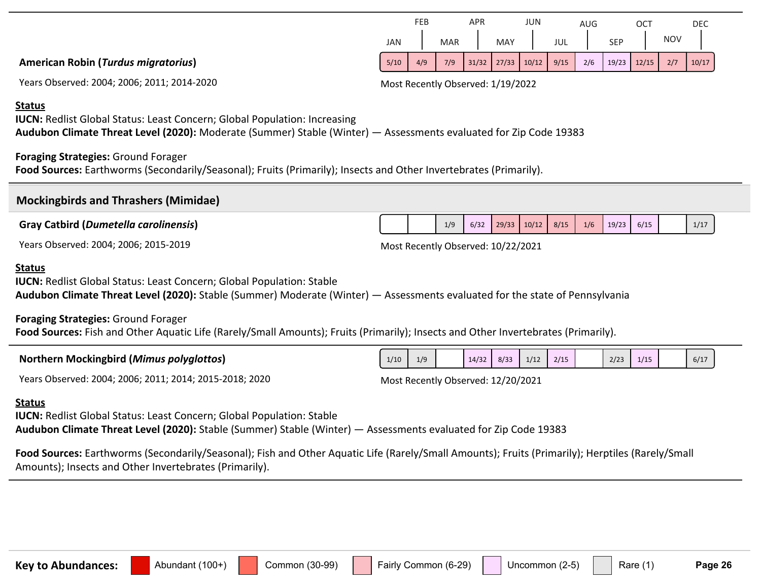| | JAN | FEB | MAR | APR | MAY | JUN | JUL | AUG | SEP | OCT | NOV | DEC |
|---|---|---|---|---|---|---|---|---|---|---|---|---|
| **American Robin (*Turdus migratorius*)** | 5/10 | 4/9 | 7/9 | 31/32 | 27/33 | 10/12 | 9/15 | 2/6 | 19/23 | 12/15 | 2/7 | 10/17 |

Years Observed: 2004; 2006; 2011; 2014-2020

Most Recently Observed: 1/19/2022

**Status**

**IUCN:** Redlist Global Status: Least Concern; Global Population: Increasing

**Audubon Climate Threat Level (2020):** Moderate (Summer) Stable (Winter) — Assessments evaluated for Zip Code 19383

**Foraging Strategies:** Ground Forager

**Food Sources:** Earthworms (Secondarily/Seasonal); Fruits (Primarily); Insects and Other Invertebrates (Primarily).

## Mockingbirds and Thrashers (Mimidae)

| | JAN | FEB | MAR | APR | MAY | JUN | JUL | AUG | SEP | OCT | NOV | DEC |
|---|---|---|---|---|---|---|---|---|---|---|---|---|
| **Gray Catbird (*Dumetella carolinensis*)** | | | 1/9 | 6/32 | 29/33 | 10/12 | 8/15 | 1/6 | 19/23 | 6/15 | | 1/17 |

Years Observed: 2004; 2006; 2015-2019

Most Recently Observed: 10/22/2021

**Status**

**IUCN:** Redlist Global Status: Least Concern; Global Population: Stable

**Audubon Climate Threat Level (2020):** Stable (Summer) Moderate (Winter) — Assessments evaluated for the state of Pennsylvania

**Foraging Strategies:** Ground Forager

**Food Sources:** Fish and Other Aquatic Life (Rarely/Small Amounts); Fruits (Primarily); Insects and Other Invertebrates (Primarily).

| | JAN | FEB | MAR | APR | MAY | JUN | JUL | AUG | SEP | OCT | NOV | DEC |
|---|---|---|---|---|---|---|---|---|---|---|---|---|
| **Northern Mockingbird (*Mimus polyglottos*)** | 1/10 | 1/9 | | 14/32 | 8/33 | 1/12 | 2/15 | | 2/23 | 1/15 | | 6/17 |

Years Observed: 2004; 2006; 2011; 2014; 2015-2018; 2020

Most Recently Observed: 12/20/2021

**Status**

**IUCN:** Redlist Global Status: Least Concern; Global Population: Stable

**Audubon Climate Threat Level (2020):** Stable (Summer) Stable (Winter) — Assessments evaluated for Zip Code 19383

**Food Sources:** Earthworms (Secondarily/Seasonal); Fish and Other Aquatic Life (Rarely/Small Amounts); Fruits (Primarily); Herptiles (Rarely/Small Amounts); Insects and Other Invertebrates (Primarily).

**Key to Abundances:** Abundant (100+) | Common (30-99) | Fairly Common (6-29) | Uncommon (2-5) | Rare (1)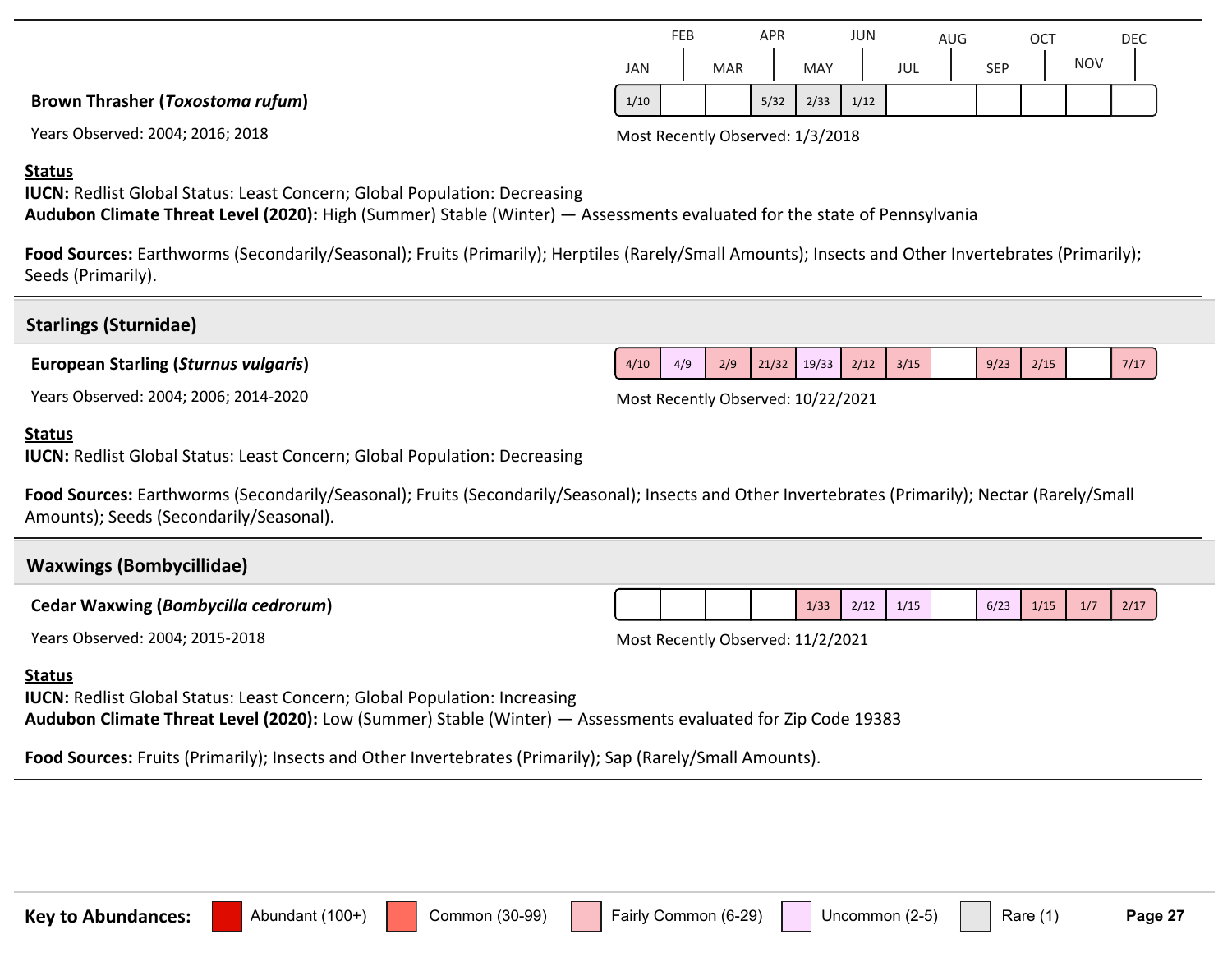| | JAN | FEB | MAR | APR | MAY | JUN | JUL | AUG | SEP | OCT | NOV | DEC |
|---|---|---|---|---|---|---|---|---|---|---|---|---|
| **Brown Thrasher (*Toxostoma rufum*)** | 1/10 | | | 5/32 | 2/33 | 1/12 | | | | | | |

Years Observed: 2004; 2016; 2018

Most Recently Observed: 1/3/2018

**Status**

**IUCN:** Redlist Global Status: Least Concern; Global Population: Decreasing

**Audubon Climate Threat Level (2020):** High (Summer) Stable (Winter) — Assessments evaluated for the state of Pennsylvania

**Food Sources:** Earthworms (Secondarily/Seasonal); Fruits (Primarily); Herptiles (Rarely/Small Amounts); Insects and Other Invertebrates (Primarily); Seeds (Primarily).

## Starlings (Sturnidae)

| | JAN | FEB | MAR | APR | MAY | JUN | JUL | AUG | SEP | OCT | NOV | DEC |
|---|---|---|---|---|---|---|---|---|---|---|---|---|
| **European Starling (*Sturnus vulgaris*)** | 4/10 | 4/9 | 2/9 | 21/32 | 19/33 | 2/12 | 3/15 | | 9/23 | 2/15 | | 7/17 |

Years Observed: 2004; 2006; 2014-2020

Most Recently Observed: 10/22/2021

**Status**

**IUCN:** Redlist Global Status: Least Concern; Global Population: Decreasing

**Food Sources:** Earthworms (Secondarily/Seasonal); Fruits (Secondarily/Seasonal); Insects and Other Invertebrates (Primarily); Nectar (Rarely/Small Amounts); Seeds (Secondarily/Seasonal).

## Waxwings (Bombycillidae)

| | JAN | FEB | MAR | APR | MAY | JUN | JUL | AUG | SEP | OCT | NOV | DEC |
|---|---|---|---|---|---|---|---|---|---|---|---|---|
| **Cedar Waxwing (*Bombycilla cedrorum*)** | | | | | 1/33 | 2/12 | 1/15 | | 6/23 | 1/15 | 1/7 | 2/17 |

Years Observed: 2004; 2015-2018

Most Recently Observed: 11/2/2021

**Status**

**IUCN:** Redlist Global Status: Least Concern; Global Population: Increasing

**Audubon Climate Threat Level (2020):** Low (Summer) Stable (Winter) — Assessments evaluated for Zip Code 19383

**Food Sources:** Fruits (Primarily); Insects and Other Invertebrates (Primarily); Sap (Rarely/Small Amounts).

**Key to Abundances:** Abundant (100+) | Common (30-99) | Fairly Common (6-29) | Uncommon (2-5) | Rare (1)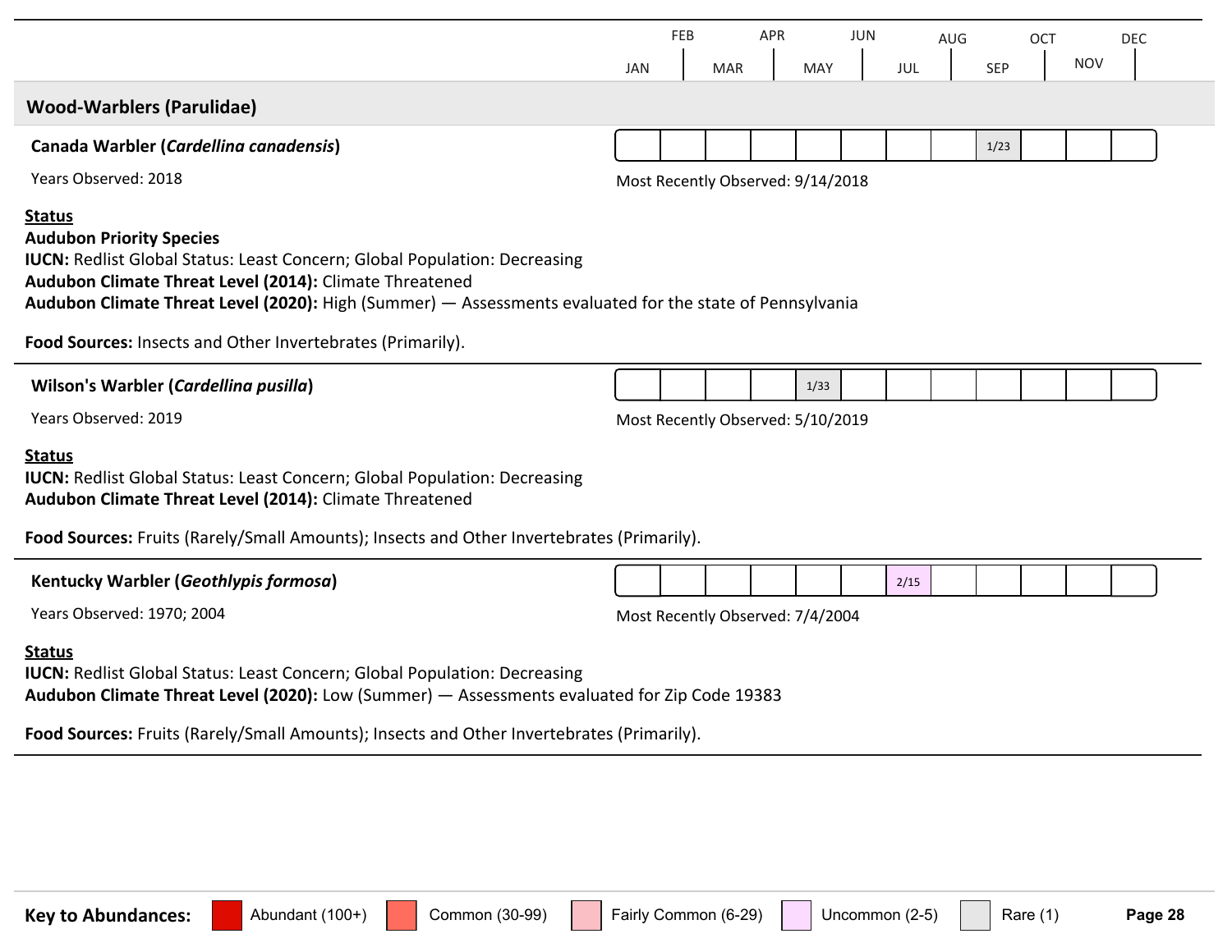## Wood-Warblers (Parulidae)

### Canada Warbler (*Cardellina canadensis*)

| JAN | FEB | MAR | APR | MAY | JUN | JUL | AUG | SEP | OCT | NOV | DEC |
|---|---|---|---|---|---|---|---|---|---|---|---|
| | | | | | | | | 1/23 | | | |

Years Observed: 2018

Most Recently Observed: 9/14/2018

**Status**

**Audubon Priority Species**

**IUCN:** Redlist Global Status: Least Concern; Global Population: Decreasing

**Audubon Climate Threat Level (2014):** Climate Threatened

**Audubon Climate Threat Level (2020):** High (Summer) — Assessments evaluated for the state of Pennsylvania

**Food Sources:** Insects and Other Invertebrates (Primarily).

---

### Wilson's Warbler (*Cardellina pusilla*)

| JAN | FEB | MAR | APR | MAY | JUN | JUL | AUG | SEP | OCT | NOV | DEC |
|---|---|---|---|---|---|---|---|---|---|---|---|
| | | | | 1/33 | | | | | | | |

Years Observed: 2019

Most Recently Observed: 5/10/2019

**Status**

**IUCN:** Redlist Global Status: Least Concern; Global Population: Decreasing

**Audubon Climate Threat Level (2014):** Climate Threatened

**Food Sources:** Fruits (Rarely/Small Amounts); Insects and Other Invertebrates (Primarily).

---

### Kentucky Warbler (*Geothlypis formosa*)

| JAN | FEB | MAR | APR | MAY | JUN | JUL | AUG | SEP | OCT | NOV | DEC |
|---|---|---|---|---|---|---|---|---|---|---|---|
| | | | | | | 2/15 | | | | | |

Years Observed: 1970; 2004

Most Recently Observed: 7/4/2004

**Status**

**IUCN:** Redlist Global Status: Least Concern; Global Population: Decreasing

**Audubon Climate Threat Level (2020):** Low (Summer) — Assessments evaluated for Zip Code 19383

**Food Sources:** Fruits (Rarely/Small Amounts); Insects and Other Invertebrates (Primarily).

---

**Key to Abundances:** Abundant (100+) | Common (30-99) | Fairly Common (6-29) | Uncommon (2-5) | Rare (1)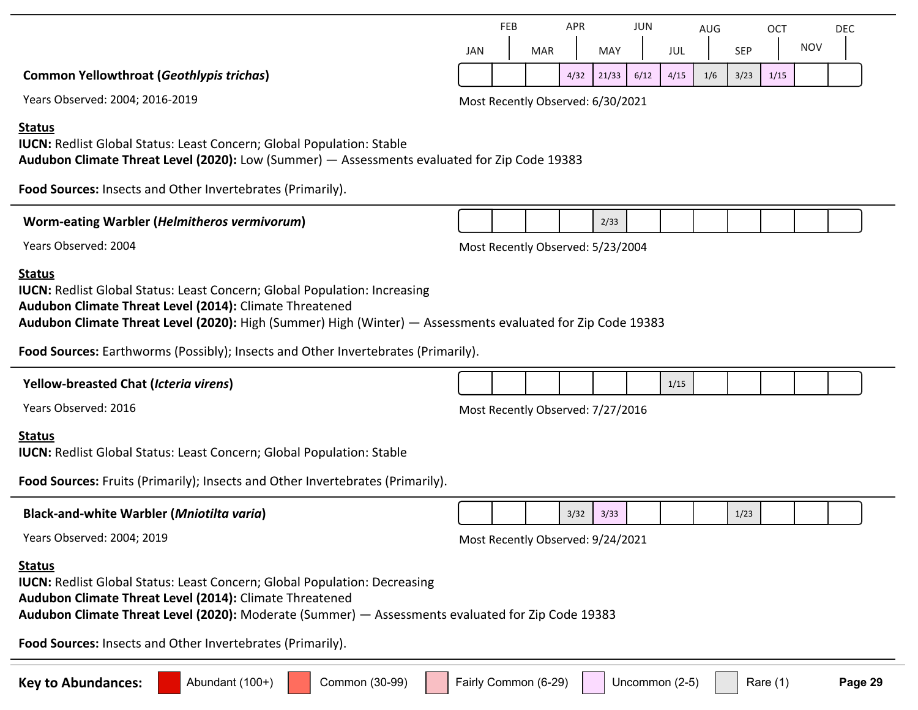**Common Yellowthroat (*Geothlypis trichas*)**

| JAN | FEB | MAR | APR | MAY | JUN | JUL | AUG | SEP | OCT | NOV | DEC |
|---|---|---|---|---|---|---|---|---|---|---|---|
| | | | 4/32 | 21/33 | 6/12 | 4/15 | 1/6 | 3/23 | 1/15 | | |

Years Observed: 2004; 2016-2019

Most Recently Observed: 6/30/2021

**Status**

**IUCN:** Redlist Global Status: Least Concern; Global Population: Stable

**Audubon Climate Threat Level (2020):** Low (Summer) — Assessments evaluated for Zip Code 19383

**Food Sources:** Insects and Other Invertebrates (Primarily).

---

**Worm-eating Warbler (*Helmitheros vermivorum*)**

| JAN | FEB | MAR | APR | MAY | JUN | JUL | AUG | SEP | OCT | NOV | DEC |
|---|---|---|---|---|---|---|---|---|---|---|---|
| | | | | 2/33 | | | | | | | |

Years Observed: 2004

Most Recently Observed: 5/23/2004

**Status**

**IUCN:** Redlist Global Status: Least Concern; Global Population: Increasing

**Audubon Climate Threat Level (2014):** Climate Threatened

**Audubon Climate Threat Level (2020):** High (Summer) High (Winter) — Assessments evaluated for Zip Code 19383

**Food Sources:** Earthworms (Possibly); Insects and Other Invertebrates (Primarily).

---

**Yellow-breasted Chat (*Icteria virens*)**

| JAN | FEB | MAR | APR | MAY | JUN | JUL | AUG | SEP | OCT | NOV | DEC |
|---|---|---|---|---|---|---|---|---|---|---|---|
| | | | | | | 1/15 | | | | | |

Years Observed: 2016

Most Recently Observed: 7/27/2016

**Status**

**IUCN:** Redlist Global Status: Least Concern; Global Population: Stable

**Food Sources:** Fruits (Primarily); Insects and Other Invertebrates (Primarily).

---

**Black-and-white Warbler (*Mniotilta varia*)**

| JAN | FEB | MAR | APR | MAY | JUN | JUL | AUG | SEP | OCT | NOV | DEC |
|---|---|---|---|---|---|---|---|---|---|---|---|
| | | | 3/32 | 3/33 | | | | 1/23 | | | |

Years Observed: 2004; 2019

Most Recently Observed: 9/24/2021

**Status**

**IUCN:** Redlist Global Status: Least Concern; Global Population: Decreasing

**Audubon Climate Threat Level (2014):** Climate Threatened

**Audubon Climate Threat Level (2020):** Moderate (Summer) — Assessments evaluated for Zip Code 19383

**Food Sources:** Insects and Other Invertebrates (Primarily).

---

**Key to Abundances:** Abundant (100+) | Common (30-99) | Fairly Common (6-29) | Uncommon (2-5) | Rare (1)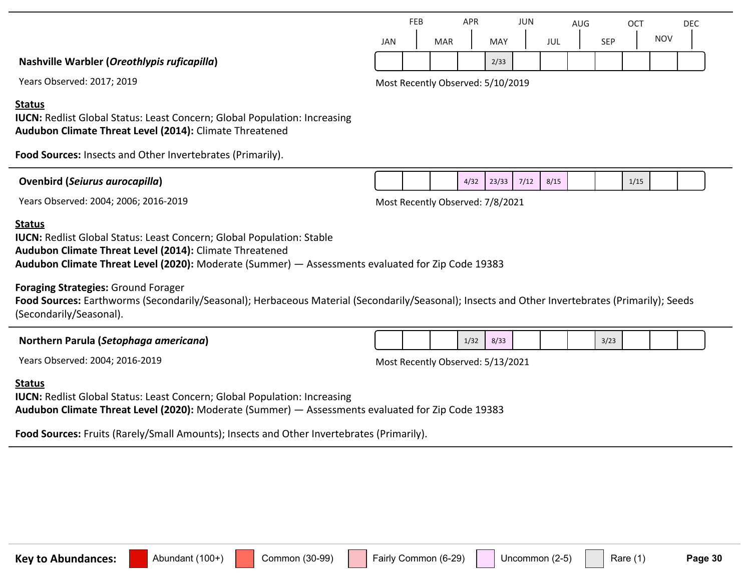### Nashville Warbler (*Oreothlypis ruficapilla*)

| JAN | FEB | MAR | APR | MAY | JUN | JUL | AUG | SEP | OCT | NOV | DEC |
|---|---|---|---|---|---|---|---|---|---|---|---|
| | | | | 2/33 | | | | | | | |

Years Observed: 2017; 2019

Most Recently Observed: 5/10/2019

**Status**

**IUCN:** Redlist Global Status: Least Concern; Global Population: Increasing
**Audubon Climate Threat Level (2014):** Climate Threatened

**Food Sources:** Insects and Other Invertebrates (Primarily).

---

### Ovenbird (*Seiurus aurocapilla*)

| JAN | FEB | MAR | APR | MAY | JUN | JUL | AUG | SEP | OCT | NOV | DEC |
|---|---|---|---|---|---|---|---|---|---|---|---|
| | | | 4/32 | 23/33 | 7/12 | 8/15 | | | 1/15 | | |

Years Observed: 2004; 2006; 2016-2019

Most Recently Observed: 7/8/2021

**Status**

**IUCN:** Redlist Global Status: Least Concern; Global Population: Stable
**Audubon Climate Threat Level (2014):** Climate Threatened
**Audubon Climate Threat Level (2020):** Moderate (Summer) — Assessments evaluated for Zip Code 19383

**Foraging Strategies:** Ground Forager
**Food Sources:** Earthworms (Secondarily/Seasonal); Herbaceous Material (Secondarily/Seasonal); Insects and Other Invertebrates (Primarily); Seeds (Secondarily/Seasonal).

---

### Northern Parula (*Setophaga americana*)

| JAN | FEB | MAR | APR | MAY | JUN | JUL | AUG | SEP | OCT | NOV | DEC |
|---|---|---|---|---|---|---|---|---|---|---|---|
| | | | 1/32 | 8/33 | | | | 3/23 | | | |

Years Observed: 2004; 2016-2019

Most Recently Observed: 5/13/2021

**Status**

**IUCN:** Redlist Global Status: Least Concern; Global Population: Increasing
**Audubon Climate Threat Level (2020):** Moderate (Summer) — Assessments evaluated for Zip Code 19383

**Food Sources:** Fruits (Rarely/Small Amounts); Insects and Other Invertebrates (Primarily).

---

**Key to Abundances:** Abundant (100+) | Common (30-99) | Fairly Common (6-29) | Uncommon (2-5) | Rare (1)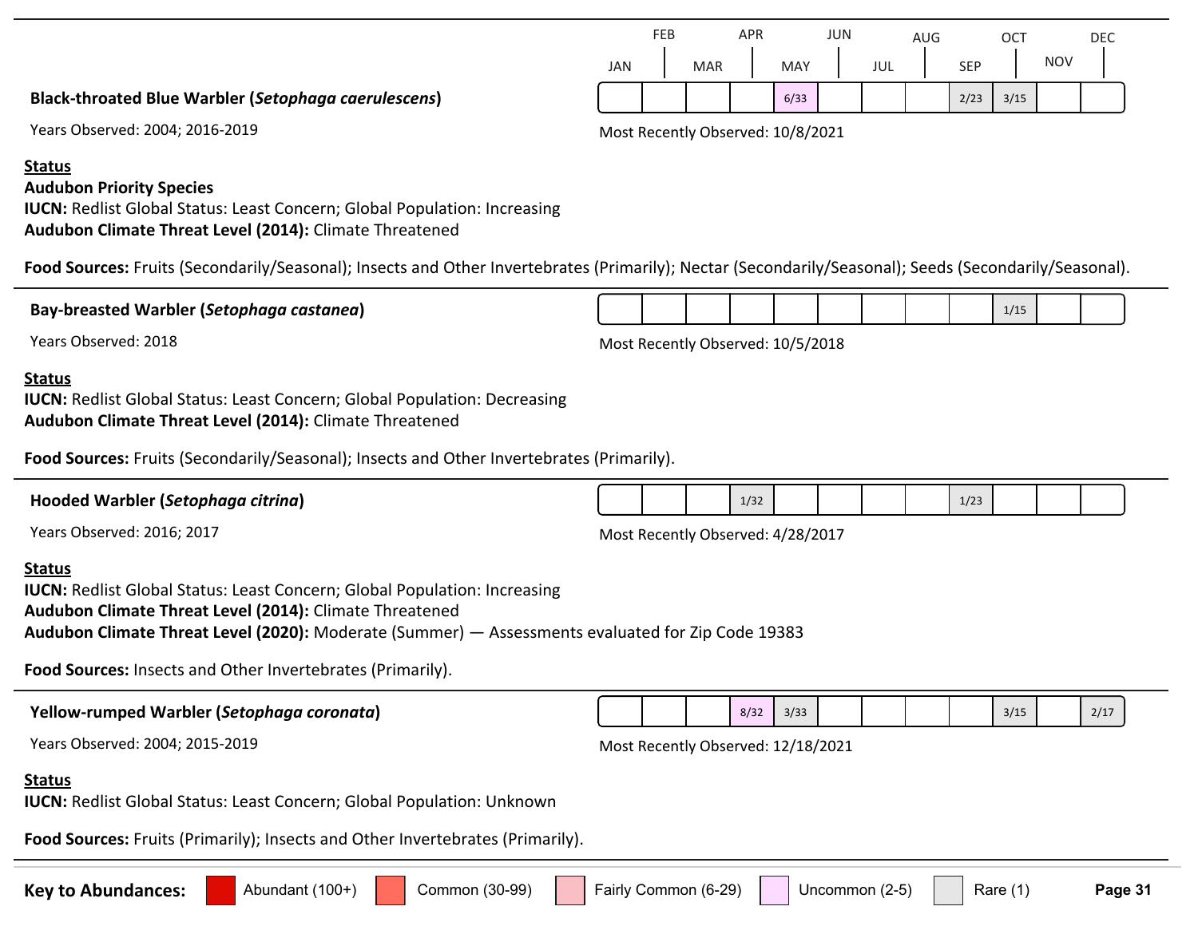| | JAN | FEB | MAR | APR | MAY | JUN | JUL | AUG | SEP | OCT | NOV | DEC |
|---|---|---|---|---|---|---|---|---|---|---|---|---|
| Black-throated Blue Warbler | | | | | 6/33 | | | | 2/23 | 3/15 | | |
| Bay-breasted Warbler | | | | | | | | | | 1/15 | | |
| Hooded Warbler | | | | 1/32 | | | | | 1/23 | | | |
| Yellow-rumped Warbler | | | | 8/32 | 3/33 | | | | | 3/15 | | 2/17 |

### Black-throated Blue Warbler (*Setophaga caerulescens*)

Years Observed: 2004; 2016-2019

Most Recently Observed: 10/8/2021

**Status**

**Audubon Priority Species**

**IUCN:** Redlist Global Status: Least Concern; Global Population: Increasing

**Audubon Climate Threat Level (2014):** Climate Threatened

**Food Sources:** Fruits (Secondarily/Seasonal); Insects and Other Invertebrates (Primarily); Nectar (Secondarily/Seasonal); Seeds (Secondarily/Seasonal).

### Bay-breasted Warbler (*Setophaga castanea*)

Years Observed: 2018

Most Recently Observed: 10/5/2018

**Status**

**IUCN:** Redlist Global Status: Least Concern; Global Population: Decreasing

**Audubon Climate Threat Level (2014):** Climate Threatened

**Food Sources:** Fruits (Secondarily/Seasonal); Insects and Other Invertebrates (Primarily).

### Hooded Warbler (*Setophaga citrina*)

Years Observed: 2016; 2017

Most Recently Observed: 4/28/2017

**Status**

**IUCN:** Redlist Global Status: Least Concern; Global Population: Increasing

**Audubon Climate Threat Level (2014):** Climate Threatened

**Audubon Climate Threat Level (2020):** Moderate (Summer) — Assessments evaluated for Zip Code 19383

**Food Sources:** Insects and Other Invertebrates (Primarily).

### Yellow-rumped Warbler (*Setophaga coronata*)

Years Observed: 2004; 2015-2019

Most Recently Observed: 12/18/2021

**Status**

**IUCN:** Redlist Global Status: Least Concern; Global Population: Unknown

**Food Sources:** Fruits (Primarily); Insects and Other Invertebrates (Primarily).

**Key to Abundances:** Abundant (100+) | Common (30-99) | Fairly Common (6-29) | Uncommon (2-5) | Rare (1)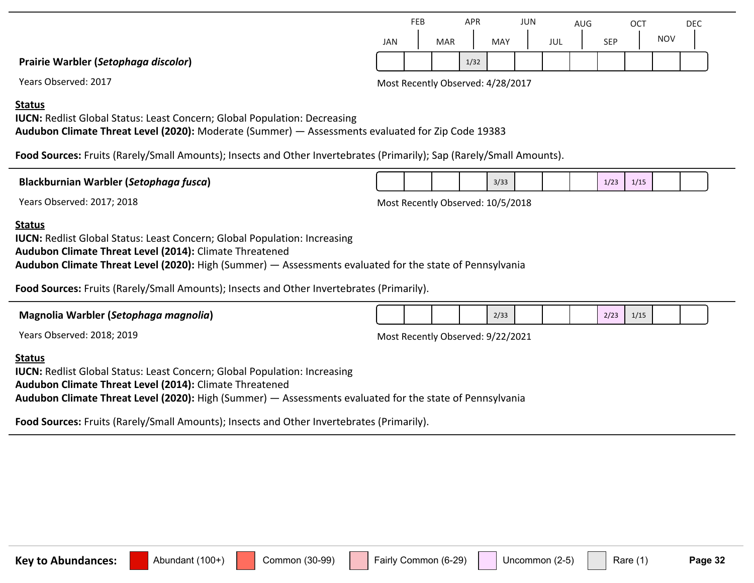**Prairie Warbler (*Setophaga discolor*)**

| JAN | FEB | MAR | APR | MAY | JUN | JUL | AUG | SEP | OCT | NOV | DEC |
|---|---|---|---|---|---|---|---|---|---|---|---|
| | | | 1/32 | | | | | | | | |

Years Observed: 2017

Most Recently Observed: 4/28/2017

**Status**

**IUCN:** Redlist Global Status: Least Concern; Global Population: Decreasing
**Audubon Climate Threat Level (2020):** Moderate (Summer) — Assessments evaluated for Zip Code 19383

**Food Sources:** Fruits (Rarely/Small Amounts); Insects and Other Invertebrates (Primarily); Sap (Rarely/Small Amounts).

---

**Blackburnian Warbler (*Setophaga fusca*)**

| JAN | FEB | MAR | APR | MAY | JUN | JUL | AUG | SEP | OCT | NOV | DEC |
|---|---|---|---|---|---|---|---|---|---|---|---|
| | | | | 3/33 | | | | 1/23 | 1/15 | | |

Years Observed: 2017; 2018

Most Recently Observed: 10/5/2018

**Status**

**IUCN:** Redlist Global Status: Least Concern; Global Population: Increasing
**Audubon Climate Threat Level (2014):** Climate Threatened
**Audubon Climate Threat Level (2020):** High (Summer) — Assessments evaluated for the state of Pennsylvania

**Food Sources:** Fruits (Rarely/Small Amounts); Insects and Other Invertebrates (Primarily).

---

**Magnolia Warbler (*Setophaga magnolia*)**

| JAN | FEB | MAR | APR | MAY | JUN | JUL | AUG | SEP | OCT | NOV | DEC |
|---|---|---|---|---|---|---|---|---|---|---|---|
| | | | | 2/33 | | | | 2/23 | 1/15 | | |

Years Observed: 2018; 2019

Most Recently Observed: 9/22/2021

**Status**

**IUCN:** Redlist Global Status: Least Concern; Global Population: Increasing
**Audubon Climate Threat Level (2014):** Climate Threatened
**Audubon Climate Threat Level (2020):** High (Summer) — Assessments evaluated for the state of Pennsylvania

**Food Sources:** Fruits (Rarely/Small Amounts); Insects and Other Invertebrates (Primarily).

---

**Key to Abundances:** Abundant (100+) | Common (30-99) | Fairly Common (6-29) | Uncommon (2-5) | Rare (1)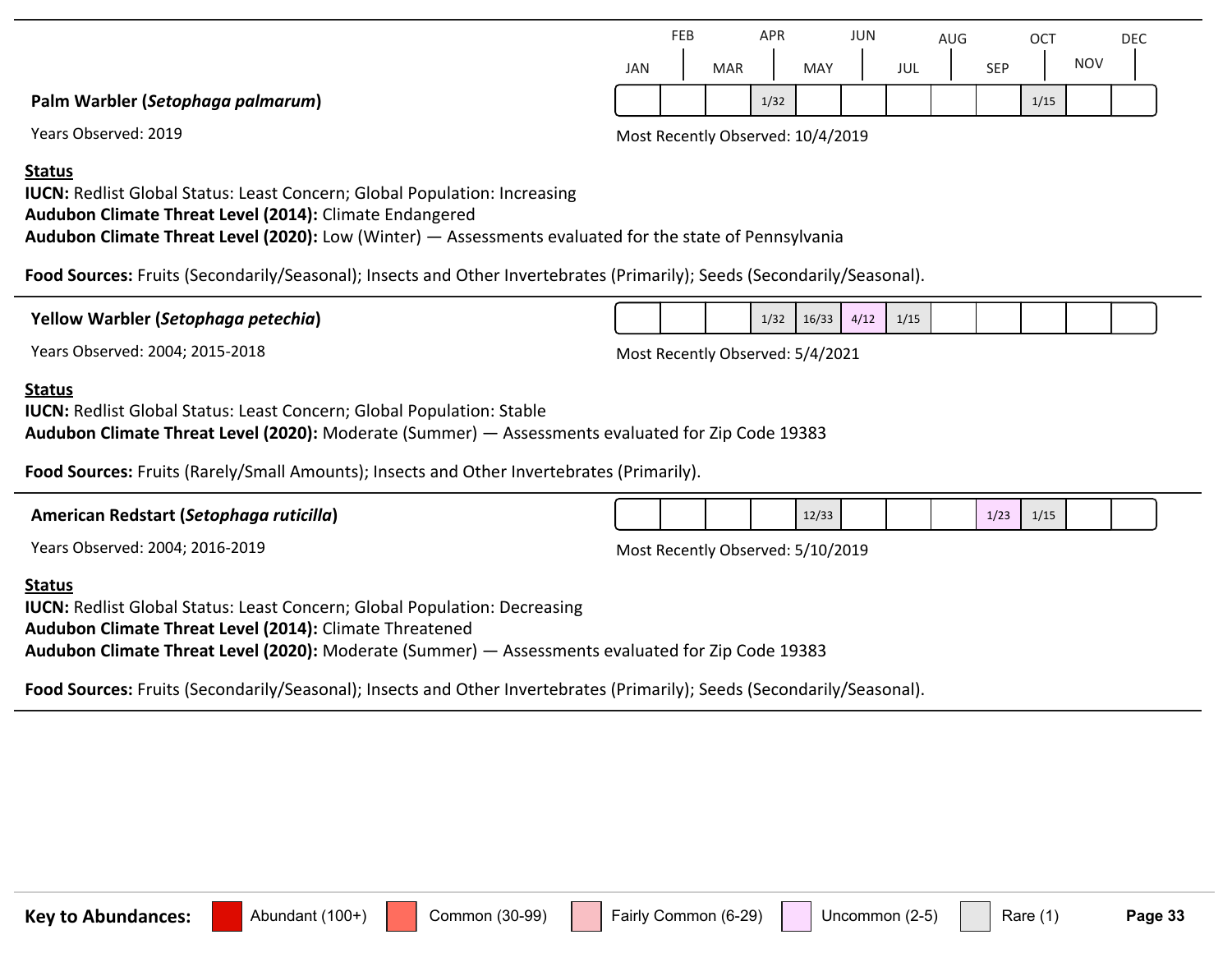### **Palm Warbler (*Setophaga palmarum*)**

| JAN | FEB | MAR | APR | MAY | JUN | JUL | AUG | SEP | OCT | NOV | DEC |
|---|---|---|---|---|---|---|---|---|---|---|---|
| | | | 1/32 | | | | | | 1/15 | | |

Years Observed: 2019

Most Recently Observed: 10/4/2019

**Status**

**IUCN:** Redlist Global Status: Least Concern; Global Population: Increasing

**Audubon Climate Threat Level (2014):** Climate Endangered

**Audubon Climate Threat Level (2020):** Low (Winter) — Assessments evaluated for the state of Pennsylvania

**Food Sources:** Fruits (Secondarily/Seasonal); Insects and Other Invertebrates (Primarily); Seeds (Secondarily/Seasonal).

---

### **Yellow Warbler (*Setophaga petechia*)**

| JAN | FEB | MAR | APR | MAY | JUN | JUL | AUG | SEP | OCT | NOV | DEC |
|---|---|---|---|---|---|---|---|---|---|---|---|
| | | | 1/32 | 16/33 | 4/12 | 1/15 | | | | | |

Years Observed: 2004; 2015-2018

Most Recently Observed: 5/4/2021

**Status**

**IUCN:** Redlist Global Status: Least Concern; Global Population: Stable

**Audubon Climate Threat Level (2020):** Moderate (Summer) — Assessments evaluated for Zip Code 19383

**Food Sources:** Fruits (Rarely/Small Amounts); Insects and Other Invertebrates (Primarily).

---

### **American Redstart (*Setophaga ruticilla*)**

| JAN | FEB | MAR | APR | MAY | JUN | JUL | AUG | SEP | OCT | NOV | DEC |
|---|---|---|---|---|---|---|---|---|---|---|---|
| | | | | 12/33 | | | | 1/23 | 1/15 | | |

Years Observed: 2004; 2016-2019

Most Recently Observed: 5/10/2019

**Status**

**IUCN:** Redlist Global Status: Least Concern; Global Population: Decreasing

**Audubon Climate Threat Level (2014):** Climate Threatened

**Audubon Climate Threat Level (2020):** Moderate (Summer) — Assessments evaluated for Zip Code 19383

**Food Sources:** Fruits (Secondarily/Seasonal); Insects and Other Invertebrates (Primarily); Seeds (Secondarily/Seasonal).

---

**Key to Abundances:** Abundant (100+) | Common (30-99) | Fairly Common (6-29) | Uncommon (2-5) | Rare (1)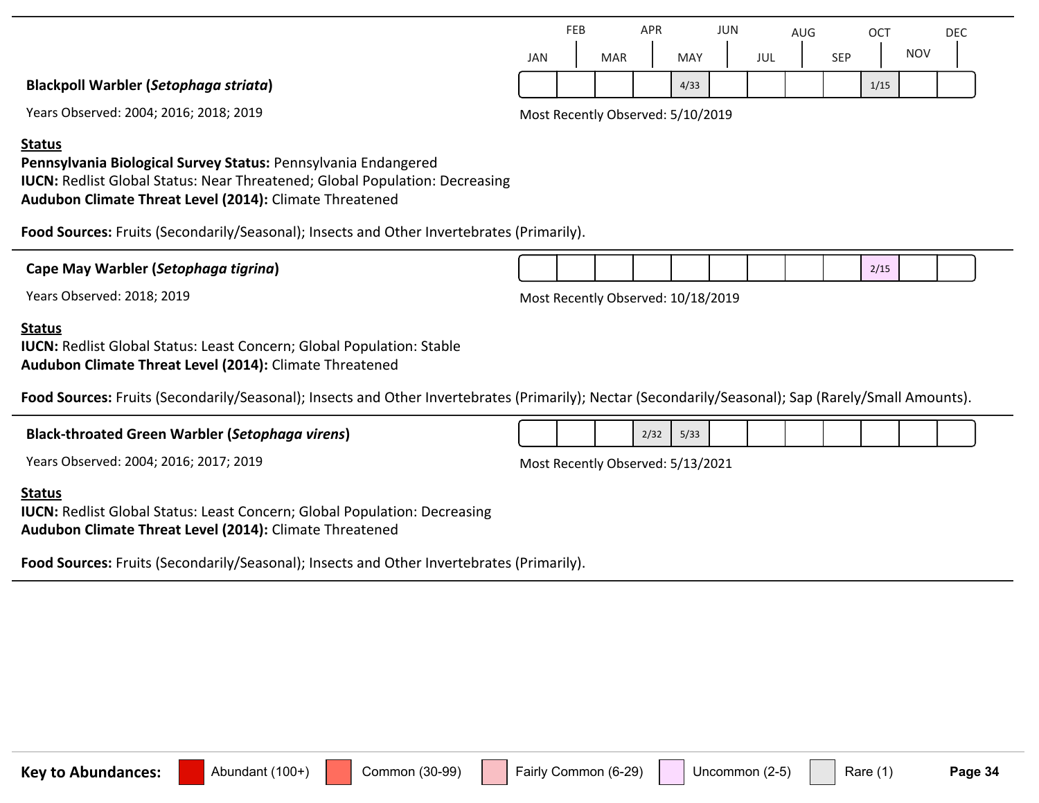**Blackpoll Warbler (*Setophaga striata*)**

| JAN | FEB | MAR | APR | MAY | JUN | JUL | AUG | SEP | OCT | NOV | DEC |
|---|---|---|---|---|---|---|---|---|---|---|---|
| | | | | 4/33 | | | | | 1/15 | | |

Years Observed: 2004; 2016; 2018; 2019

Most Recently Observed: 5/10/2019

**Status**

**Pennsylvania Biological Survey Status:** Pennsylvania Endangered
**IUCN:** Redlist Global Status: Near Threatened; Global Population: Decreasing
**Audubon Climate Threat Level (2014):** Climate Threatened

**Food Sources:** Fruits (Secondarily/Seasonal); Insects and Other Invertebrates (Primarily).

---

**Cape May Warbler (*Setophaga tigrina*)**

| JAN | FEB | MAR | APR | MAY | JUN | JUL | AUG | SEP | OCT | NOV | DEC |
|---|---|---|---|---|---|---|---|---|---|---|---|
| | | | | | | | | | 2/15 | | |

Years Observed: 2018; 2019

Most Recently Observed: 10/18/2019

**Status**

**IUCN:** Redlist Global Status: Least Concern; Global Population: Stable
**Audubon Climate Threat Level (2014):** Climate Threatened

**Food Sources:** Fruits (Secondarily/Seasonal); Insects and Other Invertebrates (Primarily); Nectar (Secondarily/Seasonal); Sap (Rarely/Small Amounts).

---

**Black-throated Green Warbler (*Setophaga virens*)**

| JAN | FEB | MAR | APR | MAY | JUN | JUL | AUG | SEP | OCT | NOV | DEC |
|---|---|---|---|---|---|---|---|---|---|---|---|
| | | | 2/32 | 5/33 | | | | | | | |

Years Observed: 2004; 2016; 2017; 2019

Most Recently Observed: 5/13/2021

**Status**

**IUCN:** Redlist Global Status: Least Concern; Global Population: Decreasing
**Audubon Climate Threat Level (2014):** Climate Threatened

**Food Sources:** Fruits (Secondarily/Seasonal); Insects and Other Invertebrates (Primarily).

---

**Key to Abundances:** Abundant (100+) | Common (30-99) | Fairly Common (6-29) | Uncommon (2-5) | Rare (1)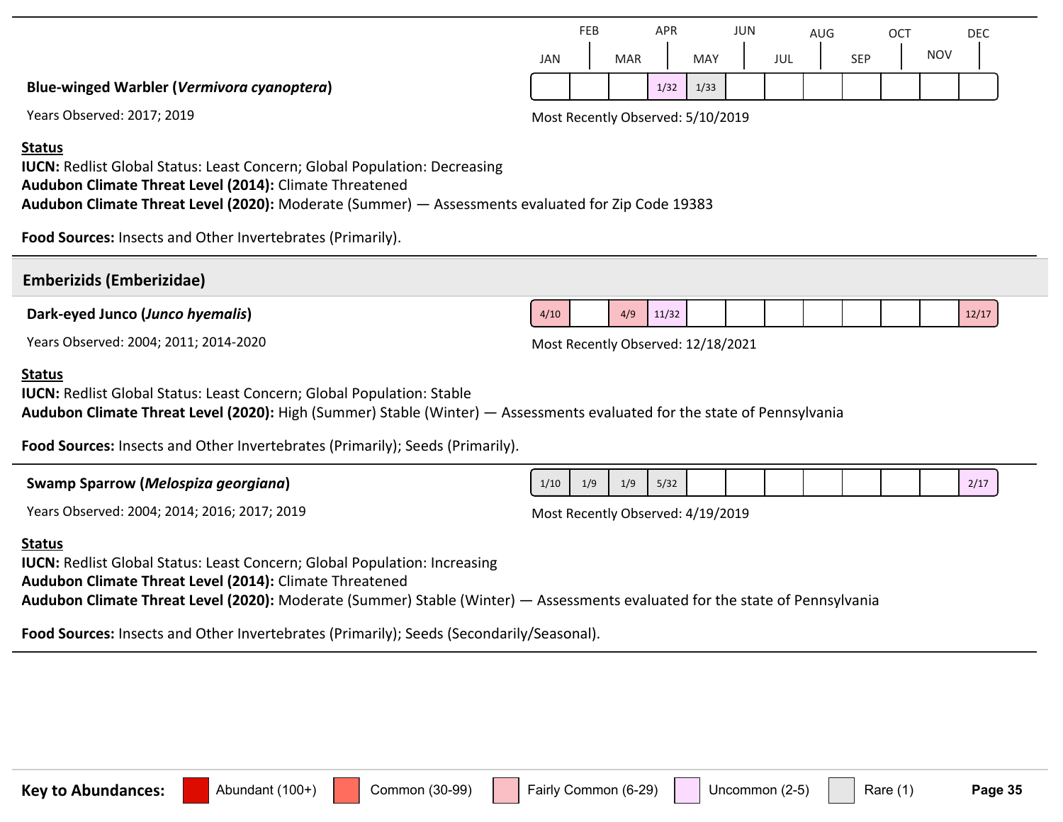| | JAN | FEB | MAR | APR | MAY | JUN | JUL | AUG | SEP | OCT | NOV | DEC |
|---|---|---|---|---|---|---|---|---|---|---|---|---|
| **Blue-winged Warbler (*Vermivora cyanoptera*)** | | | | 1/32 | 1/33 | | | | | | | |

Years Observed: 2017; 2019

Most Recently Observed: 5/10/2019

**Status**
**IUCN:** Redlist Global Status: Least Concern; Global Population: Decreasing
**Audubon Climate Threat Level (2014):** Climate Threatened
**Audubon Climate Threat Level (2020):** Moderate (Summer) — Assessments evaluated for Zip Code 19383

**Food Sources:** Insects and Other Invertebrates (Primarily).

## Emberizids (Emberizidae)

| | JAN | FEB | MAR | APR | MAY | JUN | JUL | AUG | SEP | OCT | NOV | DEC |
|---|---|---|---|---|---|---|---|---|---|---|---|---|
| **Dark-eyed Junco (*Junco hyemalis*)** | 4/10 | | 4/9 | 11/32 | | | | | | | | 12/17 |

Years Observed: 2004; 2011; 2014-2020

Most Recently Observed: 12/18/2021

**Status**
**IUCN:** Redlist Global Status: Least Concern; Global Population: Stable
**Audubon Climate Threat Level (2020):** High (Summer) Stable (Winter) — Assessments evaluated for the state of Pennsylvania

**Food Sources:** Insects and Other Invertebrates (Primarily); Seeds (Primarily).

| | JAN | FEB | MAR | APR | MAY | JUN | JUL | AUG | SEP | OCT | NOV | DEC |
|---|---|---|---|---|---|---|---|---|---|---|---|---|
| **Swamp Sparrow (*Melospiza georgiana*)** | 1/10 | 1/9 | 1/9 | 5/32 | | | | | | | | 2/17 |

Years Observed: 2004; 2014; 2016; 2017; 2019

Most Recently Observed: 4/19/2019

**Status**
**IUCN:** Redlist Global Status: Least Concern; Global Population: Increasing
**Audubon Climate Threat Level (2014):** Climate Threatened
**Audubon Climate Threat Level (2020):** Moderate (Summer) Stable (Winter) — Assessments evaluated for the state of Pennsylvania

**Food Sources:** Insects and Other Invertebrates (Primarily); Seeds (Secondarily/Seasonal).

**Key to Abundances:** Abundant (100+) | Common (30-99) | Fairly Common (6-29) | Uncommon (2-5) | Rare (1)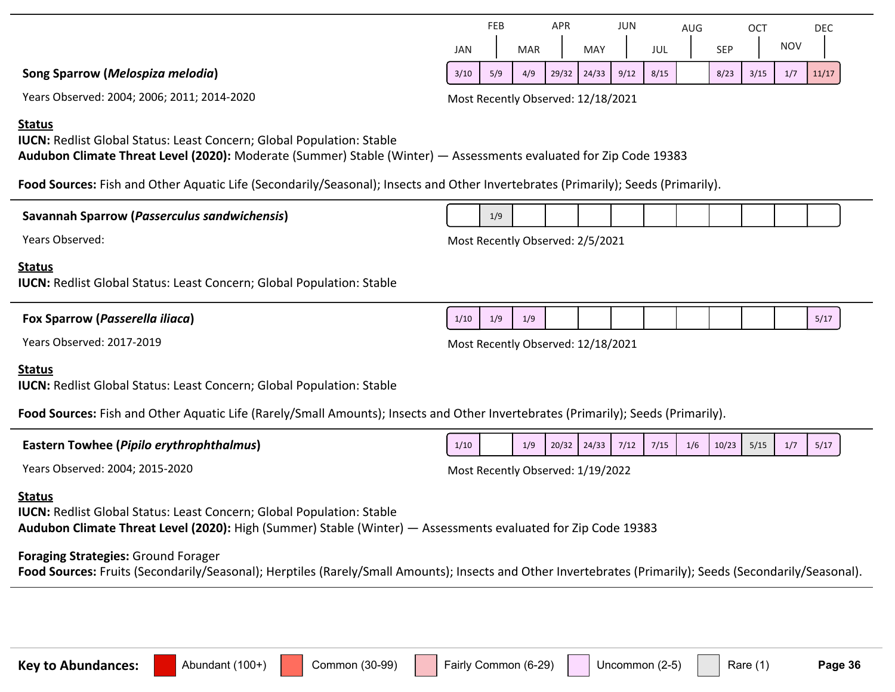| Species | JAN | FEB | MAR | APR | MAY | JUN | JUL | AUG | SEP | OCT | NOV | DEC |
|---|---|---|---|---|---|---|---|---|---|---|---|---|
| Song Sparrow | 3/10 | 5/9 | 4/9 | 29/32 | 24/33 | 9/12 | 8/15 | | 8/23 | 3/15 | 1/7 | 11/17 |
| Savannah Sparrow | | 1/9 | | | | | | | | | | |
| Fox Sparrow | 1/10 | 1/9 | 1/9 | | | | | | | | | 5/17 |
| Eastern Towhee | 1/10 | | 1/9 | 20/32 | 24/33 | 7/12 | 7/15 | 1/6 | 10/23 | 5/15 | 1/7 | 5/17 |

**Song Sparrow (*Melospiza melodia*)**

Years Observed: 2004; 2006; 2011; 2014-2020

Most Recently Observed: 12/18/2021

**Status**

**IUCN:** Redlist Global Status: Least Concern; Global Population: Stable

**Audubon Climate Threat Level (2020):** Moderate (Summer) Stable (Winter) — Assessments evaluated for Zip Code 19383

**Food Sources:** Fish and Other Aquatic Life (Secondarily/Seasonal); Insects and Other Invertebrates (Primarily); Seeds (Primarily).

---

**Savannah Sparrow (*Passerculus sandwichensis*)**

Years Observed:

Most Recently Observed: 2/5/2021

**Status**

**IUCN:** Redlist Global Status: Least Concern; Global Population: Stable

---

**Fox Sparrow (*Passerella iliaca*)**

Years Observed: 2017-2019

Most Recently Observed: 12/18/2021

**Status**

**IUCN:** Redlist Global Status: Least Concern; Global Population: Stable

**Food Sources:** Fish and Other Aquatic Life (Rarely/Small Amounts); Insects and Other Invertebrates (Primarily); Seeds (Primarily).

---

**Eastern Towhee (*Pipilo erythrophthalmus*)**

Years Observed: 2004; 2015-2020

Most Recently Observed: 1/19/2022

**Status**

**IUCN:** Redlist Global Status: Least Concern; Global Population: Stable

**Audubon Climate Threat Level (2020):** High (Summer) Stable (Winter) — Assessments evaluated for Zip Code 19383

**Foraging Strategies:** Ground Forager

**Food Sources:** Fruits (Secondarily/Seasonal); Herptiles (Rarely/Small Amounts); Insects and Other Invertebrates (Primarily); Seeds (Secondarily/Seasonal).

---

**Key to Abundances:** Abundant (100+) | Common (30-99) | Fairly Common (6-29) | Uncommon (2-5) | Rare (1)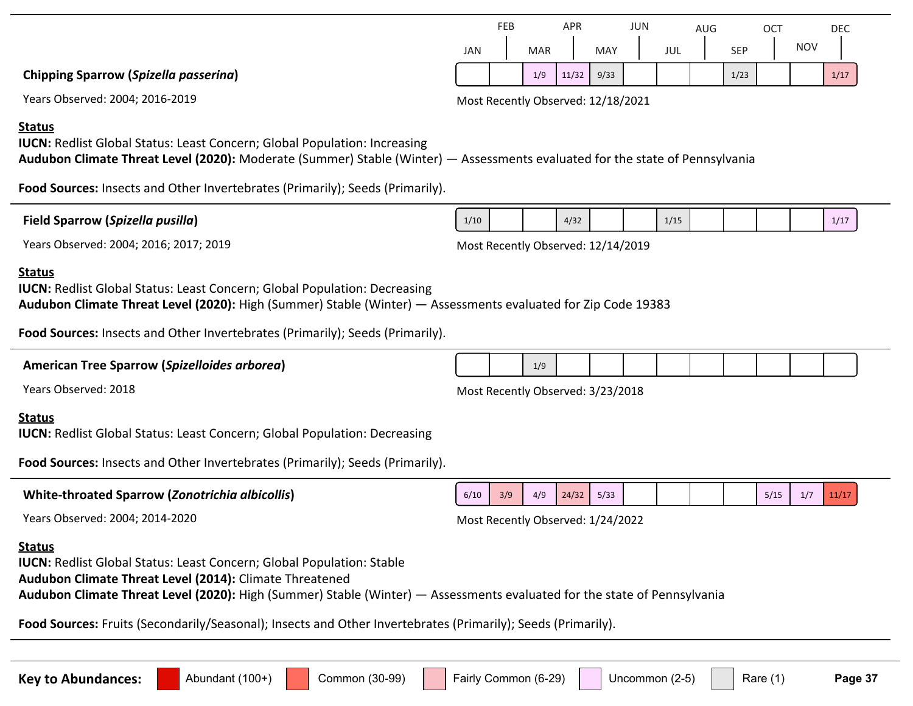| | JAN | FEB | MAR | APR | MAY | JUN | JUL | AUG | SEP | OCT | NOV | DEC |
|---|---|---|---|---|---|---|---|---|---|---|---|---|
| Chipping Sparrow | | | 1/9 | 11/32 | 9/33 | | | | 1/23 | | | 1/17 |

**Chipping Sparrow (*Spizella passerina*)**

Years Observed: 2004; 2016-2019

Most Recently Observed: 12/18/2021

**Status**

**IUCN:** Redlist Global Status: Least Concern; Global Population: Increasing
**Audubon Climate Threat Level (2020):** Moderate (Summer) Stable (Winter) — Assessments evaluated for the state of Pennsylvania

**Food Sources:** Insects and Other Invertebrates (Primarily); Seeds (Primarily).

---

| | JAN | FEB | MAR | APR | MAY | JUN | JUL | AUG | SEP | OCT | NOV | DEC |
|---|---|---|---|---|---|---|---|---|---|---|---|---|
| Field Sparrow | 1/10 | | | 4/32 | | | 1/15 | | | | | 1/17 |

**Field Sparrow (*Spizella pusilla*)**

Years Observed: 2004; 2016; 2017; 2019

Most Recently Observed: 12/14/2019

**Status**

**IUCN:** Redlist Global Status: Least Concern; Global Population: Decreasing
**Audubon Climate Threat Level (2020):** High (Summer) Stable (Winter) — Assessments evaluated for Zip Code 19383

**Food Sources:** Insects and Other Invertebrates (Primarily); Seeds (Primarily).

---

| | JAN | FEB | MAR | APR | MAY | JUN | JUL | AUG | SEP | OCT | NOV | DEC |
|---|---|---|---|---|---|---|---|---|---|---|---|---|
| American Tree Sparrow | | | 1/9 | | | | | | | | | |

**American Tree Sparrow (*Spizelloides arborea*)**

Years Observed: 2018

Most Recently Observed: 3/23/2018

**Status**

**IUCN:** Redlist Global Status: Least Concern; Global Population: Decreasing

**Food Sources:** Insects and Other Invertebrates (Primarily); Seeds (Primarily).

---

| | JAN | FEB | MAR | APR | MAY | JUN | JUL | AUG | SEP | OCT | NOV | DEC |
|---|---|---|---|---|---|---|---|---|---|---|---|---|
| White-throated Sparrow | 6/10 | 3/9 | 4/9 | 24/32 | 5/33 | | | | | 5/15 | 1/7 | 11/17 |

**White-throated Sparrow (*Zonotrichia albicollis*)**

Years Observed: 2004; 2014-2020

Most Recently Observed: 1/24/2022

**Status**

**IUCN:** Redlist Global Status: Least Concern; Global Population: Stable
**Audubon Climate Threat Level (2014):** Climate Threatened
**Audubon Climate Threat Level (2020):** High (Summer) Stable (Winter) — Assessments evaluated for the state of Pennsylvania

**Food Sources:** Fruits (Secondarily/Seasonal); Insects and Other Invertebrates (Primarily); Seeds (Primarily).

---

**Key to Abundances:** Abundant (100+) | Common (30-99) | Fairly Common (6-29) | Uncommon (2-5) | Rare (1)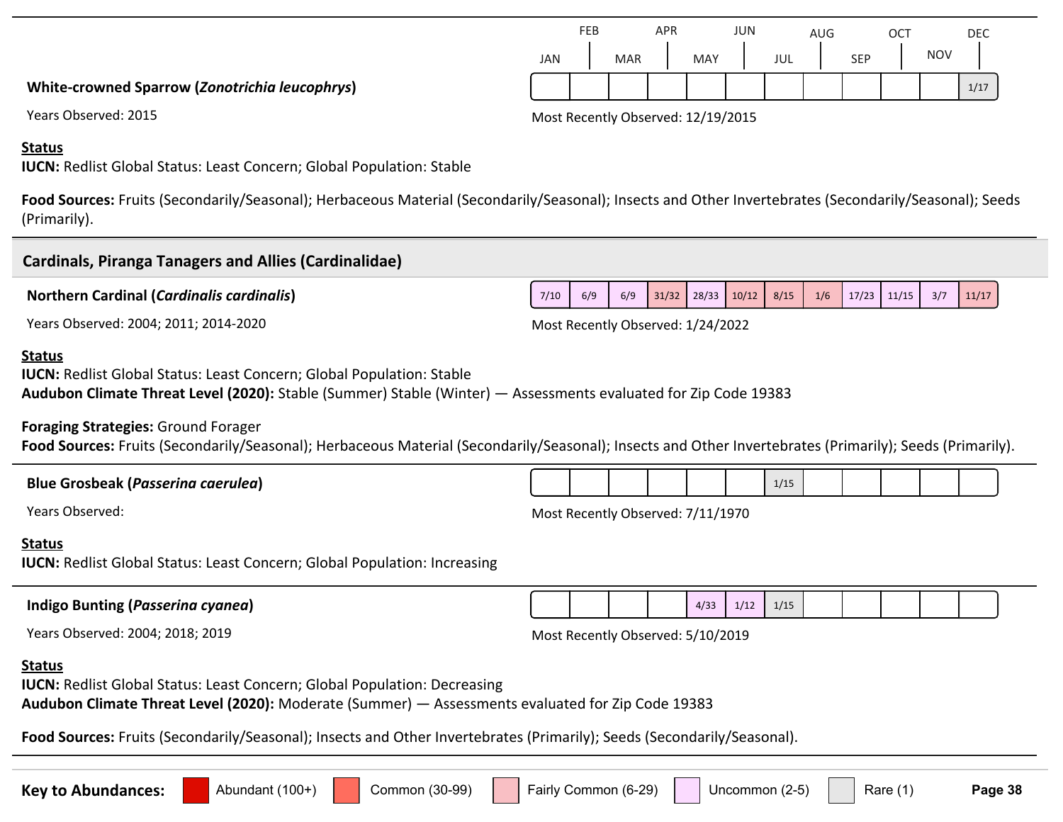**White-crowned Sparrow (*Zonotrichia leucophrys*)**

Years Observed: 2015

| JAN | FEB | MAR | APR | MAY | JUN | JUL | AUG | SEP | OCT | NOV | DEC |
|---|---|---|---|---|---|---|---|---|---|---|---|
| | | | | | | | | | | | 1/17 |

Most Recently Observed: 12/19/2015

**Status**
**IUCN:** Redlist Global Status: Least Concern; Global Population: Stable

**Food Sources:** Fruits (Secondarily/Seasonal); Herbaceous Material (Secondarily/Seasonal); Insects and Other Invertebrates (Secondarily/Seasonal); Seeds (Primarily).

## Cardinals, Piranga Tanagers and Allies (Cardinalidae)

**Northern Cardinal (*Cardinalis cardinalis*)**

Years Observed: 2004; 2011; 2014-2020

| JAN | FEB | MAR | APR | MAY | JUN | JUL | AUG | SEP | OCT | NOV | DEC |
|---|---|---|---|---|---|---|---|---|---|---|---|
| 7/10 | 6/9 | 6/9 | 31/32 | 28/33 | 10/12 | 8/15 | 1/6 | 17/23 | 11/15 | 3/7 | 11/17 |

Most Recently Observed: 1/24/2022

**Status**
**IUCN:** Redlist Global Status: Least Concern; Global Population: Stable
**Audubon Climate Threat Level (2020):** Stable (Summer) Stable (Winter) — Assessments evaluated for Zip Code 19383

**Foraging Strategies:** Ground Forager
**Food Sources:** Fruits (Secondarily/Seasonal); Herbaceous Material (Secondarily/Seasonal); Insects and Other Invertebrates (Primarily); Seeds (Primarily).

**Blue Grosbeak (*Passerina caerulea*)**

Years Observed:

| JAN | FEB | MAR | APR | MAY | JUN | JUL | AUG | SEP | OCT | NOV | DEC |
|---|---|---|---|---|---|---|---|---|---|---|---|
| | | | | | | 1/15 | | | | | |

Most Recently Observed: 7/11/1970

**Status**
**IUCN:** Redlist Global Status: Least Concern; Global Population: Increasing

**Indigo Bunting (*Passerina cyanea*)**

Years Observed: 2004; 2018; 2019

| JAN | FEB | MAR | APR | MAY | JUN | JUL | AUG | SEP | OCT | NOV | DEC |
|---|---|---|---|---|---|---|---|---|---|---|---|
| | | | | 4/33 | 1/12 | 1/15 | | | | | |

Most Recently Observed: 5/10/2019

**Status**
**IUCN:** Redlist Global Status: Least Concern; Global Population: Decreasing
**Audubon Climate Threat Level (2020):** Moderate (Summer) — Assessments evaluated for Zip Code 19383

**Food Sources:** Fruits (Secondarily/Seasonal); Insects and Other Invertebrates (Primarily); Seeds (Secondarily/Seasonal).

**Key to Abundances:** Abundant (100+) | Common (30-99) | Fairly Common (6-29) | Uncommon (2-5) | Rare (1)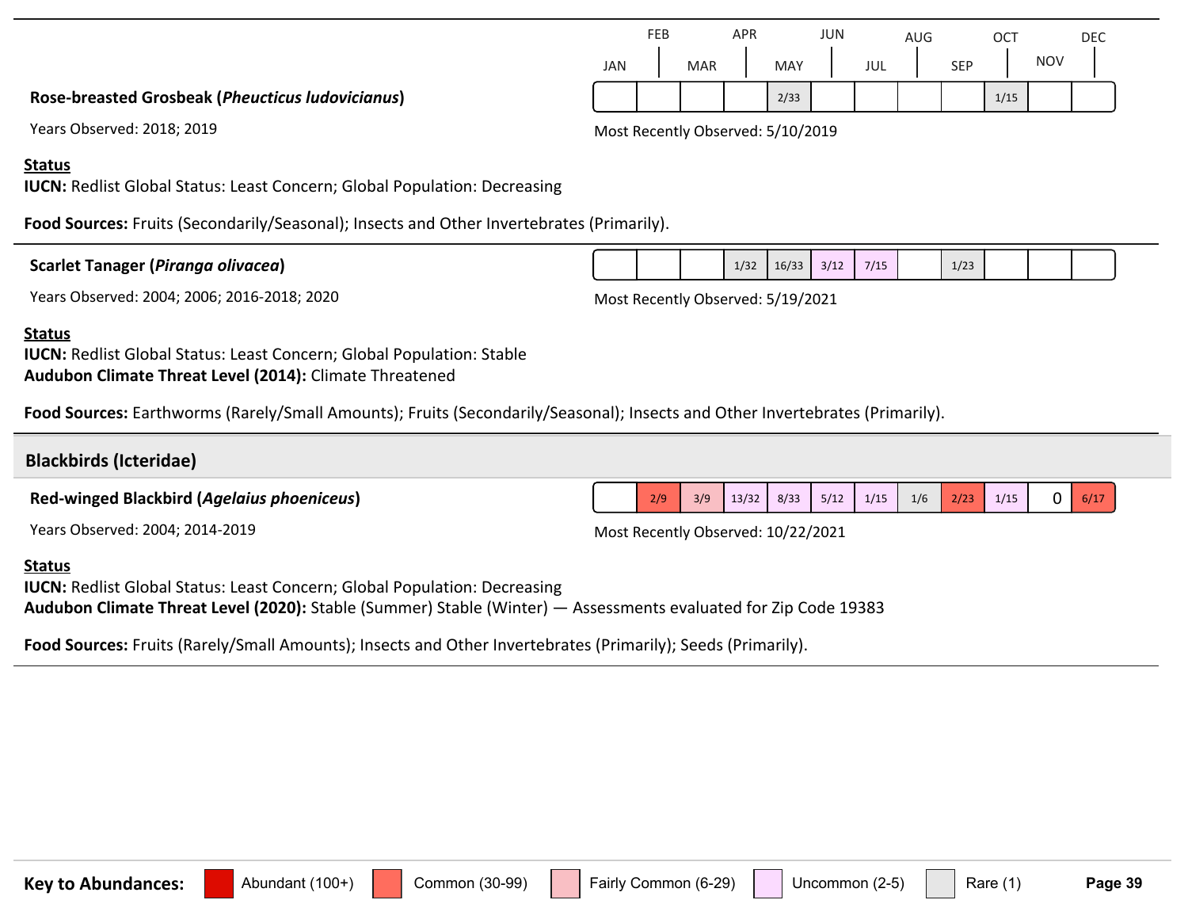**Rose-breasted Grosbeak (*Pheucticus ludovicianus*)**

| JAN | FEB | MAR | APR | MAY | JUN | JUL | AUG | SEP | OCT | NOV | DEC |
|---|---|---|---|---|---|---|---|---|---|---|---|
| | | | | 2/33 | | | | | 1/15 | | |

Years Observed: 2018; 2019

Most Recently Observed: 5/10/2019

**Status**

**IUCN:** Redlist Global Status: Least Concern; Global Population: Decreasing

**Food Sources:** Fruits (Secondarily/Seasonal); Insects and Other Invertebrates (Primarily).

---

**Scarlet Tanager (*Piranga olivacea*)**

| JAN | FEB | MAR | APR | MAY | JUN | JUL | AUG | SEP | OCT | NOV | DEC |
|---|---|---|---|---|---|---|---|---|---|---|---|
| | | | 1/32 | 16/33 | 3/12 | 7/15 | | 1/23 | | | |

Years Observed: 2004; 2006; 2016-2018; 2020

Most Recently Observed: 5/19/2021

**Status**

**IUCN:** Redlist Global Status: Least Concern; Global Population: Stable
**Audubon Climate Threat Level (2014):** Climate Threatened

**Food Sources:** Earthworms (Rarely/Small Amounts); Fruits (Secondarily/Seasonal); Insects and Other Invertebrates (Primarily).

---

## Blackbirds (Icteridae)

**Red-winged Blackbird (*Agelaius phoeniceus*)**

| JAN | FEB | MAR | APR | MAY | JUN | JUL | AUG | SEP | OCT | NOV | DEC |
|---|---|---|---|---|---|---|---|---|---|---|---|
| | 2/9 | 3/9 | 13/32 | 8/33 | 5/12 | 1/15 | 1/6 | 2/23 | 1/15 | 0 | 6/17 |

Years Observed: 2004; 2014-2019

Most Recently Observed: 10/22/2021

**Status**

**IUCN:** Redlist Global Status: Least Concern; Global Population: Decreasing
**Audubon Climate Threat Level (2020):** Stable (Summer) Stable (Winter) — Assessments evaluated for Zip Code 19383

**Food Sources:** Fruits (Rarely/Small Amounts); Insects and Other Invertebrates (Primarily); Seeds (Primarily).

---

**Key to Abundances:** Abundant (100+) | Common (30-99) | Fairly Common (6-29) | Uncommon (2-5) | Rare (1)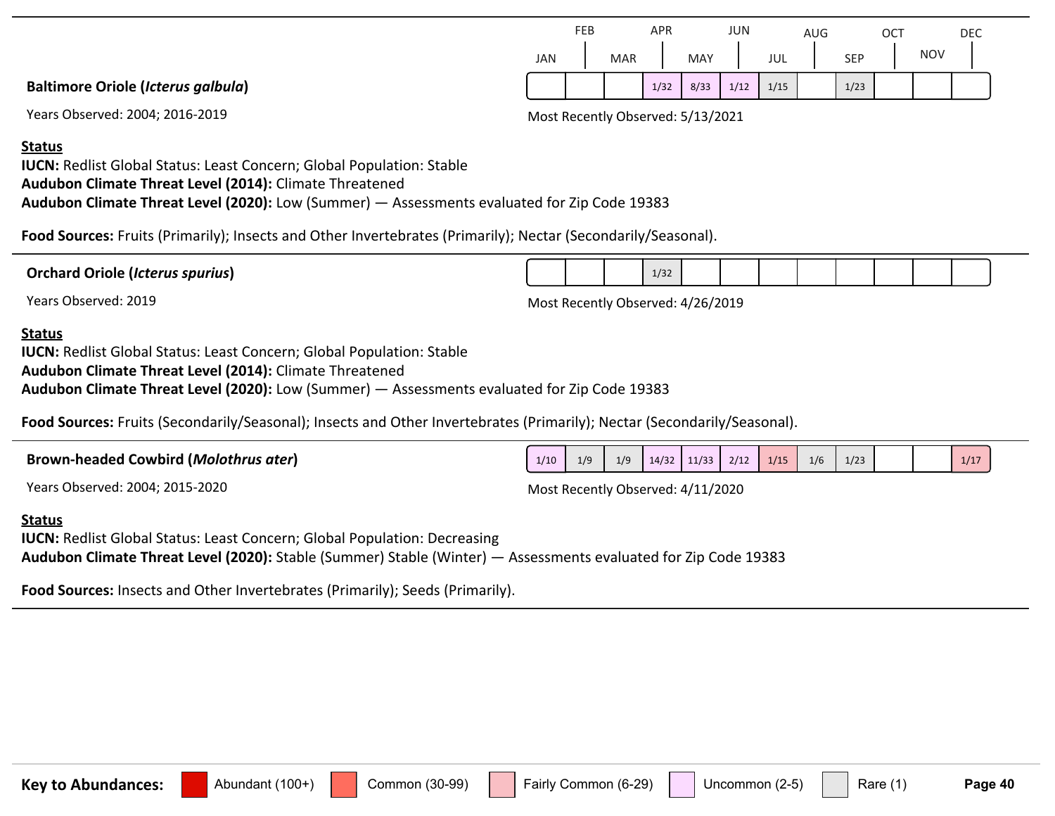| | JAN | FEB | MAR | APR | MAY | JUN | JUL | AUG | SEP | OCT | NOV | DEC |
|---|---|---|---|---|---|---|---|---|---|---|---|---|
| **Baltimore Oriole (*Icterus galbula*)** | | | | 1/32 | 8/33 | 1/12 | 1/15 | | 1/23 | | | |

Years Observed: 2004; 2016-2019

Most Recently Observed: 5/13/2021

**Status**
**IUCN:** Redlist Global Status: Least Concern; Global Population: Stable
**Audubon Climate Threat Level (2014):** Climate Threatened
**Audubon Climate Threat Level (2020):** Low (Summer) — Assessments evaluated for Zip Code 19383

**Food Sources:** Fruits (Primarily); Insects and Other Invertebrates (Primarily); Nectar (Secondarily/Seasonal).

---

| | JAN | FEB | MAR | APR | MAY | JUN | JUL | AUG | SEP | OCT | NOV | DEC |
|---|---|---|---|---|---|---|---|---|---|---|---|---|
| **Orchard Oriole (*Icterus spurius*)** | | | | 1/32 | | | | | | | | |

Years Observed: 2019

Most Recently Observed: 4/26/2019

**Status**
**IUCN:** Redlist Global Status: Least Concern; Global Population: Stable
**Audubon Climate Threat Level (2014):** Climate Threatened
**Audubon Climate Threat Level (2020):** Low (Summer) — Assessments evaluated for Zip Code 19383

**Food Sources:** Fruits (Secondarily/Seasonal); Insects and Other Invertebrates (Primarily); Nectar (Secondarily/Seasonal).

---

| | JAN | FEB | MAR | APR | MAY | JUN | JUL | AUG | SEP | OCT | NOV | DEC |
|---|---|---|---|---|---|---|---|---|---|---|---|---|
| **Brown-headed Cowbird (*Molothrus ater*)** | 1/10 | 1/9 | 1/9 | 14/32 | 11/33 | 2/12 | 1/15 | 1/6 | 1/23 | | | 1/17 |

Years Observed: 2004; 2015-2020

Most Recently Observed: 4/11/2020

**Status**
**IUCN:** Redlist Global Status: Least Concern; Global Population: Decreasing
**Audubon Climate Threat Level (2020):** Stable (Summer) Stable (Winter) — Assessments evaluated for Zip Code 19383

**Food Sources:** Insects and Other Invertebrates (Primarily); Seeds (Primarily).

---

**Key to Abundances:** Abundant (100+) | Common (30-99) | Fairly Common (6-29) | Uncommon (2-5) | Rare (1)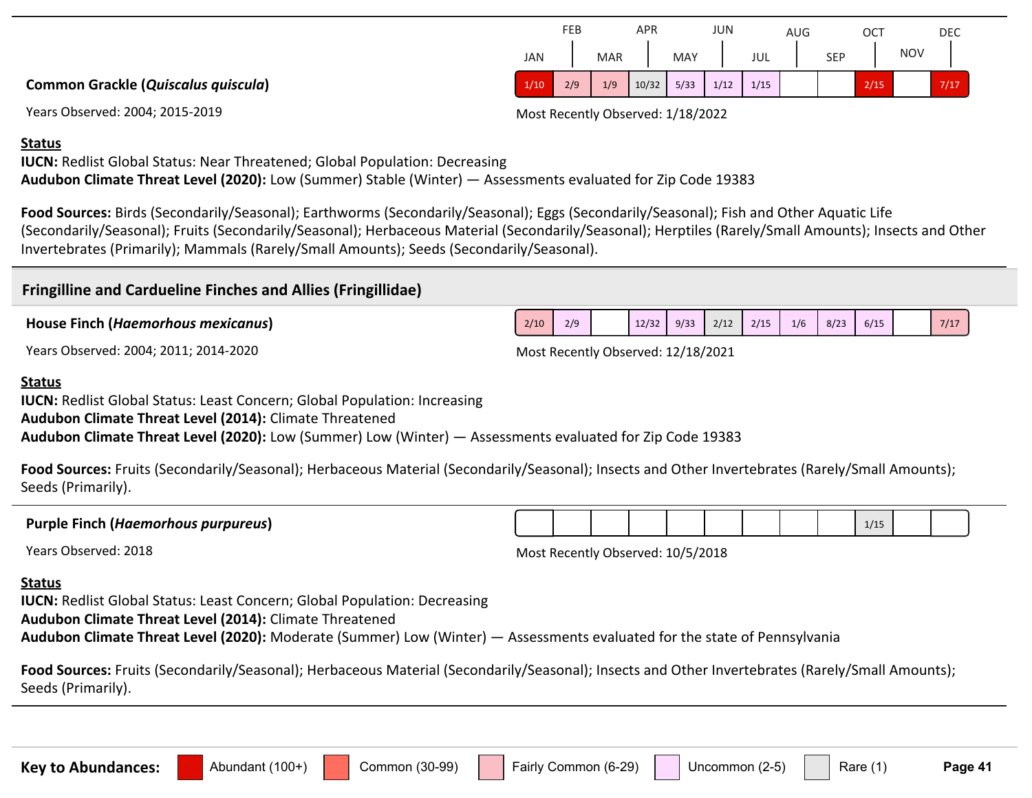| | JAN | FEB | MAR | APR | MAY | JUN | JUL | AUG | SEP | OCT | NOV | DEC |
|---|---|---|---|---|---|---|---|---|---|---|---|---|
| **Common Grackle (*Quiscalus quiscula*)** | 1/10 | 2/9 | 1/9 | 10/32 | 5/33 | 1/12 | 1/15 | | | 2/15 | | 7/17 |

Years Observed: 2004; 2015-2019

Most Recently Observed: 1/18/2022

**Status**

**IUCN:** Redlist Global Status: Near Threatened; Global Population: Decreasing
**Audubon Climate Threat Level (2020):** Low (Summer) Stable (Winter) — Assessments evaluated for Zip Code 19383

**Food Sources:** Birds (Secondarily/Seasonal); Earthworms (Secondarily/Seasonal); Eggs (Secondarily/Seasonal); Fish and Other Aquatic Life (Secondarily/Seasonal); Fruits (Secondarily/Seasonal); Herbaceous Material (Secondarily/Seasonal); Herptiles (Rarely/Small Amounts); Insects and Other Invertebrates (Primarily); Mammals (Rarely/Small Amounts); Seeds (Secondarily/Seasonal).

## Fringilline and Cardueline Finches and Allies (Fringillidae)

| | JAN | FEB | MAR | APR | MAY | JUN | JUL | AUG | SEP | OCT | NOV | DEC |
|---|---|---|---|---|---|---|---|---|---|---|---|---|
| **House Finch (*Haemorhous mexicanus*)** | 2/10 | 2/9 | | 12/32 | 9/33 | 2/12 | 2/15 | 1/6 | 8/23 | 6/15 | | 7/17 |

Years Observed: 2004; 2011; 2014-2020

Most Recently Observed: 12/18/2021

**Status**

**IUCN:** Redlist Global Status: Least Concern; Global Population: Increasing
**Audubon Climate Threat Level (2014):** Climate Threatened
**Audubon Climate Threat Level (2020):** Low (Summer) Low (Winter) — Assessments evaluated for Zip Code 19383

**Food Sources:** Fruits (Secondarily/Seasonal); Herbaceous Material (Secondarily/Seasonal); Insects and Other Invertebrates (Rarely/Small Amounts); Seeds (Primarily).

| | JAN | FEB | MAR | APR | MAY | JUN | JUL | AUG | SEP | OCT | NOV | DEC |
|---|---|---|---|---|---|---|---|---|---|---|---|---|
| **Purple Finch (*Haemorhous purpureus*)** | | | | | | | | | | 1/15 | | |

Years Observed: 2018

Most Recently Observed: 10/5/2018

**Status**

**IUCN:** Redlist Global Status: Least Concern; Global Population: Decreasing
**Audubon Climate Threat Level (2014):** Climate Threatened
**Audubon Climate Threat Level (2020):** Moderate (Summer) Low (Winter) — Assessments evaluated for the state of Pennsylvania

**Food Sources:** Fruits (Secondarily/Seasonal); Herbaceous Material (Secondarily/Seasonal); Insects and Other Invertebrates (Rarely/Small Amounts); Seeds (Primarily).

**Key to Abundances:** Abundant (100+) | Common (30-99) | Fairly Common (6-29) | Uncommon (2-5) | Rare (1)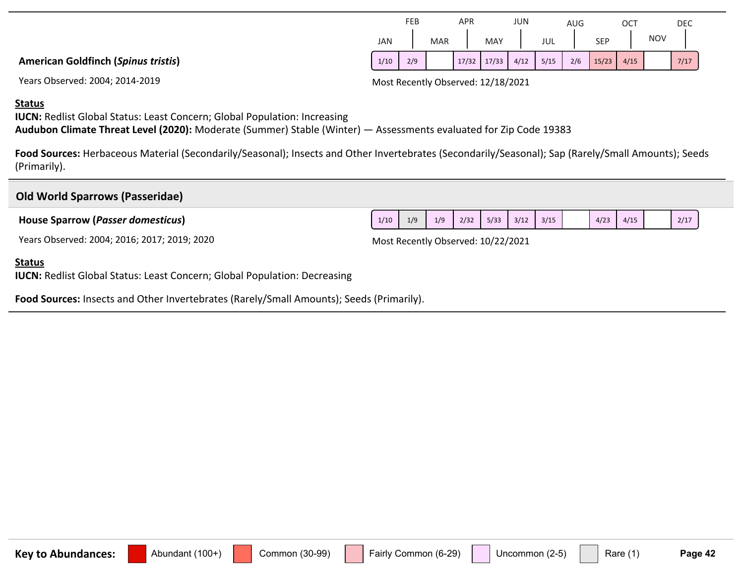**American Goldfinch (*Spinus tristis*)**

Years Observed: 2004; 2014-2019

| JAN | FEB | MAR | APR | MAY | JUN | JUL | AUG | SEP | OCT | NOV | DEC |
|---|---|---|---|---|---|---|---|---|---|---|---|
| 1/10 | 2/9 | | 17/32 | 17/33 | 4/12 | 5/15 | 2/6 | 15/23 | 4/15 | | 7/17 |

Most Recently Observed: 12/18/2021

**Status**

**IUCN:** Redlist Global Status: Least Concern; Global Population: Increasing

**Audubon Climate Threat Level (2020):** Moderate (Summer) Stable (Winter) — Assessments evaluated for Zip Code 19383

**Food Sources:** Herbaceous Material (Secondarily/Seasonal); Insects and Other Invertebrates (Secondarily/Seasonal); Sap (Rarely/Small Amounts); Seeds (Primarily).

## Old World Sparrows (Passeridae)

**House Sparrow (*Passer domesticus*)**

Years Observed: 2004; 2016; 2017; 2019; 2020

| JAN | FEB | MAR | APR | MAY | JUN | JUL | AUG | SEP | OCT | NOV | DEC |
|---|---|---|---|---|---|---|---|---|---|---|---|
| 1/10 | 1/9 | 1/9 | 2/32 | 5/33 | 3/12 | 3/15 | | 4/23 | 4/15 | | 2/17 |

Most Recently Observed: 10/22/2021

**Status**

**IUCN:** Redlist Global Status: Least Concern; Global Population: Decreasing

**Food Sources:** Insects and Other Invertebrates (Rarely/Small Amounts); Seeds (Primarily).

**Key to Abundances:** Abundant (100+) | Common (30-99) | Fairly Common (6-29) | Uncommon (2-5) | Rare (1)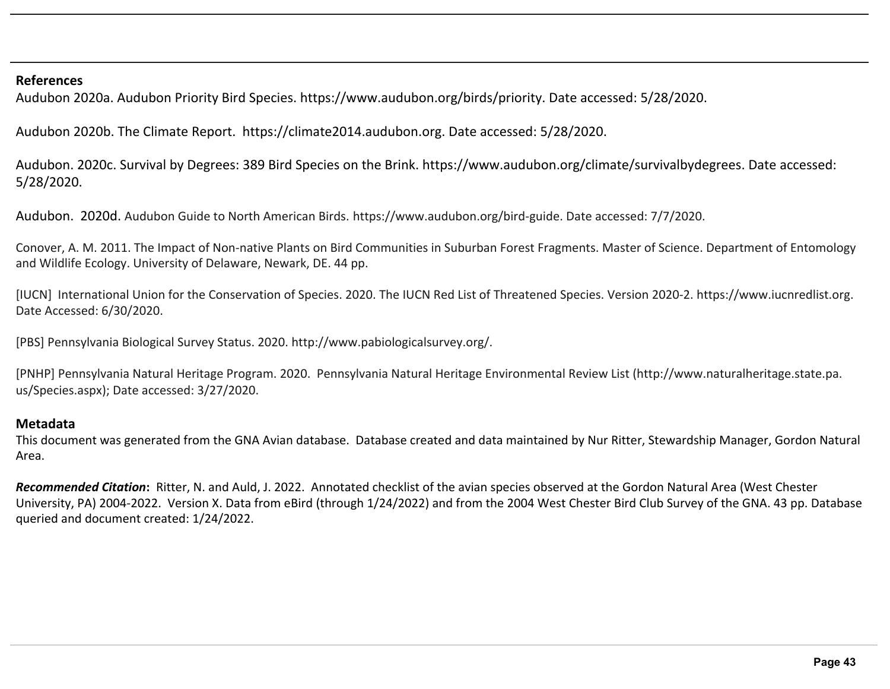## References

Audubon 2020a. Audubon Priority Bird Species. https://www.audubon.org/birds/priority. Date accessed: 5/28/2020.

Audubon 2020b. The Climate Report. https://climate2014.audubon.org. Date accessed: 5/28/2020.

Audubon. 2020c. Survival by Degrees: 389 Bird Species on the Brink. https://www.audubon.org/climate/survivalbydegrees. Date accessed: 5/28/2020.

Audubon. 2020d. Audubon Guide to North American Birds. https://www.audubon.org/bird-guide. Date accessed: 7/7/2020.

Conover, A. M. 2011. The Impact of Non-native Plants on Bird Communities in Suburban Forest Fragments. Master of Science. Department of Entomology and Wildlife Ecology. University of Delaware, Newark, DE. 44 pp.

[IUCN] International Union for the Conservation of Species. 2020. The IUCN Red List of Threatened Species. Version 2020-2. https://www.iucnredlist.org. Date Accessed: 6/30/2020.

[PBS] Pennsylvania Biological Survey Status. 2020. http://www.pabiologicalsurvey.org/.

[PNHP] Pennsylvania Natural Heritage Program. 2020. Pennsylvania Natural Heritage Environmental Review List (http://www.naturalheritage.state.pa.us/Species.aspx); Date accessed: 3/27/2020.

## Metadata

This document was generated from the GNA Avian database. Database created and data maintained by Nur Ritter, Stewardship Manager, Gordon Natural Area.

***Recommended Citation*:** Ritter, N. and Auld, J. 2022. Annotated checklist of the avian species observed at the Gordon Natural Area (West Chester University, PA) 2004-2022. Version X. Data from eBird (through 1/24/2022) and from the 2004 West Chester Bird Club Survey of the GNA. 43 pp. Database queried and document created: 1/24/2022.